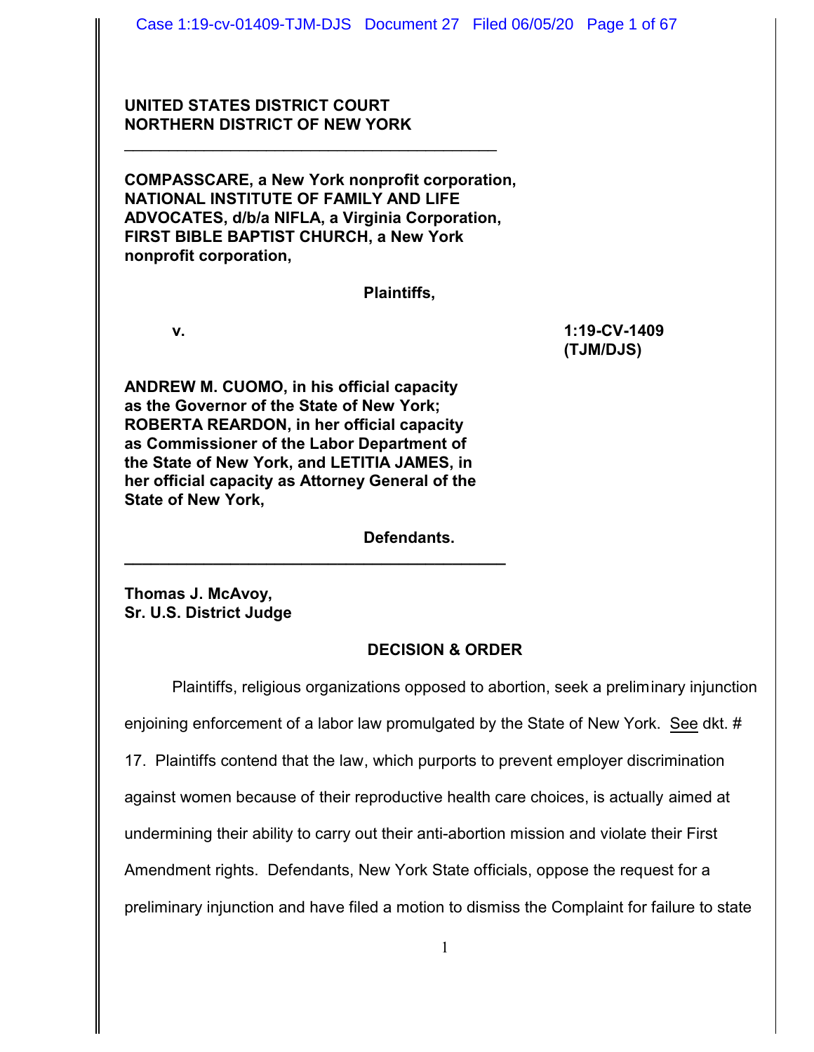**UNITED STATES DISTRICT COURT**
**NORTHERN DISTRICT OF NEW YORK**

---

**COMPASSCARE, a New York nonprofit corporation, NATIONAL INSTITUTE OF FAMILY AND LIFE ADVOCATES, d/b/a NIFLA, a Virginia Corporation, FIRST BIBLE BAPTIST CHURCH, a New York nonprofit corporation,**

**Plaintiffs,**

**v.** **1:19-CV-1409 (TJM/DJS)**

**ANDREW M. CUOMO, in his official capacity as the Governor of the State of New York; ROBERTA REARDON, in her official capacity as Commissioner of the Labor Department of the State of New York, and LETITIA JAMES, in her official capacity as Attorney General of the State of New York,**

**Defendants.**

---

**Thomas J. McAvoy,**
**Sr. U.S. District Judge**

## DECISION & ORDER

Plaintiffs, religious organizations opposed to abortion, seek a preliminary injunction enjoining enforcement of a labor law promulgated by the State of New York. See dkt. # 17. Plaintiffs contend that the law, which purports to prevent employer discrimination against women because of their reproductive health care choices, is actually aimed at undermining their ability to carry out their anti-abortion mission and violate their First Amendment rights. Defendants, New York State officials, oppose the request for a preliminary injunction and have filed a motion to dismiss the Complaint for failure to state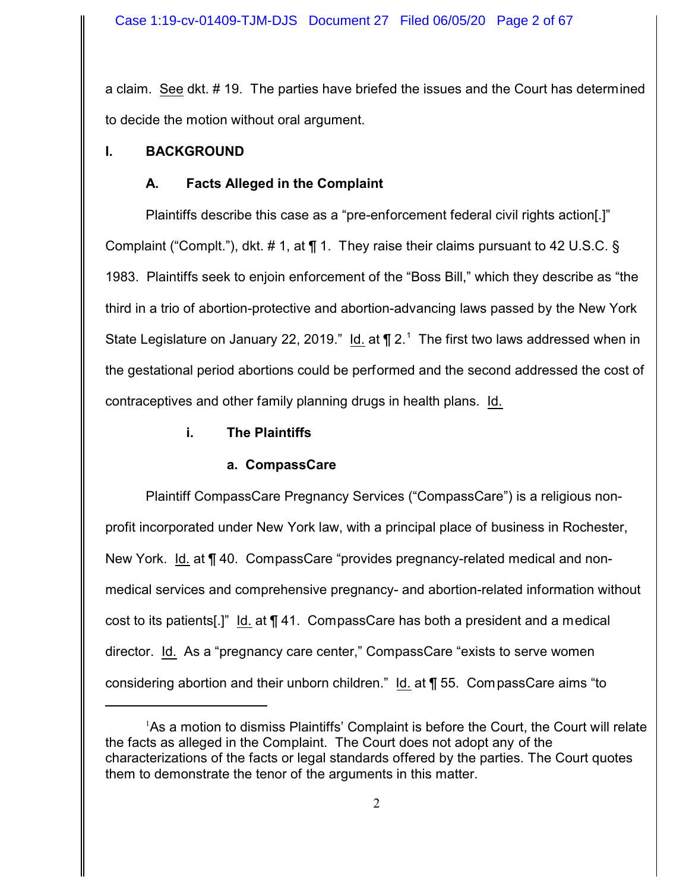a claim. See dkt. # 19. The parties have briefed the issues and the Court has determined to decide the motion without oral argument.

## I. BACKGROUND

### A. Facts Alleged in the Complaint

Plaintiffs describe this case as a "pre-enforcement federal civil rights action[.]" Complaint ("Complt."), dkt. # 1, at ¶ 1. They raise their claims pursuant to 42 U.S.C. § 1983. Plaintiffs seek to enjoin enforcement of the "Boss Bill," which they describe as "the third in a trio of abortion-protective and abortion-advancing laws passed by the New York State Legislature on January 22, 2019." Id. at ¶ 2.[1] The first two laws addressed when in the gestational period abortions could be performed and the second addressed the cost of contraceptives and other family planning drugs in health plans. Id.

#### i. The Plaintiffs

##### a. CompassCare

Plaintiff CompassCare Pregnancy Services ("CompassCare") is a religious non-profit incorporated under New York law, with a principal place of business in Rochester, New York. Id. at ¶ 40. CompassCare "provides pregnancy-related medical and non-medical services and comprehensive pregnancy- and abortion-related information without cost to its patients[.]" Id. at ¶ 41. CompassCare has both a president and a medical director. Id. As a "pregnancy care center," CompassCare "exists to serve women considering abortion and their unborn children." Id. at ¶ 55. CompassCare aims "to

---

[1] As a motion to dismiss Plaintiffs' Complaint is before the Court, the Court will relate the facts as alleged in the Complaint. The Court does not adopt any of the characterizations of the facts or legal standards offered by the parties. The Court quotes them to demonstrate the tenor of the arguments in this matter.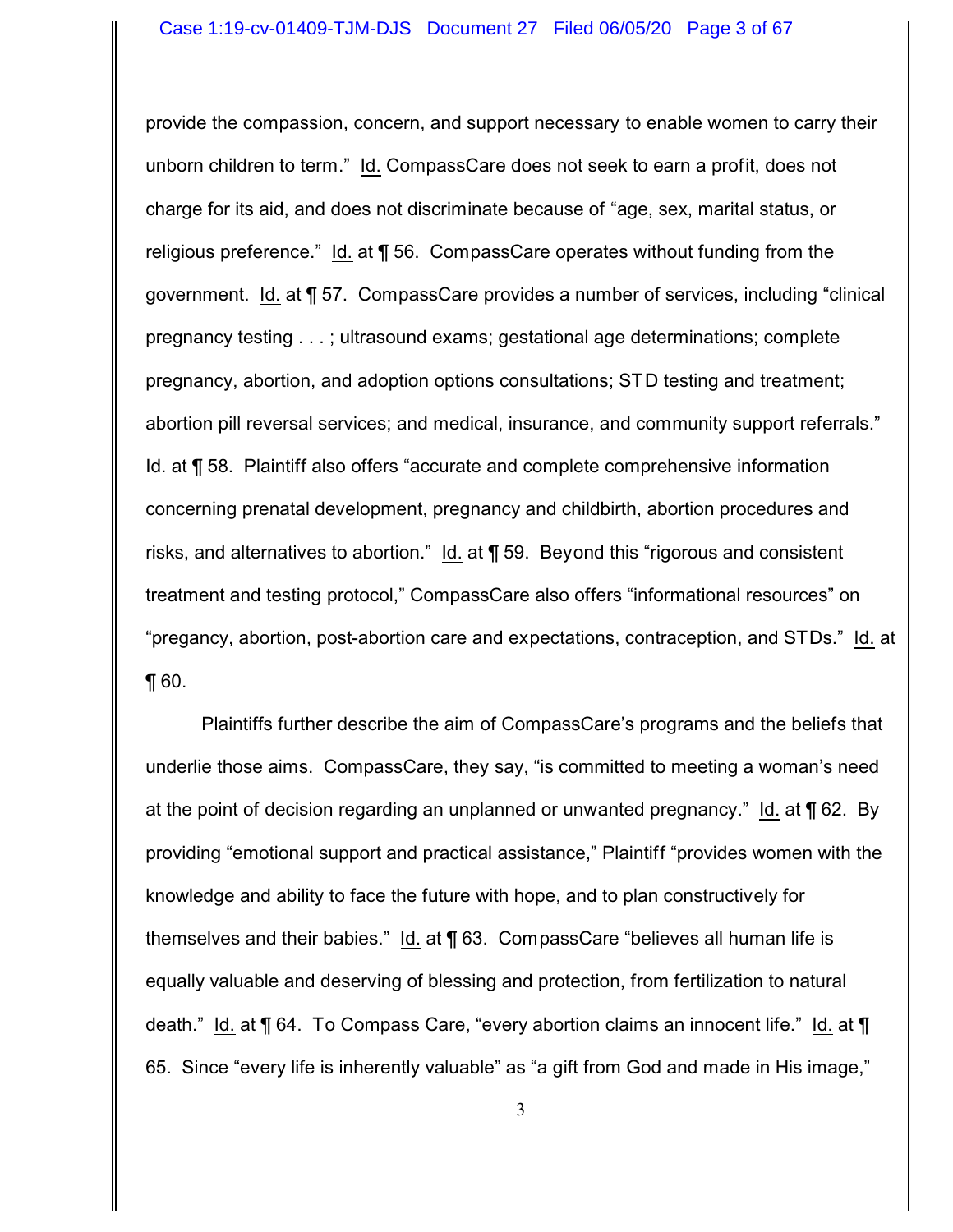provide the compassion, concern, and support necessary to enable women to carry their unborn children to term." Id. CompassCare does not seek to earn a profit, does not charge for its aid, and does not discriminate because of "age, sex, marital status, or religious preference." Id. at ¶ 56. CompassCare operates without funding from the government. Id. at ¶ 57. CompassCare provides a number of services, including "clinical pregnancy testing . . . ; ultrasound exams; gestational age determinations; complete pregnancy, abortion, and adoption options consultations; STD testing and treatment; abortion pill reversal services; and medical, insurance, and community support referrals." Id. at ¶ 58. Plaintiff also offers "accurate and complete comprehensive information concerning prenatal development, pregnancy and childbirth, abortion procedures and risks, and alternatives to abortion." Id. at ¶ 59. Beyond this "rigorous and consistent treatment and testing protocol," CompassCare also offers "informational resources" on "pregancy, abortion, post-abortion care and expectations, contraception, and STDs." Id. at ¶ 60.

Plaintiffs further describe the aim of CompassCare's programs and the beliefs that underlie those aims. CompassCare, they say, "is committed to meeting a woman's need at the point of decision regarding an unplanned or unwanted pregnancy." Id. at ¶ 62. By providing "emotional support and practical assistance," Plaintiff "provides women with the knowledge and ability to face the future with hope, and to plan constructively for themselves and their babies." Id. at ¶ 63. CompassCare "believes all human life is equally valuable and deserving of blessing and protection, from fertilization to natural death." Id. at ¶ 64. To Compass Care, "every abortion claims an innocent life." Id. at ¶ 65. Since "every life is inherently valuable" as "a gift from God and made in His image,"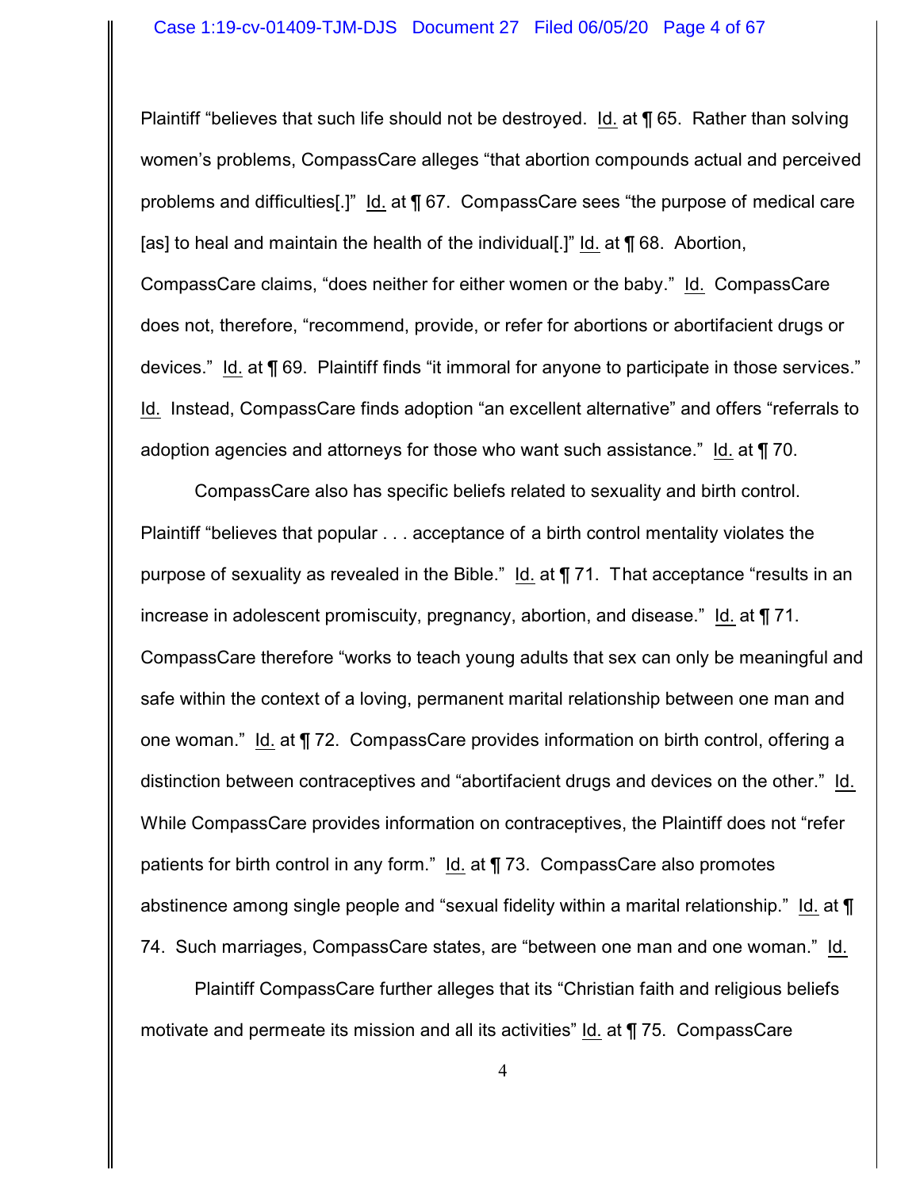Plaintiff "believes that such life should not be destroyed. Id. at ¶ 65. Rather than solving women's problems, CompassCare alleges "that abortion compounds actual and perceived problems and difficulties[.]" Id. at ¶ 67. CompassCare sees "the purpose of medical care [as] to heal and maintain the health of the individual[.]" Id. at ¶ 68. Abortion, CompassCare claims, "does neither for either women or the baby." Id. CompassCare does not, therefore, "recommend, provide, or refer for abortions or abortifacient drugs or devices." Id. at ¶ 69. Plaintiff finds "it immoral for anyone to participate in those services." Id. Instead, CompassCare finds adoption "an excellent alternative" and offers "referrals to adoption agencies and attorneys for those who want such assistance." Id. at ¶ 70.

CompassCare also has specific beliefs related to sexuality and birth control. Plaintiff "believes that popular . . . acceptance of a birth control mentality violates the purpose of sexuality as revealed in the Bible." Id. at ¶ 71. That acceptance "results in an increase in adolescent promiscuity, pregnancy, abortion, and disease." Id. at ¶ 71. CompassCare therefore "works to teach young adults that sex can only be meaningful and safe within the context of a loving, permanent marital relationship between one man and one woman." Id. at ¶ 72. CompassCare provides information on birth control, offering a distinction between contraceptives and "abortifacient drugs and devices on the other." Id. While CompassCare provides information on contraceptives, the Plaintiff does not "refer patients for birth control in any form." Id. at ¶ 73. CompassCare also promotes abstinence among single people and "sexual fidelity within a marital relationship." Id. at ¶ 74. Such marriages, CompassCare states, are "between one man and one woman." Id.

Plaintiff CompassCare further alleges that its "Christian faith and religious beliefs motivate and permeate its mission and all its activities" Id. at ¶ 75. CompassCare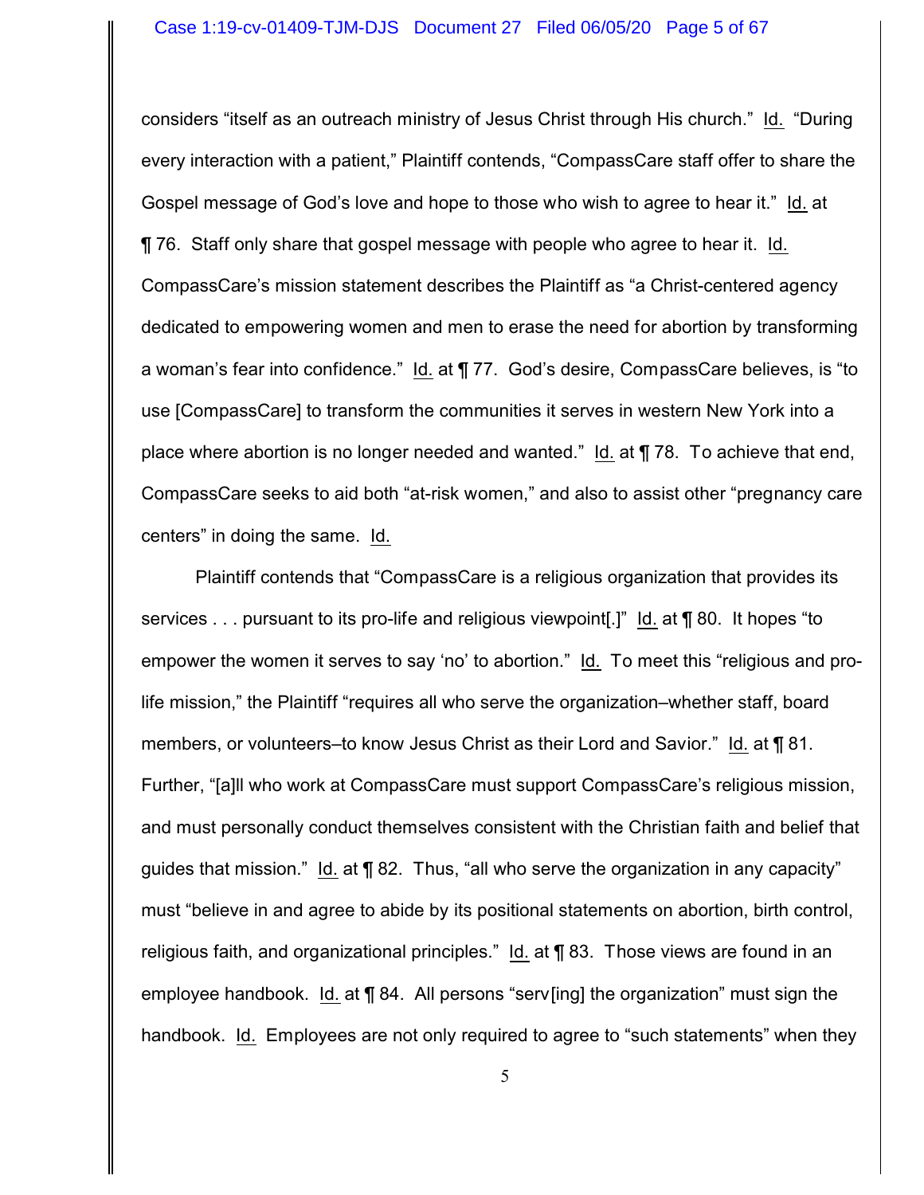considers "itself as an outreach ministry of Jesus Christ through His church." Id. "During every interaction with a patient," Plaintiff contends, "CompassCare staff offer to share the Gospel message of God's love and hope to those who wish to agree to hear it." Id. at ¶ 76. Staff only share that gospel message with people who agree to hear it. Id. CompassCare's mission statement describes the Plaintiff as "a Christ-centered agency dedicated to empowering women and men to erase the need for abortion by transforming a woman's fear into confidence." Id. at ¶ 77. God's desire, CompassCare believes, is "to use [CompassCare] to transform the communities it serves in western New York into a place where abortion is no longer needed and wanted." Id. at ¶ 78. To achieve that end, CompassCare seeks to aid both "at-risk women," and also to assist other "pregnancy care centers" in doing the same. Id.

Plaintiff contends that "CompassCare is a religious organization that provides its services . . . pursuant to its pro-life and religious viewpoint[.]" Id. at ¶ 80. It hopes "to empower the women it serves to say 'no' to abortion." Id. To meet this "religious and pro-life mission," the Plaintiff "requires all who serve the organization–whether staff, board members, or volunteers–to know Jesus Christ as their Lord and Savior." Id. at ¶ 81. Further, "[a]ll who work at CompassCare must support CompassCare's religious mission, and must personally conduct themselves consistent with the Christian faith and belief that guides that mission." Id. at ¶ 82. Thus, "all who serve the organization in any capacity" must "believe in and agree to abide by its positional statements on abortion, birth control, religious faith, and organizational principles." Id. at ¶ 83. Those views are found in an employee handbook. Id. at ¶ 84. All persons "serv[ing] the organization" must sign the handbook. Id. Employees are not only required to agree to "such statements" when they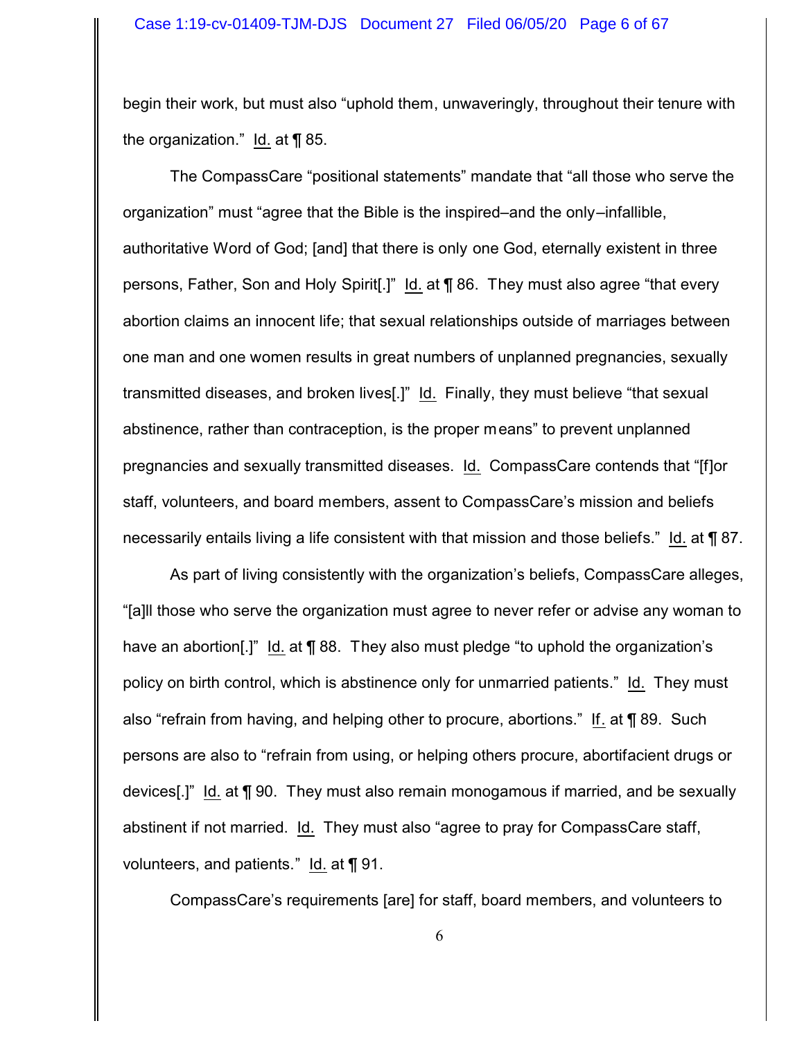begin their work, but must also "uphold them, unwaveringly, throughout their tenure with the organization." Id. at ¶ 85.

The CompassCare "positional statements" mandate that "all those who serve the organization" must "agree that the Bible is the inspired–and the only–infallible, authoritative Word of God; [and] that there is only one God, eternally existent in three persons, Father, Son and Holy Spirit[.]" Id. at ¶ 86. They must also agree "that every abortion claims an innocent life; that sexual relationships outside of marriages between one man and one women results in great numbers of unplanned pregnancies, sexually transmitted diseases, and broken lives[.]" Id. Finally, they must believe "that sexual abstinence, rather than contraception, is the proper means" to prevent unplanned pregnancies and sexually transmitted diseases. Id. CompassCare contends that "[f]or staff, volunteers, and board members, assent to CompassCare's mission and beliefs necessarily entails living a life consistent with that mission and those beliefs." Id. at ¶ 87.

As part of living consistently with the organization's beliefs, CompassCare alleges, "[a]ll those who serve the organization must agree to never refer or advise any woman to have an abortion[.]" Id. at ¶ 88. They also must pledge "to uphold the organization's policy on birth control, which is abstinence only for unmarried patients." Id. They must also "refrain from having, and helping other to procure, abortions." If. at ¶ 89. Such persons are also to "refrain from using, or helping others procure, abortifacient drugs or devices[.]" Id. at ¶ 90. They must also remain monogamous if married, and be sexually abstinent if not married. Id. They must also "agree to pray for CompassCare staff, volunteers, and patients." Id. at ¶ 91.

CompassCare's requirements [are] for staff, board members, and volunteers to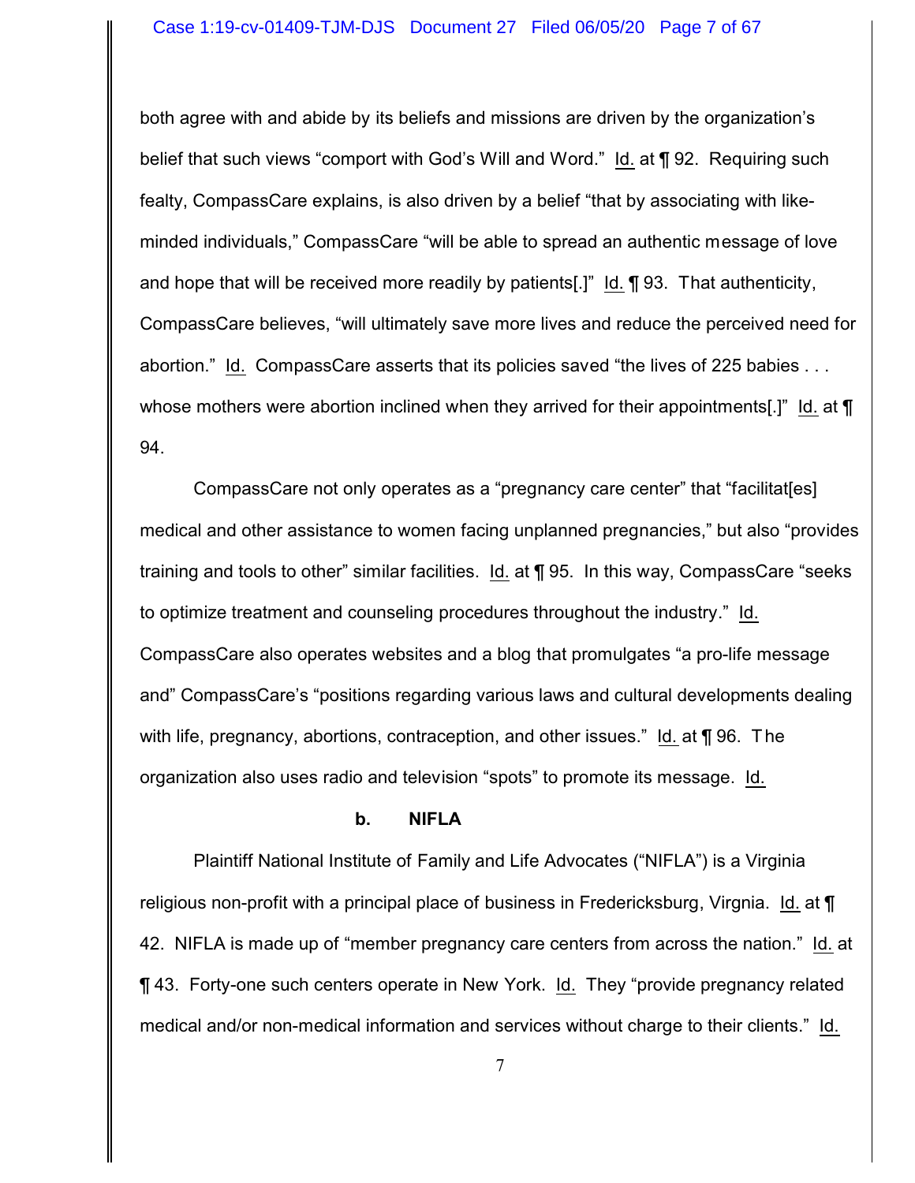both agree with and abide by its beliefs and missions are driven by the organization's belief that such views "comport with God's Will and Word." Id. at ¶ 92. Requiring such fealty, CompassCare explains, is also driven by a belief "that by associating with like-minded individuals," CompassCare "will be able to spread an authentic message of love and hope that will be received more readily by patients[.]" Id. ¶ 93. That authenticity, CompassCare believes, "will ultimately save more lives and reduce the perceived need for abortion." Id. CompassCare asserts that its policies saved "the lives of 225 babies . . . whose mothers were abortion inclined when they arrived for their appointments[.]" Id. at ¶ 94.

CompassCare not only operates as a "pregnancy care center" that "facilitat[es] medical and other assistance to women facing unplanned pregnancies," but also "provides training and tools to other" similar facilities. Id. at ¶ 95. In this way, CompassCare "seeks to optimize treatment and counseling procedures throughout the industry." Id. CompassCare also operates websites and a blog that promulgates "a pro-life message and" CompassCare's "positions regarding various laws and cultural developments dealing with life, pregnancy, abortions, contraception, and other issues." Id. at ¶ 96. The organization also uses radio and television "spots" to promote its message. Id.

#### b. NIFLA

Plaintiff National Institute of Family and Life Advocates ("NIFLA") is a Virginia religious non-profit with a principal place of business in Fredericksburg, Virgnia. Id. at ¶ 42. NIFLA is made up of "member pregnancy care centers from across the nation." Id. at ¶ 43. Forty-one such centers operate in New York. Id. They "provide pregnancy related medical and/or non-medical information and services without charge to their clients." Id.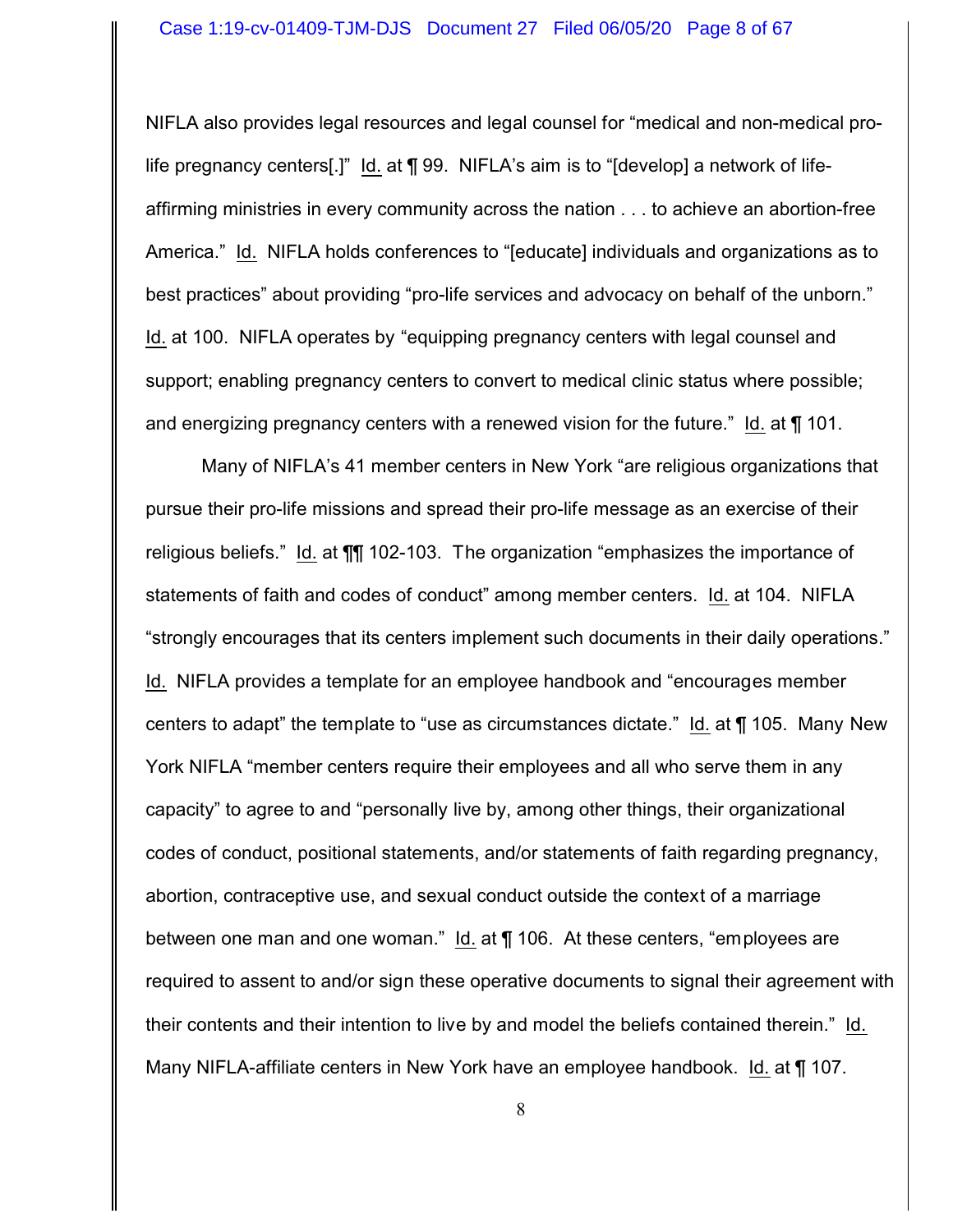NIFLA also provides legal resources and legal counsel for "medical and non-medical pro-life pregnancy centers[.]" Id. at ¶ 99. NIFLA's aim is to "[develop] a network of life-affirming ministries in every community across the nation . . . to achieve an abortion-free America." Id. NIFLA holds conferences to "[educate] individuals and organizations as to best practices" about providing "pro-life services and advocacy on behalf of the unborn." Id. at 100. NIFLA operates by "equipping pregnancy centers with legal counsel and support; enabling pregnancy centers to convert to medical clinic status where possible; and energizing pregnancy centers with a renewed vision for the future." Id. at ¶ 101.

Many of NIFLA's 41 member centers in New York "are religious organizations that pursue their pro-life missions and spread their pro-life message as an exercise of their religious beliefs." Id. at ¶¶ 102-103. The organization "emphasizes the importance of statements of faith and codes of conduct" among member centers. Id. at 104. NIFLA "strongly encourages that its centers implement such documents in their daily operations." Id. NIFLA provides a template for an employee handbook and "encourages member centers to adapt" the template to "use as circumstances dictate." Id. at ¶ 105. Many New York NIFLA "member centers require their employees and all who serve them in any capacity" to agree to and "personally live by, among other things, their organizational codes of conduct, positional statements, and/or statements of faith regarding pregnancy, abortion, contraceptive use, and sexual conduct outside the context of a marriage between one man and one woman." Id. at ¶ 106. At these centers, "employees are required to assent to and/or sign these operative documents to signal their agreement with their contents and their intention to live by and model the beliefs contained therein." Id. Many NIFLA-affiliate centers in New York have an employee handbook. Id. at ¶ 107.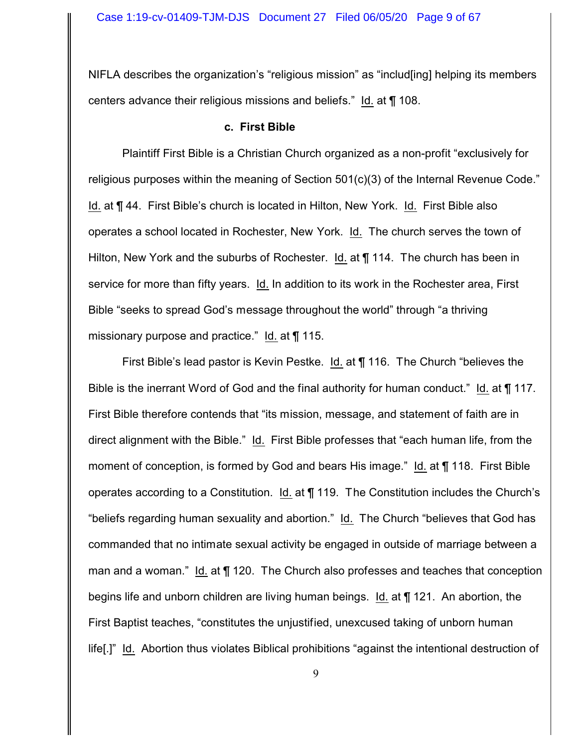NIFLA describes the organization's "religious mission" as "includ[ing] helping its members centers advance their religious missions and beliefs." Id. at ¶ 108.

**c. First Bible**

Plaintiff First Bible is a Christian Church organized as a non-profit "exclusively for religious purposes within the meaning of Section 501(c)(3) of the Internal Revenue Code." Id. at ¶ 44. First Bible's church is located in Hilton, New York. Id. First Bible also operates a school located in Rochester, New York. Id. The church serves the town of Hilton, New York and the suburbs of Rochester. Id. at ¶ 114. The church has been in service for more than fifty years. Id. In addition to its work in the Rochester area, First Bible "seeks to spread God's message throughout the world" through "a thriving missionary purpose and practice." Id. at ¶ 115.

First Bible's lead pastor is Kevin Pestke. Id. at ¶ 116. The Church "believes the Bible is the inerrant Word of God and the final authority for human conduct." Id. at ¶ 117. First Bible therefore contends that "its mission, message, and statement of faith are in direct alignment with the Bible." Id. First Bible professes that "each human life, from the moment of conception, is formed by God and bears His image." Id. at ¶ 118. First Bible operates according to a Constitution. Id. at ¶ 119. The Constitution includes the Church's "beliefs regarding human sexuality and abortion." Id. The Church "believes that God has commanded that no intimate sexual activity be engaged in outside of marriage between a man and a woman." Id. at ¶ 120. The Church also professes and teaches that conception begins life and unborn children are living human beings. Id. at ¶ 121. An abortion, the First Baptist teaches, "constitutes the unjustified, unexcused taking of unborn human life[.]" Id. Abortion thus violates Biblical prohibitions "against the intentional destruction of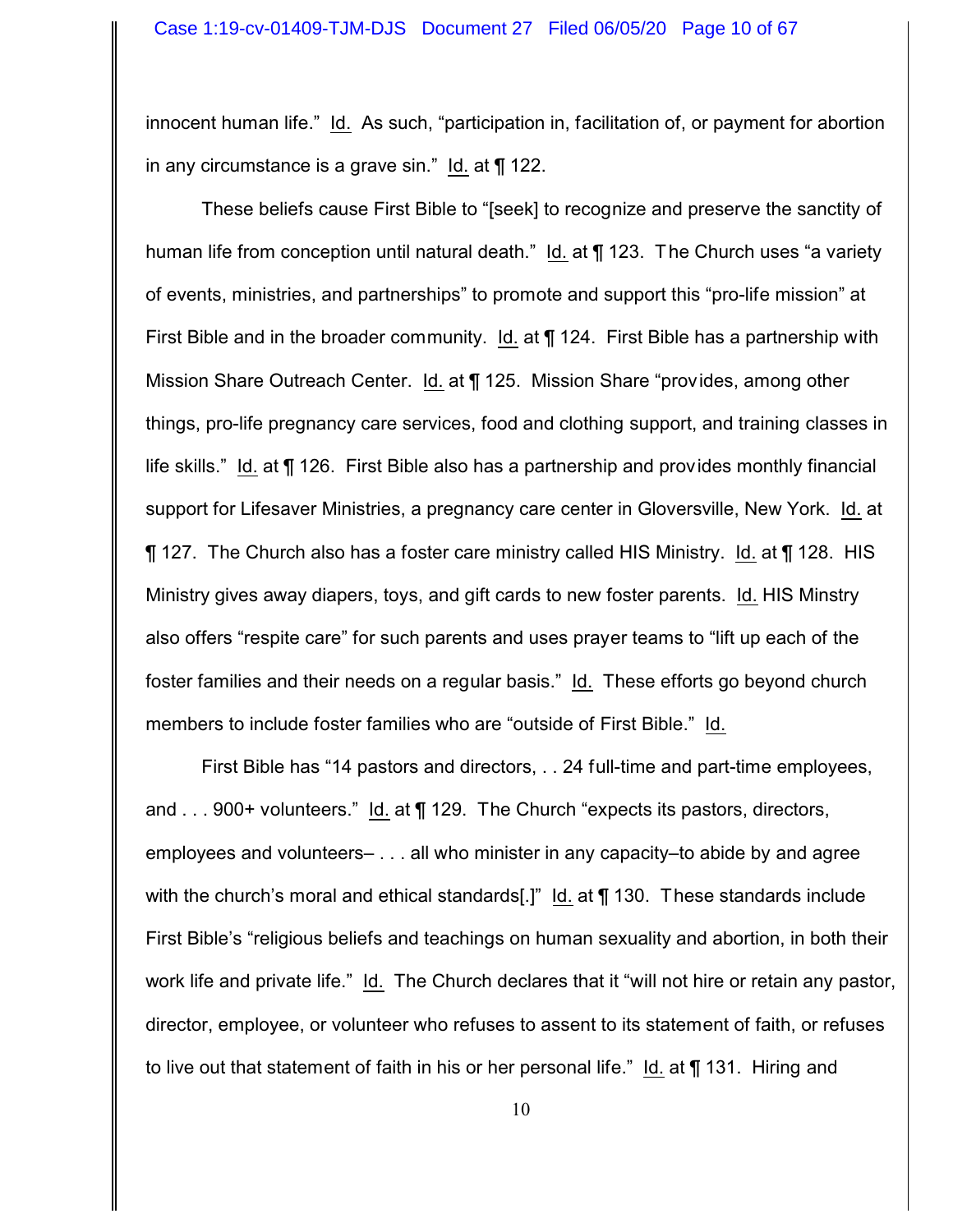innocent human life." Id. As such, "participation in, facilitation of, or payment for abortion in any circumstance is a grave sin." Id. at ¶ 122.

These beliefs cause First Bible to "[seek] to recognize and preserve the sanctity of human life from conception until natural death." Id. at ¶ 123. The Church uses "a variety of events, ministries, and partnerships" to promote and support this "pro-life mission" at First Bible and in the broader community. Id. at ¶ 124. First Bible has a partnership with Mission Share Outreach Center. Id. at ¶ 125. Mission Share "provides, among other things, pro-life pregnancy care services, food and clothing support, and training classes in life skills." Id. at ¶ 126. First Bible also has a partnership and provides monthly financial support for Lifesaver Ministries, a pregnancy care center in Gloversville, New York. Id. at ¶ 127. The Church also has a foster care ministry called HIS Ministry. Id. at ¶ 128. HIS Ministry gives away diapers, toys, and gift cards to new foster parents. Id. HIS Minstry also offers "respite care" for such parents and uses prayer teams to "lift up each of the foster families and their needs on a regular basis." Id. These efforts go beyond church members to include foster families who are "outside of First Bible." Id.

First Bible has "14 pastors and directors, . . 24 full-time and part-time employees, and . . . 900+ volunteers." Id. at ¶ 129. The Church "expects its pastors, directors, employees and volunteers– . . . all who minister in any capacity–to abide by and agree with the church's moral and ethical standards[.]" Id. at ¶ 130. These standards include First Bible's "religious beliefs and teachings on human sexuality and abortion, in both their work life and private life." Id. The Church declares that it "will not hire or retain any pastor, director, employee, or volunteer who refuses to assent to its statement of faith, or refuses to live out that statement of faith in his or her personal life." Id. at ¶ 131. Hiring and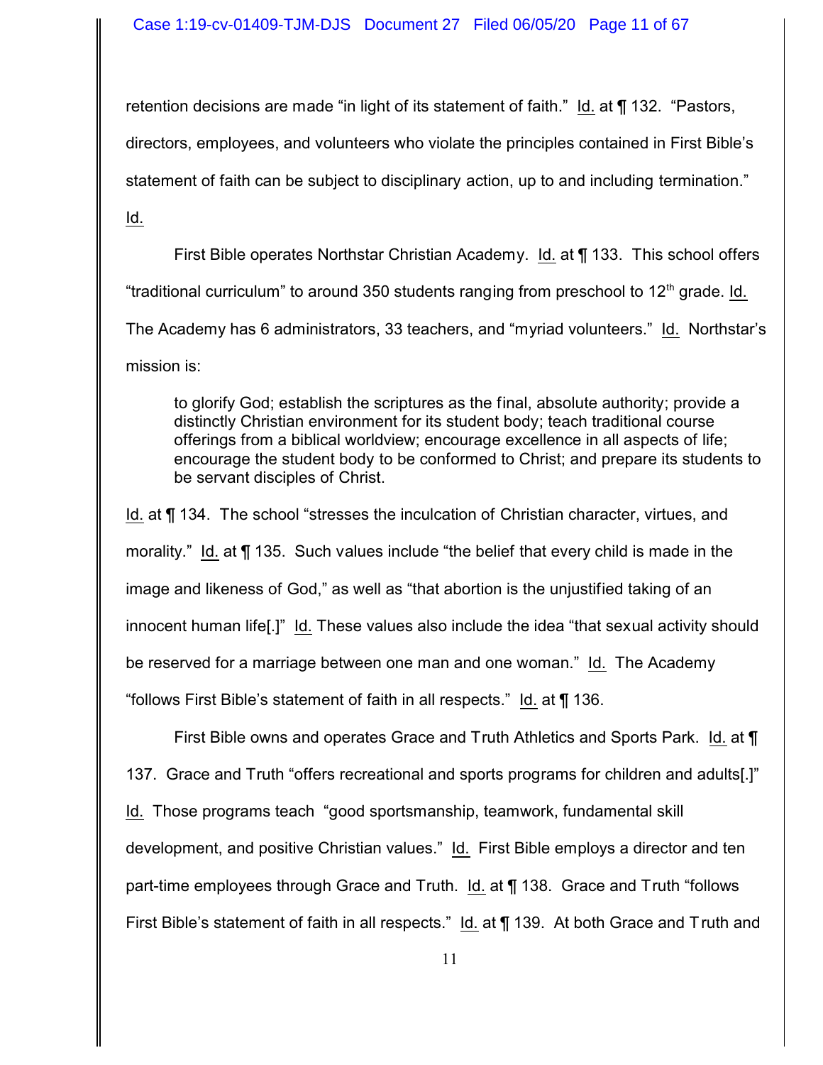retention decisions are made "in light of its statement of faith." Id. at ¶ 132. "Pastors, directors, employees, and volunteers who violate the principles contained in First Bible's statement of faith can be subject to disciplinary action, up to and including termination." Id.

First Bible operates Northstar Christian Academy. Id. at ¶ 133. This school offers "traditional curriculum" to around 350 students ranging from preschool to 12th grade. Id. The Academy has 6 administrators, 33 teachers, and "myriad volunteers." Id. Northstar's mission is:

> to glorify God; establish the scriptures as the final, absolute authority; provide a distinctly Christian environment for its student body; teach traditional course offerings from a biblical worldview; encourage excellence in all aspects of life; encourage the student body to be conformed to Christ; and prepare its students to be servant disciples of Christ.

Id. at ¶ 134. The school "stresses the inculcation of Christian character, virtues, and morality." Id. at ¶ 135. Such values include "the belief that every child is made in the image and likeness of God," as well as "that abortion is the unjustified taking of an innocent human life[.]" Id. These values also include the idea "that sexual activity should be reserved for a marriage between one man and one woman." Id. The Academy "follows First Bible's statement of faith in all respects." Id. at ¶ 136.

First Bible owns and operates Grace and Truth Athletics and Sports Park. Id. at ¶ 137. Grace and Truth "offers recreational and sports programs for children and adults[.]" Id. Those programs teach "good sportsmanship, teamwork, fundamental skill development, and positive Christian values." Id. First Bible employs a director and ten part-time employees through Grace and Truth. Id. at ¶ 138. Grace and Truth "follows First Bible's statement of faith in all respects." Id. at ¶ 139. At both Grace and Truth and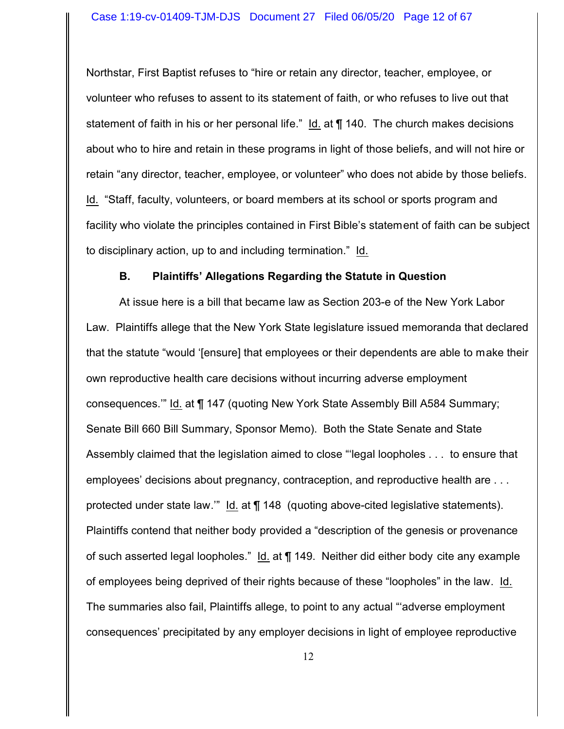Northstar, First Baptist refuses to "hire or retain any director, teacher, employee, or volunteer who refuses to assent to its statement of faith, or who refuses to live out that statement of faith in his or her personal life." Id. at ¶ 140. The church makes decisions about who to hire and retain in these programs in light of those beliefs, and will not hire or retain "any director, teacher, employee, or volunteer" who does not abide by those beliefs. Id. "Staff, faculty, volunteers, or board members at its school or sports program and facility who violate the principles contained in First Bible's statement of faith can be subject to disciplinary action, up to and including termination." Id.

**B. Plaintiffs' Allegations Regarding the Statute in Question**

At issue here is a bill that became law as Section 203-e of the New York Labor Law. Plaintiffs allege that the New York State legislature issued memoranda that declared that the statute "would '[ensure] that employees or their dependents are able to make their own reproductive health care decisions without incurring adverse employment consequences.'" Id. at ¶ 147 (quoting New York State Assembly Bill A584 Summary; Senate Bill 660 Bill Summary, Sponsor Memo). Both the State Senate and State Assembly claimed that the legislation aimed to close "'legal loopholes . . . to ensure that employees' decisions about pregnancy, contraception, and reproductive health are . . . protected under state law.'" Id. at ¶ 148 (quoting above-cited legislative statements). Plaintiffs contend that neither body provided a "description of the genesis or provenance of such asserted legal loopholes." Id. at ¶ 149. Neither did either body cite any example of employees being deprived of their rights because of these "loopholes" in the law. Id. The summaries also fail, Plaintiffs allege, to point to any actual "'adverse employment consequences' precipitated by any employer decisions in light of employee reproductive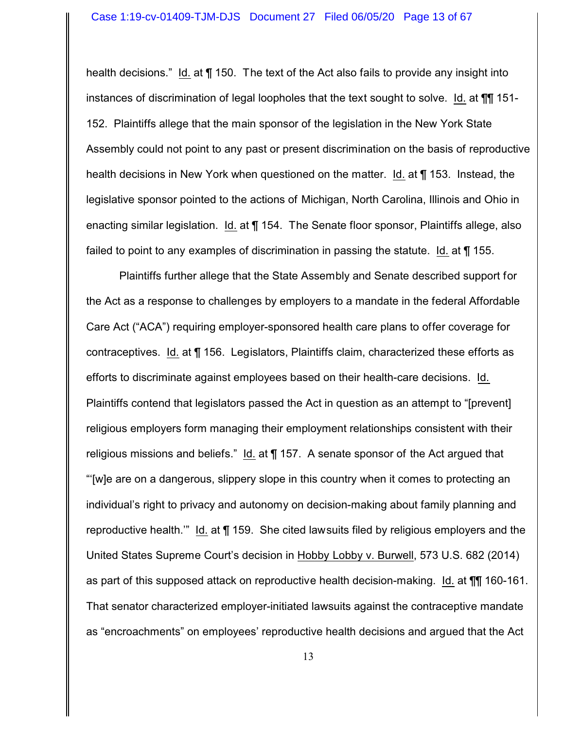health decisions." Id. at ¶ 150. The text of the Act also fails to provide any insight into instances of discrimination of legal loopholes that the text sought to solve. Id. at ¶¶ 151-152. Plaintiffs allege that the main sponsor of the legislation in the New York State Assembly could not point to any past or present discrimination on the basis of reproductive health decisions in New York when questioned on the matter. Id. at ¶ 153. Instead, the legislative sponsor pointed to the actions of Michigan, North Carolina, Illinois and Ohio in enacting similar legislation. Id. at ¶ 154. The Senate floor sponsor, Plaintiffs allege, also failed to point to any examples of discrimination in passing the statute. Id. at ¶ 155.

Plaintiffs further allege that the State Assembly and Senate described support for the Act as a response to challenges by employers to a mandate in the federal Affordable Care Act ("ACA") requiring employer-sponsored health care plans to offer coverage for contraceptives. Id. at ¶ 156. Legislators, Plaintiffs claim, characterized these efforts as efforts to discriminate against employees based on their health-care decisions. Id. Plaintiffs contend that legislators passed the Act in question as an attempt to "[prevent] religious employers form managing their employment relationships consistent with their religious missions and beliefs." Id. at ¶ 157. A senate sponsor of the Act argued that "'[w]e are on a dangerous, slippery slope in this country when it comes to protecting an individual's right to privacy and autonomy on decision-making about family planning and reproductive health.'" Id. at ¶ 159. She cited lawsuits filed by religious employers and the United States Supreme Court's decision in Hobby Lobby v. Burwell, 573 U.S. 682 (2014) as part of this supposed attack on reproductive health decision-making. Id. at ¶¶ 160-161. That senator characterized employer-initiated lawsuits against the contraceptive mandate as "encroachments" on employees' reproductive health decisions and argued that the Act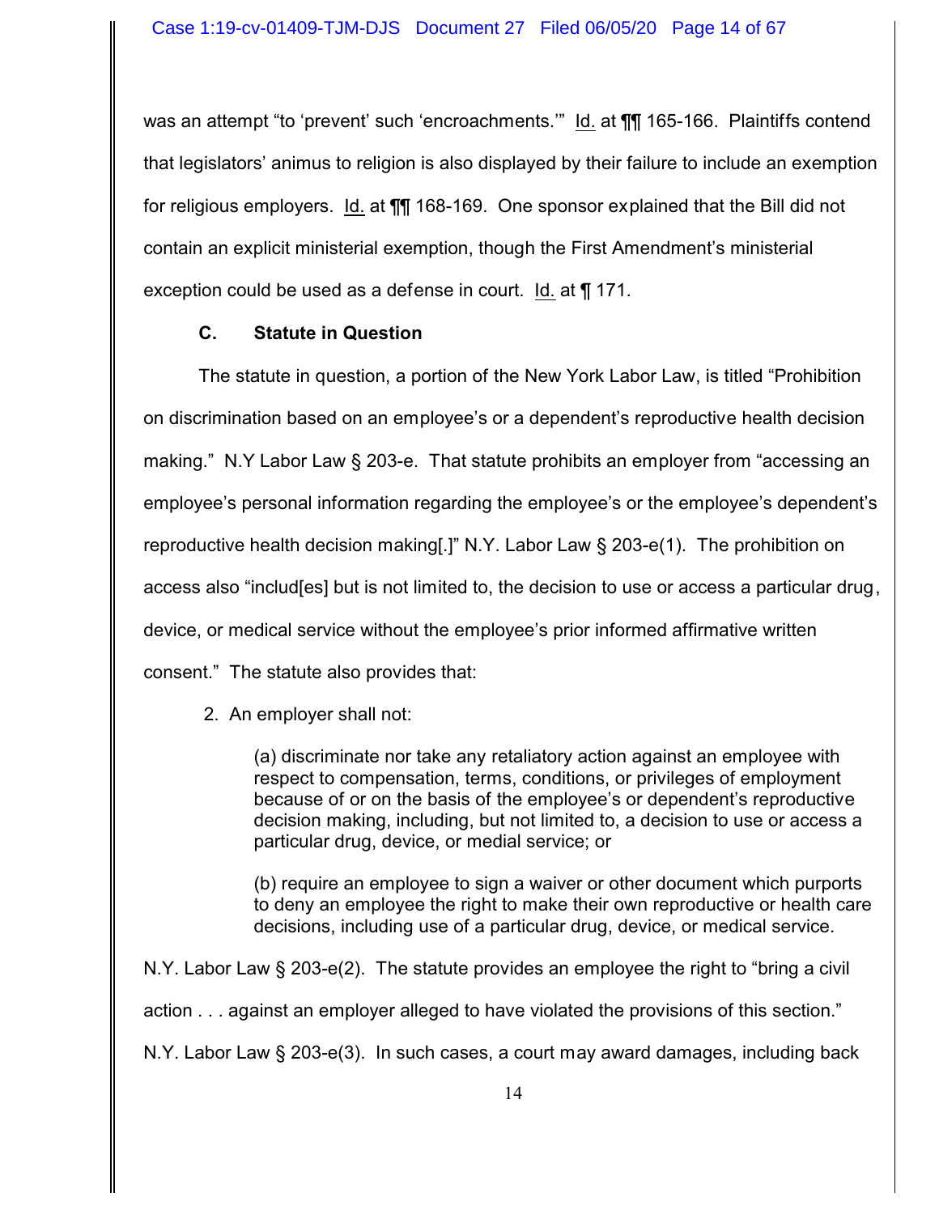was an attempt "to 'prevent' such 'encroachments.'" Id. at ¶¶ 165-166. Plaintiffs contend that legislators' animus to religion is also displayed by their failure to include an exemption for religious employers. Id. at ¶¶ 168-169. One sponsor explained that the Bill did not contain an explicit ministerial exemption, though the First Amendment's ministerial exception could be used as a defense in court. Id. at ¶ 171.

### C. Statute in Question

The statute in question, a portion of the New York Labor Law, is titled "Prohibition on discrimination based on an employee's or a dependent's reproductive health decision making." N.Y Labor Law § 203-e. That statute prohibits an employer from "accessing an employee's personal information regarding the employee's or the employee's dependent's reproductive health decision making[.]" N.Y. Labor Law § 203-e(1). The prohibition on access also "includ[es] but is not limited to, the decision to use or access a particular drug, device, or medical service without the employee's prior informed affirmative written consent." The statute also provides that:

> 2. An employer shall not:
>
> (a) discriminate nor take any retaliatory action against an employee with respect to compensation, terms, conditions, or privileges of employment because of or on the basis of the employee's or dependent's reproductive decision making, including, but not limited to, a decision to use or access a particular drug, device, or medial service; or
>
> (b) require an employee to sign a waiver or other document which purports to deny an employee the right to make their own reproductive or health care decisions, including use of a particular drug, device, or medical service.

N.Y. Labor Law § 203-e(2). The statute provides an employee the right to "bring a civil action . . . against an employer alleged to have violated the provisions of this section." N.Y. Labor Law § 203-e(3). In such cases, a court may award damages, including back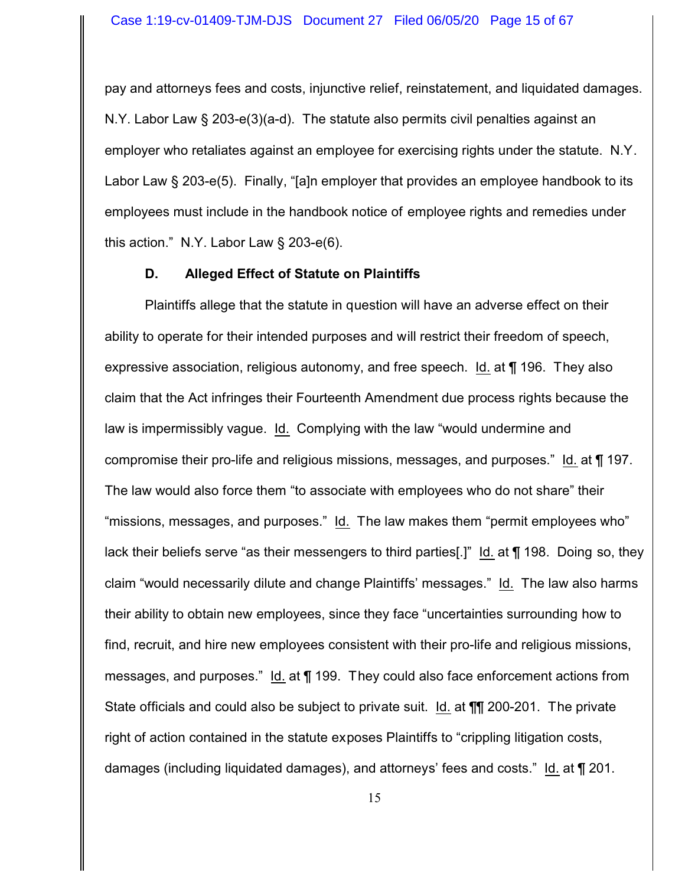pay and attorneys fees and costs, injunctive relief, reinstatement, and liquidated damages. N.Y. Labor Law § 203-e(3)(a-d). The statute also permits civil penalties against an employer who retaliates against an employee for exercising rights under the statute. N.Y. Labor Law § 203-e(5). Finally, "[a]n employer that provides an employee handbook to its employees must include in the handbook notice of employee rights and remedies under this action." N.Y. Labor Law § 203-e(6).

### D. Alleged Effect of Statute on Plaintiffs

Plaintiffs allege that the statute in question will have an adverse effect on their ability to operate for their intended purposes and will restrict their freedom of speech, expressive association, religious autonomy, and free speech. Id. at ¶ 196. They also claim that the Act infringes their Fourteenth Amendment due process rights because the law is impermissibly vague. Id. Complying with the law "would undermine and compromise their pro-life and religious missions, messages, and purposes." Id. at ¶ 197. The law would also force them "to associate with employees who do not share" their "missions, messages, and purposes." Id. The law makes them "permit employees who" lack their beliefs serve "as their messengers to third parties[.]" Id. at ¶ 198. Doing so, they claim "would necessarily dilute and change Plaintiffs' messages." Id. The law also harms their ability to obtain new employees, since they face "uncertainties surrounding how to find, recruit, and hire new employees consistent with their pro-life and religious missions, messages, and purposes." Id. at ¶ 199. They could also face enforcement actions from State officials and could also be subject to private suit. Id. at ¶¶ 200-201. The private right of action contained in the statute exposes Plaintiffs to "crippling litigation costs, damages (including liquidated damages), and attorneys' fees and costs." Id. at ¶ 201.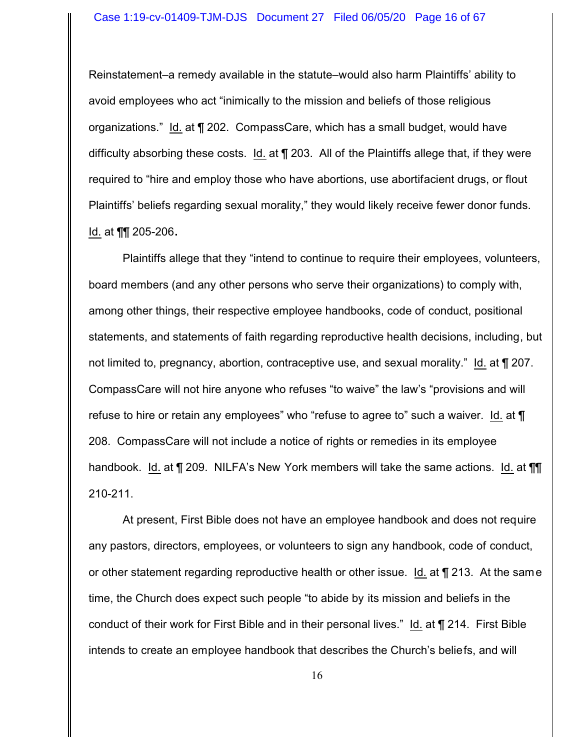Reinstatement–a remedy available in the statute–would also harm Plaintiffs' ability to avoid employees who act "inimically to the mission and beliefs of those religious organizations." Id. at ¶ 202. CompassCare, which has a small budget, would have difficulty absorbing these costs. Id. at ¶ 203. All of the Plaintiffs allege that, if they were required to "hire and employ those who have abortions, use abortifacient drugs, or flout Plaintiffs' beliefs regarding sexual morality," they would likely receive fewer donor funds. Id. at ¶¶ 205-206.

Plaintiffs allege that they "intend to continue to require their employees, volunteers, board members (and any other persons who serve their organizations) to comply with, among other things, their respective employee handbooks, code of conduct, positional statements, and statements of faith regarding reproductive health decisions, including, but not limited to, pregnancy, abortion, contraceptive use, and sexual morality." Id. at ¶ 207. CompassCare will not hire anyone who refuses "to waive" the law's "provisions and will refuse to hire or retain any employees" who "refuse to agree to" such a waiver. Id. at ¶ 208. CompassCare will not include a notice of rights or remedies in its employee handbook. Id. at ¶ 209. NILFA's New York members will take the same actions. Id. at ¶¶ 210-211.

At present, First Bible does not have an employee handbook and does not require any pastors, directors, employees, or volunteers to sign any handbook, code of conduct, or other statement regarding reproductive health or other issue. Id. at ¶ 213. At the same time, the Church does expect such people "to abide by its mission and beliefs in the conduct of their work for First Bible and in their personal lives." Id. at ¶ 214. First Bible intends to create an employee handbook that describes the Church's beliefs, and will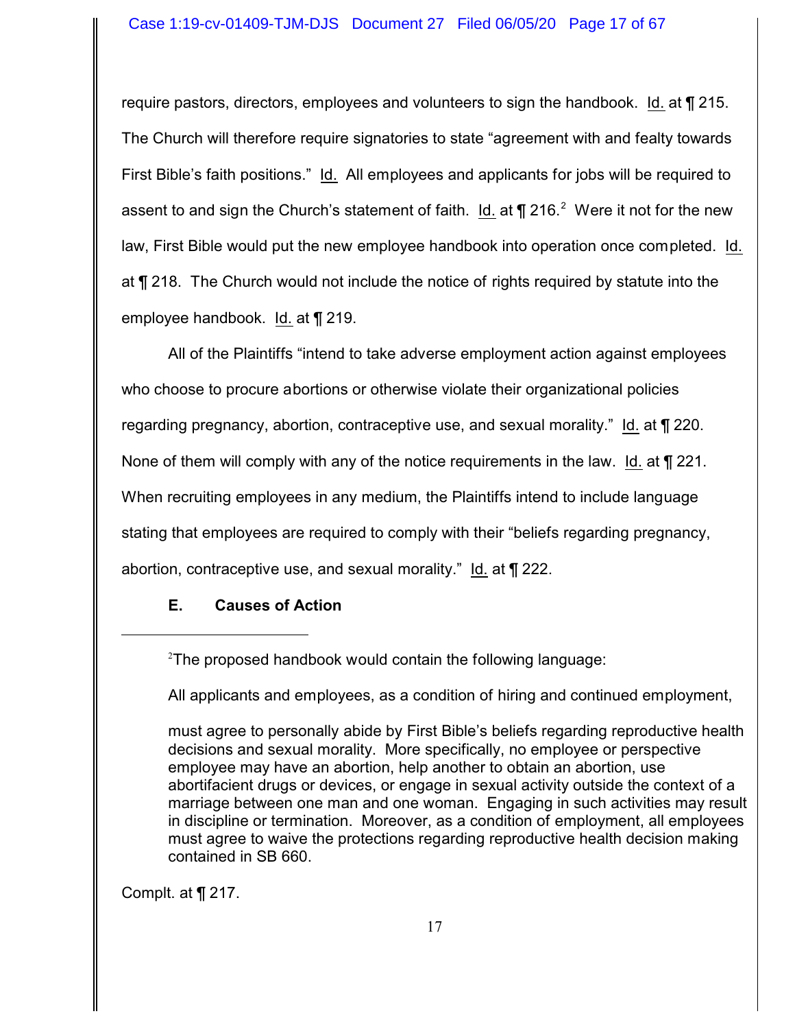require pastors, directors, employees and volunteers to sign the handbook. Id. at ¶ 215. The Church will therefore require signatories to state "agreement with and fealty towards First Bible's faith positions." Id. All employees and applicants for jobs will be required to assent to and sign the Church's statement of faith. Id. at ¶ 216.[2] Were it not for the new law, First Bible would put the new employee handbook into operation once completed. Id. at ¶ 218. The Church would not include the notice of rights required by statute into the employee handbook. Id. at ¶ 219.

All of the Plaintiffs "intend to take adverse employment action against employees who choose to procure abortions or otherwise violate their organizational policies regarding pregnancy, abortion, contraceptive use, and sexual morality." Id. at ¶ 220. None of them will comply with any of the notice requirements in the law. Id. at ¶ 221. When recruiting employees in any medium, the Plaintiffs intend to include language stating that employees are required to comply with their "beliefs regarding pregnancy, abortion, contraceptive use, and sexual morality." Id. at ¶ 222.

### E. Causes of Action

---

[2]The proposed handbook would contain the following language:

> All applicants and employees, as a condition of hiring and continued employment,
>
> must agree to personally abide by First Bible's beliefs regarding reproductive health decisions and sexual morality. More specifically, no employee or perspective employee may have an abortion, help another to obtain an abortion, use abortifacient drugs or devices, or engage in sexual activity outside the context of a marriage between one man and one woman. Engaging in such activities may result in discipline or termination. Moreover, as a condition of employment, all employees must agree to waive the protections regarding reproductive health decision making contained in SB 660.

Complt. at ¶ 217.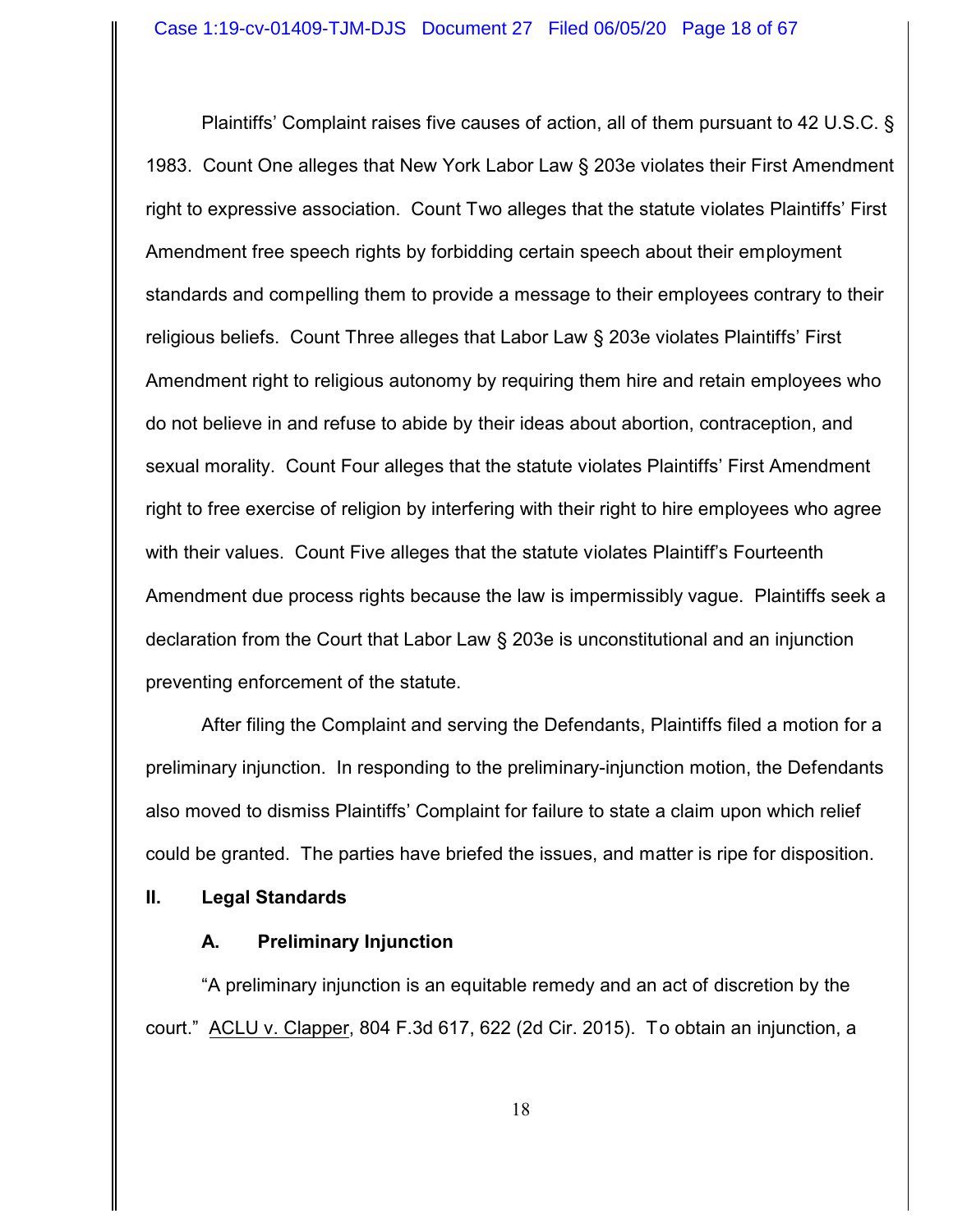Plaintiffs' Complaint raises five causes of action, all of them pursuant to 42 U.S.C. § 1983. Count One alleges that New York Labor Law § 203e violates their First Amendment right to expressive association. Count Two alleges that the statute violates Plaintiffs' First Amendment free speech rights by forbidding certain speech about their employment standards and compelling them to provide a message to their employees contrary to their religious beliefs. Count Three alleges that Labor Law § 203e violates Plaintiffs' First Amendment right to religious autonomy by requiring them hire and retain employees who do not believe in and refuse to abide by their ideas about abortion, contraception, and sexual morality. Count Four alleges that the statute violates Plaintiffs' First Amendment right to free exercise of religion by interfering with their right to hire employees who agree with their values. Count Five alleges that the statute violates Plaintiff's Fourteenth Amendment due process rights because the law is impermissibly vague. Plaintiffs seek a declaration from the Court that Labor Law § 203e is unconstitutional and an injunction preventing enforcement of the statute.

After filing the Complaint and serving the Defendants, Plaintiffs filed a motion for a preliminary injunction. In responding to the preliminary-injunction motion, the Defendants also moved to dismiss Plaintiffs' Complaint for failure to state a claim upon which relief could be granted. The parties have briefed the issues, and matter is ripe for disposition.

## II. Legal Standards

### A. Preliminary Injunction

"A preliminary injunction is an equitable remedy and an act of discretion by the court." ACLU v. Clapper, 804 F.3d 617, 622 (2d Cir. 2015). To obtain an injunction, a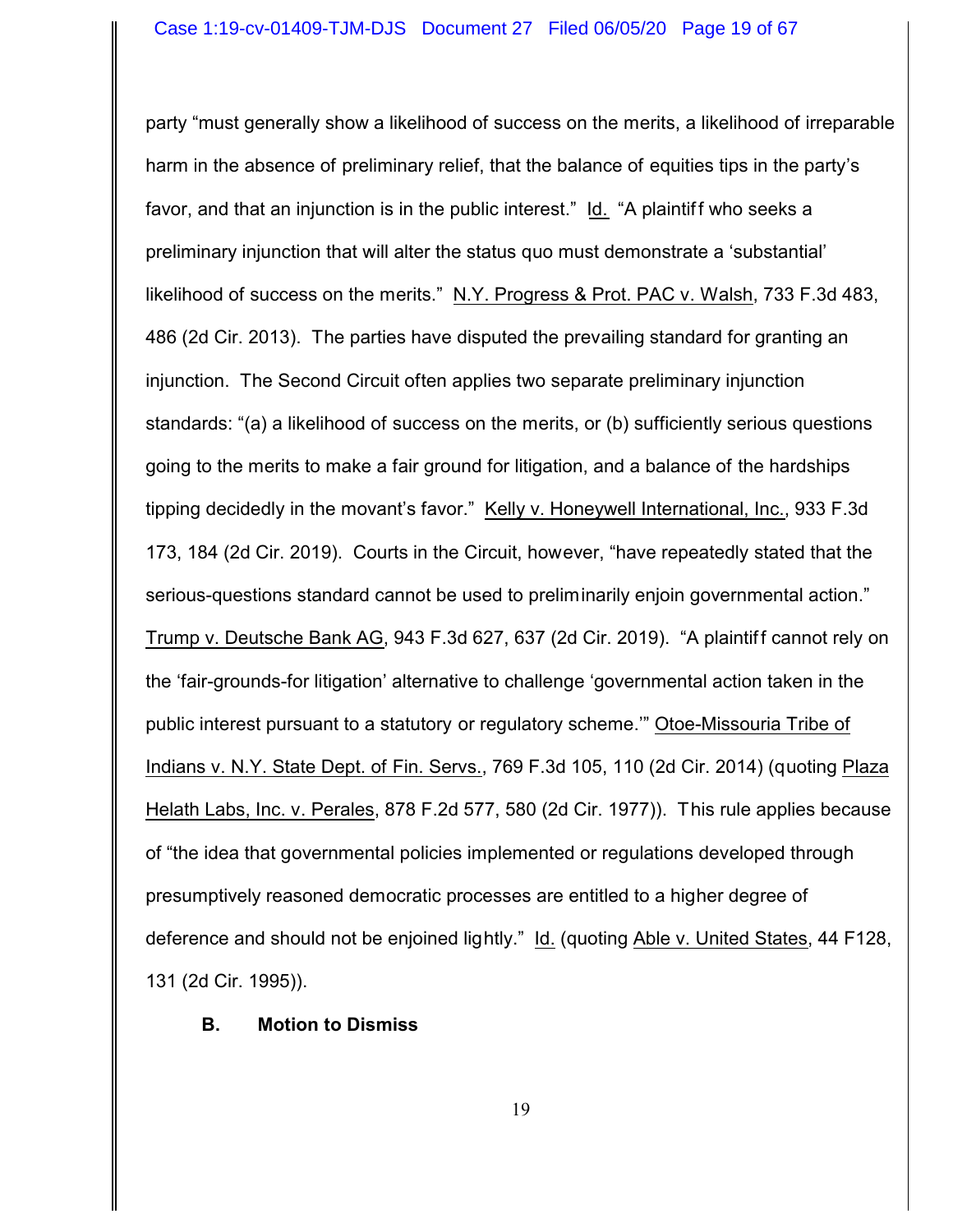party "must generally show a likelihood of success on the merits, a likelihood of irreparable harm in the absence of preliminary relief, that the balance of equities tips in the party's favor, and that an injunction is in the public interest." Id. "A plaintiff who seeks a preliminary injunction that will alter the status quo must demonstrate a 'substantial' likelihood of success on the merits." N.Y. Progress & Prot. PAC v. Walsh, 733 F.3d 483, 486 (2d Cir. 2013). The parties have disputed the prevailing standard for granting an injunction. The Second Circuit often applies two separate preliminary injunction standards: "(a) a likelihood of success on the merits, or (b) sufficiently serious questions going to the merits to make a fair ground for litigation, and a balance of the hardships tipping decidedly in the movant's favor." Kelly v. Honeywell International, Inc., 933 F.3d 173, 184 (2d Cir. 2019). Courts in the Circuit, however, "have repeatedly stated that the serious-questions standard cannot be used to preliminarily enjoin governmental action." Trump v. Deutsche Bank AG, 943 F.3d 627, 637 (2d Cir. 2019). "A plaintiff cannot rely on the 'fair-grounds-for litigation' alternative to challenge 'governmental action taken in the public interest pursuant to a statutory or regulatory scheme.'" Otoe-Missouria Tribe of Indians v. N.Y. State Dept. of Fin. Servs., 769 F.3d 105, 110 (2d Cir. 2014) (quoting Plaza Helath Labs, Inc. v. Perales, 878 F.2d 577, 580 (2d Cir. 1977)). This rule applies because of "the idea that governmental policies implemented or regulations developed through presumptively reasoned democratic processes are entitled to a higher degree of deference and should not be enjoined lightly." Id. (quoting Able v. United States, 44 F128, 131 (2d Cir. 1995)).

### B. Motion to Dismiss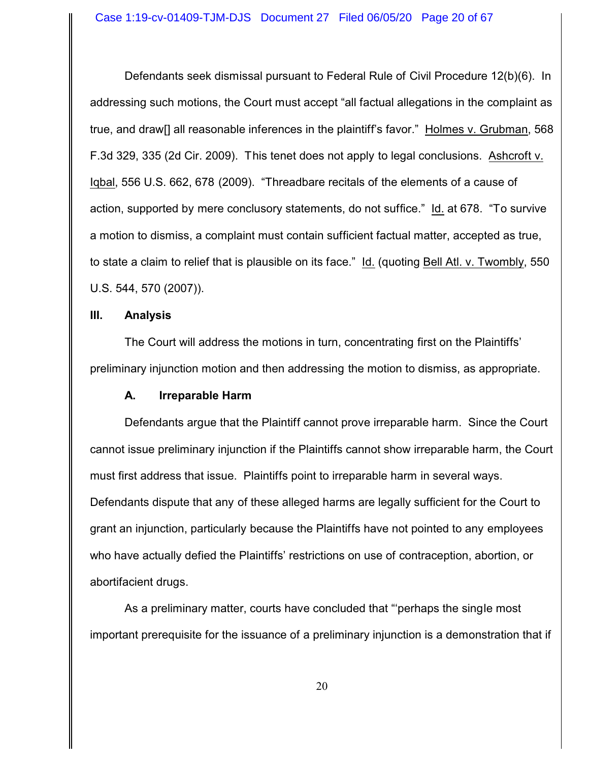Defendants seek dismissal pursuant to Federal Rule of Civil Procedure 12(b)(6). In addressing such motions, the Court must accept "all factual allegations in the complaint as true, and draw[] all reasonable inferences in the plaintiff's favor." Holmes v. Grubman, 568 F.3d 329, 335 (2d Cir. 2009). This tenet does not apply to legal conclusions. Ashcroft v. Iqbal, 556 U.S. 662, 678 (2009). "Threadbare recitals of the elements of a cause of action, supported by mere conclusory statements, do not suffice." Id. at 678. "To survive a motion to dismiss, a complaint must contain sufficient factual matter, accepted as true, to state a claim to relief that is plausible on its face." Id. (quoting Bell Atl. v. Twombly, 550 U.S. 544, 570 (2007)).

## III. Analysis

The Court will address the motions in turn, concentrating first on the Plaintiffs' preliminary injunction motion and then addressing the motion to dismiss, as appropriate.

### A. Irreparable Harm

Defendants argue that the Plaintiff cannot prove irreparable harm. Since the Court cannot issue preliminary injunction if the Plaintiffs cannot show irreparable harm, the Court must first address that issue. Plaintiffs point to irreparable harm in several ways. Defendants dispute that any of these alleged harms are legally sufficient for the Court to grant an injunction, particularly because the Plaintiffs have not pointed to any employees who have actually defied the Plaintiffs' restrictions on use of contraception, abortion, or abortifacient drugs.

As a preliminary matter, courts have concluded that "'perhaps the single most important prerequisite for the issuance of a preliminary injunction is a demonstration that if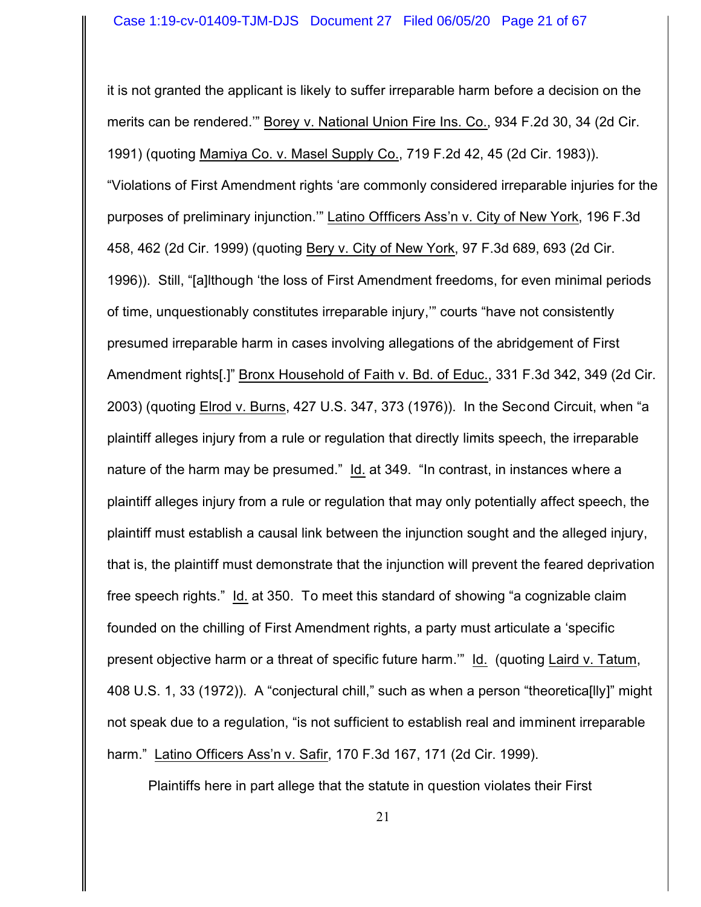it is not granted the applicant is likely to suffer irreparable harm before a decision on the merits can be rendered.'" Borey v. National Union Fire Ins. Co., 934 F.2d 30, 34 (2d Cir. 1991) (quoting Mamiya Co. v. Masel Supply Co., 719 F.2d 42, 45 (2d Cir. 1983)). "Violations of First Amendment rights 'are commonly considered irreparable injuries for the purposes of preliminary injunction.'" Latino Offficers Ass'n v. City of New York, 196 F.3d 458, 462 (2d Cir. 1999) (quoting Bery v. City of New York, 97 F.3d 689, 693 (2d Cir. 1996)). Still, "[a]lthough 'the loss of First Amendment freedoms, for even minimal periods of time, unquestionably constitutes irreparable injury,'" courts "have not consistently presumed irreparable harm in cases involving allegations of the abridgement of First Amendment rights[.]" Bronx Household of Faith v. Bd. of Educ., 331 F.3d 342, 349 (2d Cir. 2003) (quoting Elrod v. Burns, 427 U.S. 347, 373 (1976)). In the Second Circuit, when "a plaintiff alleges injury from a rule or regulation that directly limits speech, the irreparable nature of the harm may be presumed." Id. at 349. "In contrast, in instances where a plaintiff alleges injury from a rule or regulation that may only potentially affect speech, the plaintiff must establish a causal link between the injunction sought and the alleged injury, that is, the plaintiff must demonstrate that the injunction will prevent the feared deprivation free speech rights." Id. at 350. To meet this standard of showing "a cognizable claim founded on the chilling of First Amendment rights, a party must articulate a 'specific present objective harm or a threat of specific future harm.'" Id. (quoting Laird v. Tatum, 408 U.S. 1, 33 (1972)). A "conjectural chill," such as when a person "theoretica[lly]" might not speak due to a regulation, "is not sufficient to establish real and imminent irreparable harm." Latino Officers Ass'n v. Safir, 170 F.3d 167, 171 (2d Cir. 1999).

Plaintiffs here in part allege that the statute in question violates their First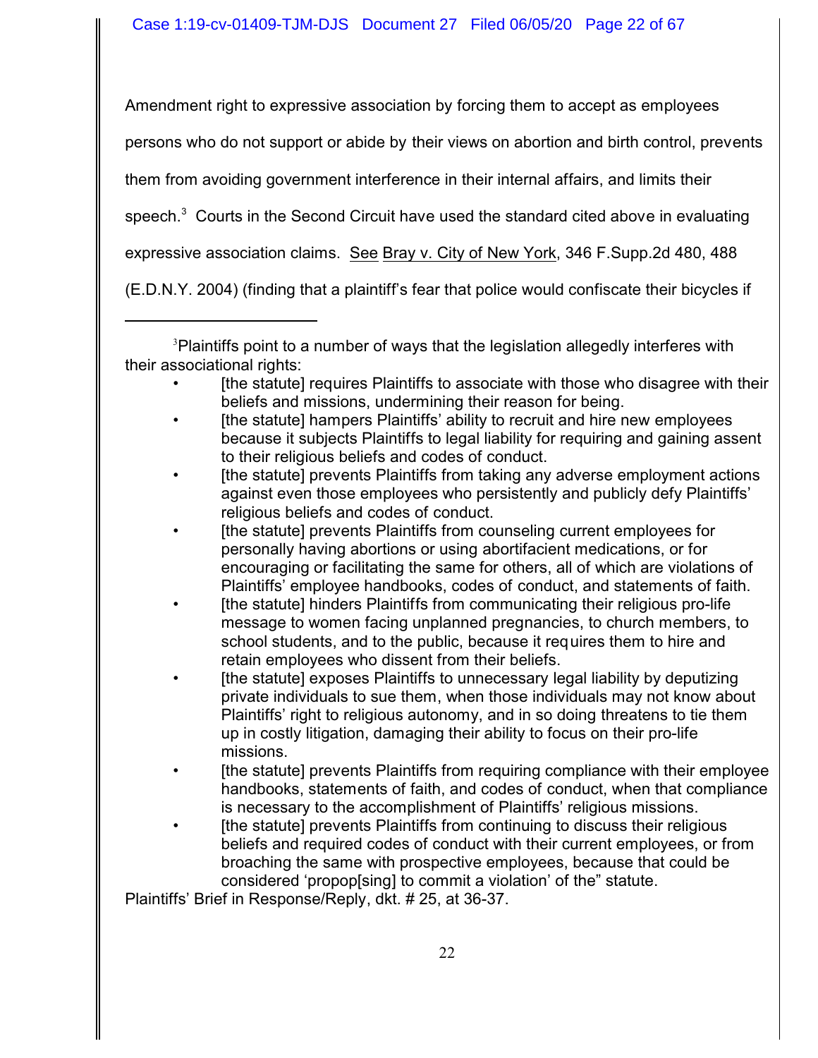Amendment right to expressive association by forcing them to accept as employees persons who do not support or abide by their views on abortion and birth control, prevents them from avoiding government interference in their internal affairs, and limits their speech.[3] Courts in the Second Circuit have used the standard cited above in evaluating expressive association claims. See Bray v. City of New York, 346 F.Supp.2d 480, 488 (E.D.N.Y. 2004) (finding that a plaintiff's fear that police would confiscate their bicycles if

---

[3]Plaintiffs point to a number of ways that the legislation allegedly interferes with their associational rights:

- [the statute] requires Plaintiffs to associate with those who disagree with their beliefs and missions, undermining their reason for being.
- [the statute] hampers Plaintiffs' ability to recruit and hire new employees because it subjects Plaintiffs to legal liability for requiring and gaining assent to their religious beliefs and codes of conduct.
- [the statute] prevents Plaintiffs from taking any adverse employment actions against even those employees who persistently and publicly defy Plaintiffs' religious beliefs and codes of conduct.
- [the statute] prevents Plaintiffs from counseling current employees for personally having abortions or using abortifacient medications, or for encouraging or facilitating the same for others, all of which are violations of Plaintiffs' employee handbooks, codes of conduct, and statements of faith.
- [the statute] hinders Plaintiffs from communicating their religious pro-life message to women facing unplanned pregnancies, to church members, to school students, and to the public, because it requires them to hire and retain employees who dissent from their beliefs.
- [the statute] exposes Plaintiffs to unnecessary legal liability by deputizing private individuals to sue them, when those individuals may not know about Plaintiffs' right to religious autonomy, and in so doing threatens to tie them up in costly litigation, damaging their ability to focus on their pro-life missions.
- [the statute] prevents Plaintiffs from requiring compliance with their employee handbooks, statements of faith, and codes of conduct, when that compliance is necessary to the accomplishment of Plaintiffs' religious missions.
- [the statute] prevents Plaintiffs from continuing to discuss their religious beliefs and required codes of conduct with their current employees, or from broaching the same with prospective employees, because that could be considered 'propop[sing] to commit a violation' of the" statute.

Plaintiffs' Brief in Response/Reply, dkt. # 25, at 36-37.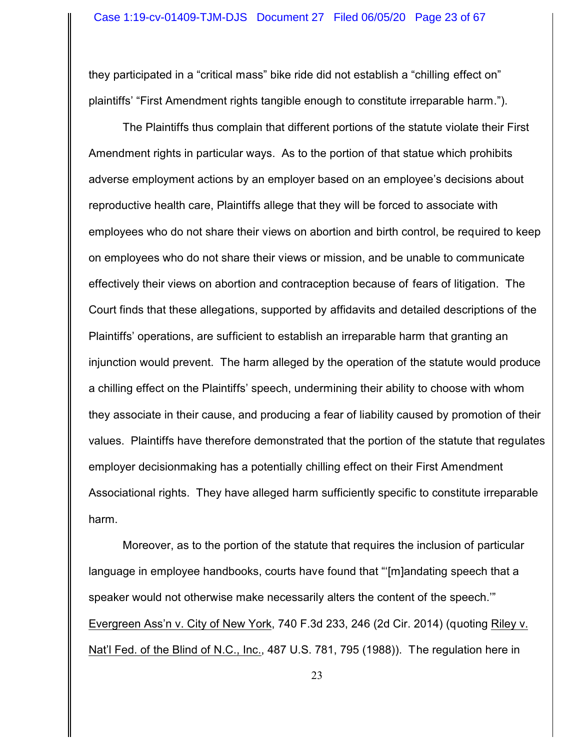they participated in a "critical mass" bike ride did not establish a "chilling effect on" plaintiffs' "First Amendment rights tangible enough to constitute irreparable harm.").

The Plaintiffs thus complain that different portions of the statute violate their First Amendment rights in particular ways. As to the portion of that statue which prohibits adverse employment actions by an employer based on an employee's decisions about reproductive health care, Plaintiffs allege that they will be forced to associate with employees who do not share their views on abortion and birth control, be required to keep on employees who do not share their views or mission, and be unable to communicate effectively their views on abortion and contraception because of fears of litigation. The Court finds that these allegations, supported by affidavits and detailed descriptions of the Plaintiffs' operations, are sufficient to establish an irreparable harm that granting an injunction would prevent. The harm alleged by the operation of the statute would produce a chilling effect on the Plaintiffs' speech, undermining their ability to choose with whom they associate in their cause, and producing a fear of liability caused by promotion of their values. Plaintiffs have therefore demonstrated that the portion of the statute that regulates employer decisionmaking has a potentially chilling effect on their First Amendment Associational rights. They have alleged harm sufficiently specific to constitute irreparable harm.

Moreover, as to the portion of the statute that requires the inclusion of particular language in employee handbooks, courts have found that "'[m]andating speech that a speaker would not otherwise make necessarily alters the content of the speech.'" Evergreen Ass'n v. City of New York, 740 F.3d 233, 246 (2d Cir. 2014) (quoting Riley v. Nat'l Fed. of the Blind of N.C., Inc., 487 U.S. 781, 795 (1988)). The regulation here in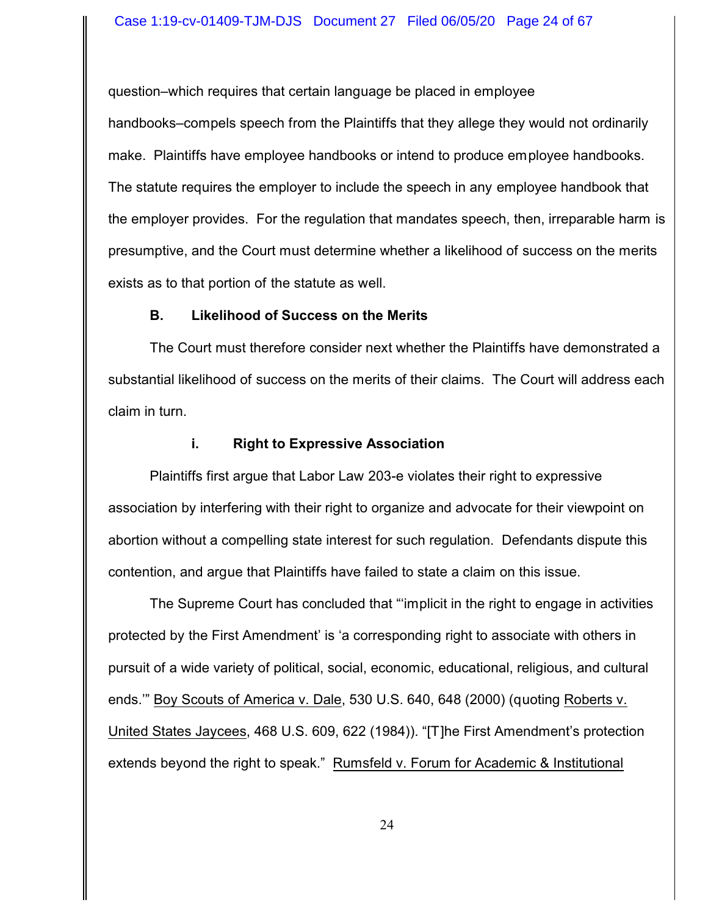question–which requires that certain language be placed in employee handbooks–compels speech from the Plaintiffs that they allege they would not ordinarily make. Plaintiffs have employee handbooks or intend to produce employee handbooks. The statute requires the employer to include the speech in any employee handbook that the employer provides. For the regulation that mandates speech, then, irreparable harm is presumptive, and the Court must determine whether a likelihood of success on the merits exists as to that portion of the statute as well.

### B. Likelihood of Success on the Merits

The Court must therefore consider next whether the Plaintiffs have demonstrated a substantial likelihood of success on the merits of their claims. The Court will address each claim in turn.

#### i. Right to Expressive Association

Plaintiffs first argue that Labor Law 203-e violates their right to expressive association by interfering with their right to organize and advocate for their viewpoint on abortion without a compelling state interest for such regulation. Defendants dispute this contention, and argue that Plaintiffs have failed to state a claim on this issue.

The Supreme Court has concluded that "'implicit in the right to engage in activities protected by the First Amendment' is 'a corresponding right to associate with others in pursuit of a wide variety of political, social, economic, educational, religious, and cultural ends.'" Boy Scouts of America v. Dale, 530 U.S. 640, 648 (2000) (quoting Roberts v. United States Jaycees, 468 U.S. 609, 622 (1984)). "[T]he First Amendment's protection extends beyond the right to speak." Rumsfeld v. Forum for Academic & Institutional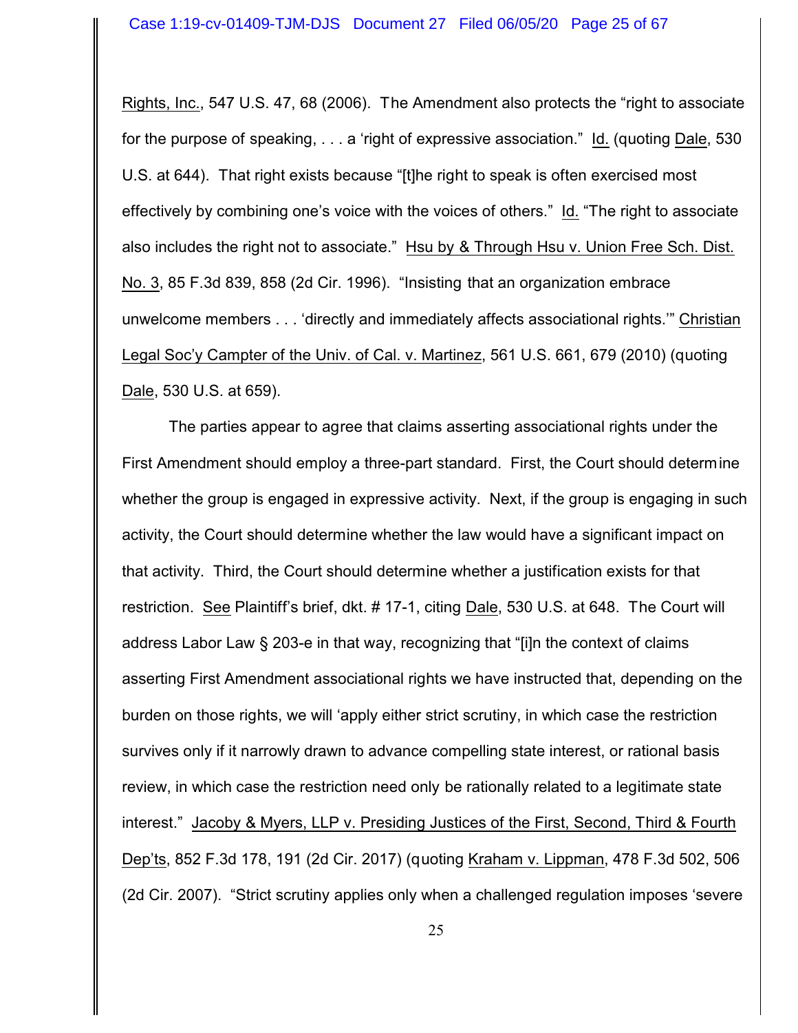Rights, Inc., 547 U.S. 47, 68 (2006). The Amendment also protects the "right to associate for the purpose of speaking, . . . a 'right of expressive association." Id. (quoting Dale, 530 U.S. at 644). That right exists because "[t]he right to speak is often exercised most effectively by combining one's voice with the voices of others." Id. "The right to associate also includes the right not to associate." Hsu by & Through Hsu v. Union Free Sch. Dist. No. 3, 85 F.3d 839, 858 (2d Cir. 1996). "Insisting that an organization embrace unwelcome members . . . 'directly and immediately affects associational rights.'" Christian Legal Soc'y Campter of the Univ. of Cal. v. Martinez, 561 U.S. 661, 679 (2010) (quoting Dale, 530 U.S. at 659).

The parties appear to agree that claims asserting associational rights under the First Amendment should employ a three-part standard. First, the Court should determine whether the group is engaged in expressive activity. Next, if the group is engaging in such activity, the Court should determine whether the law would have a significant impact on that activity. Third, the Court should determine whether a justification exists for that restriction. See Plaintiff's brief, dkt. # 17-1, citing Dale, 530 U.S. at 648. The Court will address Labor Law § 203-e in that way, recognizing that "[i]n the context of claims asserting First Amendment associational rights we have instructed that, depending on the burden on those rights, we will 'apply either strict scrutiny, in which case the restriction survives only if it narrowly drawn to advance compelling state interest, or rational basis review, in which case the restriction need only be rationally related to a legitimate state interest." Jacoby & Myers, LLP v. Presiding Justices of the First, Second, Third & Fourth Dep'ts, 852 F.3d 178, 191 (2d Cir. 2017) (quoting Kraham v. Lippman, 478 F.3d 502, 506 (2d Cir. 2007). "Strict scrutiny applies only when a challenged regulation imposes 'severe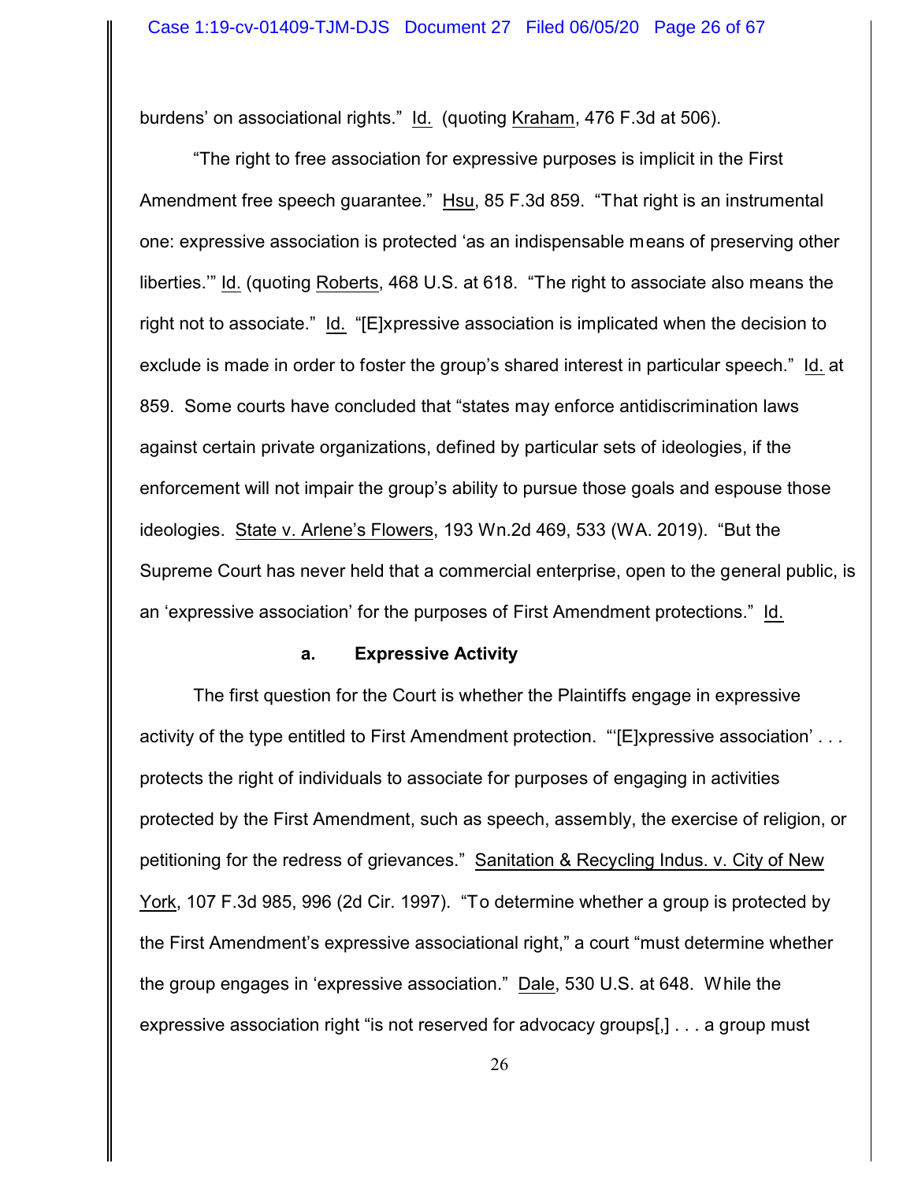burdens' on associational rights." Id. (quoting Kraham, 476 F.3d at 506).

"The right to free association for expressive purposes is implicit in the First Amendment free speech guarantee." Hsu, 85 F.3d 859. "That right is an instrumental one: expressive association is protected 'as an indispensable means of preserving other liberties.'" Id. (quoting Roberts, 468 U.S. at 618. "The right to associate also means the right not to associate." Id. "[E]xpressive association is implicated when the decision to exclude is made in order to foster the group's shared interest in particular speech." Id. at 859. Some courts have concluded that "states may enforce antidiscrimination laws against certain private organizations, defined by particular sets of ideologies, if the enforcement will not impair the group's ability to pursue those goals and espouse those ideologies. State v. Arlene's Flowers, 193 Wn.2d 469, 533 (WA. 2019). "But the Supreme Court has never held that a commercial enterprise, open to the general public, is an 'expressive association' for the purposes of First Amendment protections." Id.

#### a. Expressive Activity

The first question for the Court is whether the Plaintiffs engage in expressive activity of the type entitled to First Amendment protection. "'[E]xpressive association' . . . protects the right of individuals to associate for purposes of engaging in activities protected by the First Amendment, such as speech, assembly, the exercise of religion, or petitioning for the redress of grievances." Sanitation & Recycling Indus. v. City of New York, 107 F.3d 985, 996 (2d Cir. 1997). "To determine whether a group is protected by the First Amendment's expressive associational right," a court "must determine whether the group engages in 'expressive association." Dale, 530 U.S. at 648. While the expressive association right "is not reserved for advocacy groups[,] . . . a group must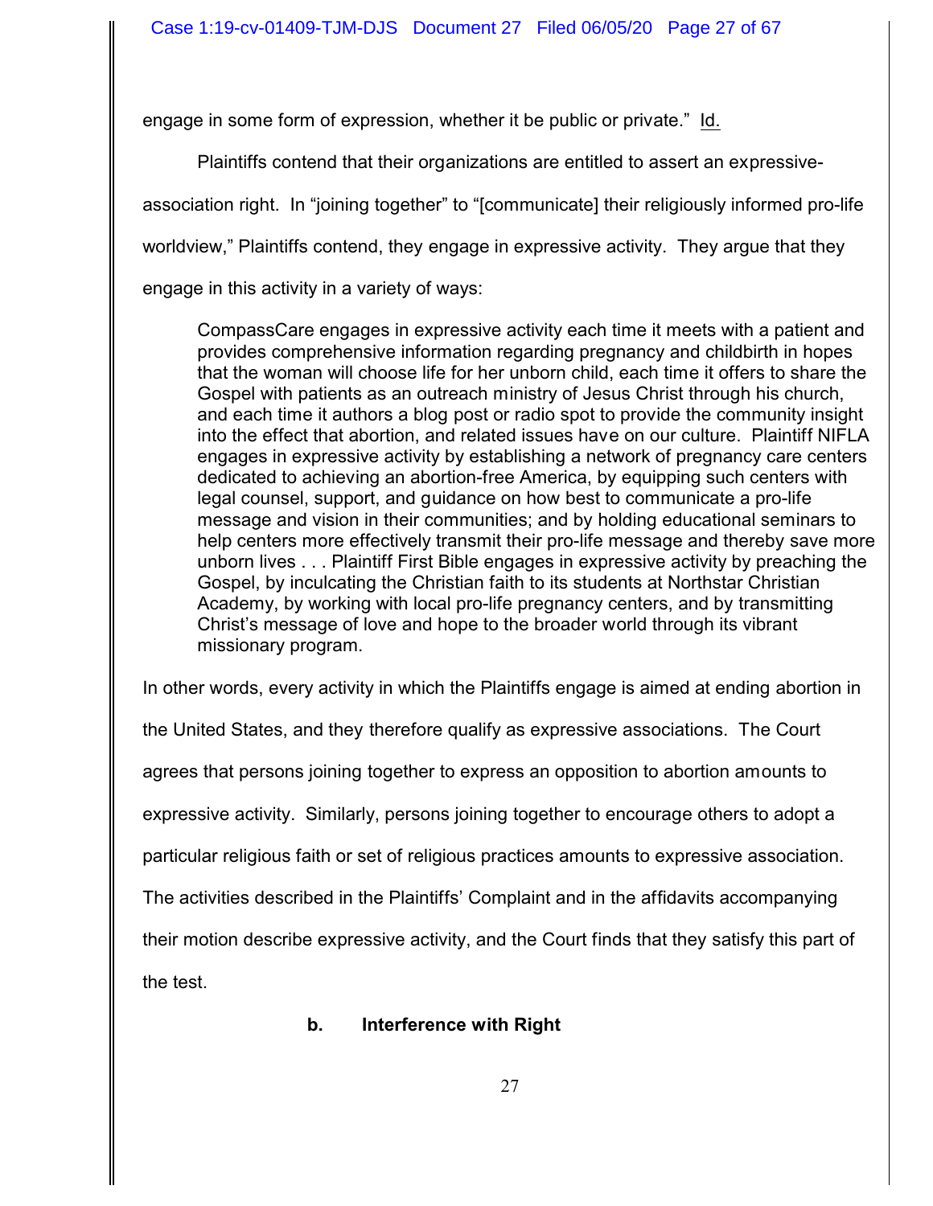engage in some form of expression, whether it be public or private." Id.

Plaintiffs contend that their organizations are entitled to assert an expressive-association right. In "joining together" to "[communicate] their religiously informed pro-life worldview," Plaintiffs contend, they engage in expressive activity. They argue that they engage in this activity in a variety of ways:

> CompassCare engages in expressive activity each time it meets with a patient and provides comprehensive information regarding pregnancy and childbirth in hopes that the woman will choose life for her unborn child, each time it offers to share the Gospel with patients as an outreach ministry of Jesus Christ through his church, and each time it authors a blog post or radio spot to provide the community insight into the effect that abortion, and related issues have on our culture. Plaintiff NIFLA engages in expressive activity by establishing a network of pregnancy care centers dedicated to achieving an abortion-free America, by equipping such centers with legal counsel, support, and guidance on how best to communicate a pro-life message and vision in their communities; and by holding educational seminars to help centers more effectively transmit their pro-life message and thereby save more unborn lives . . . Plaintiff First Bible engages in expressive activity by preaching the Gospel, by inculcating the Christian faith to its students at Northstar Christian Academy, by working with local pro-life pregnancy centers, and by transmitting Christ's message of love and hope to the broader world through its vibrant missionary program.

In other words, every activity in which the Plaintiffs engage is aimed at ending abortion in the United States, and they therefore qualify as expressive associations. The Court agrees that persons joining together to express an opposition to abortion amounts to expressive activity. Similarly, persons joining together to encourage others to adopt a particular religious faith or set of religious practices amounts to expressive association. The activities described in the Plaintiffs' Complaint and in the affidavits accompanying their motion describe expressive activity, and the Court finds that they satisfy this part of the test.

**b. Interference with Right**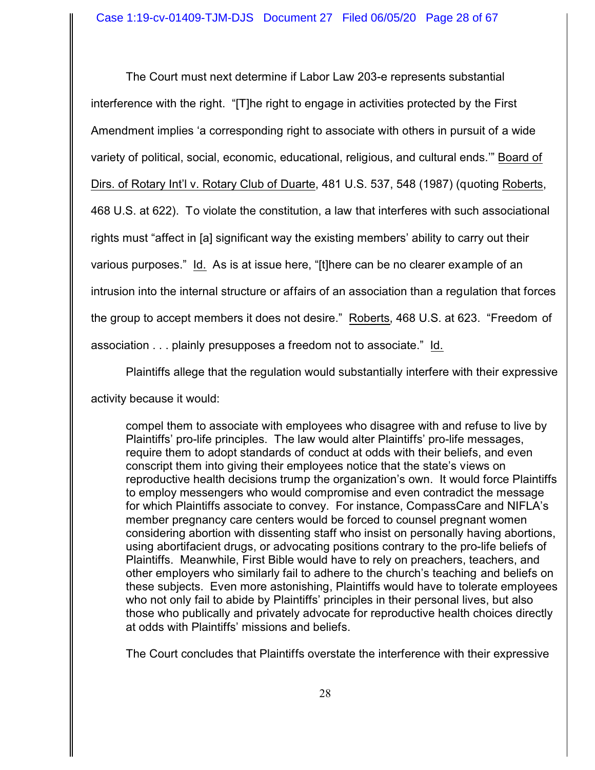The Court must next determine if Labor Law 203-e represents substantial interference with the right. "[T]he right to engage in activities protected by the First Amendment implies 'a corresponding right to associate with others in pursuit of a wide variety of political, social, economic, educational, religious, and cultural ends.'" Board of Dirs. of Rotary Int'l v. Rotary Club of Duarte, 481 U.S. 537, 548 (1987) (quoting Roberts, 468 U.S. at 622). To violate the constitution, a law that interferes with such associational rights must "affect in [a] significant way the existing members' ability to carry out their various purposes." Id. As is at issue here, "[t]here can be no clearer example of an intrusion into the internal structure or affairs of an association than a regulation that forces the group to accept members it does not desire." Roberts, 468 U.S. at 623. "Freedom of association . . . plainly presupposes a freedom not to associate." Id.

Plaintiffs allege that the regulation would substantially interfere with their expressive activity because it would:

> compel them to associate with employees who disagree with and refuse to live by Plaintiffs' pro-life principles. The law would alter Plaintiffs' pro-life messages, require them to adopt standards of conduct at odds with their beliefs, and even conscript them into giving their employees notice that the state's views on reproductive health decisions trump the organization's own. It would force Plaintiffs to employ messengers who would compromise and even contradict the message for which Plaintiffs associate to convey. For instance, CompassCare and NIFLA's member pregnancy care centers would be forced to counsel pregnant women considering abortion with dissenting staff who insist on personally having abortions, using abortifacient drugs, or advocating positions contrary to the pro-life beliefs of Plaintiffs. Meanwhile, First Bible would have to rely on preachers, teachers, and other employers who similarly fail to adhere to the church's teaching and beliefs on these subjects. Even more astonishing, Plaintiffs would have to tolerate employees who not only fail to abide by Plaintiffs' principles in their personal lives, but also those who publically and privately advocate for reproductive health choices directly at odds with Plaintiffs' missions and beliefs.

The Court concludes that Plaintiffs overstate the interference with their expressive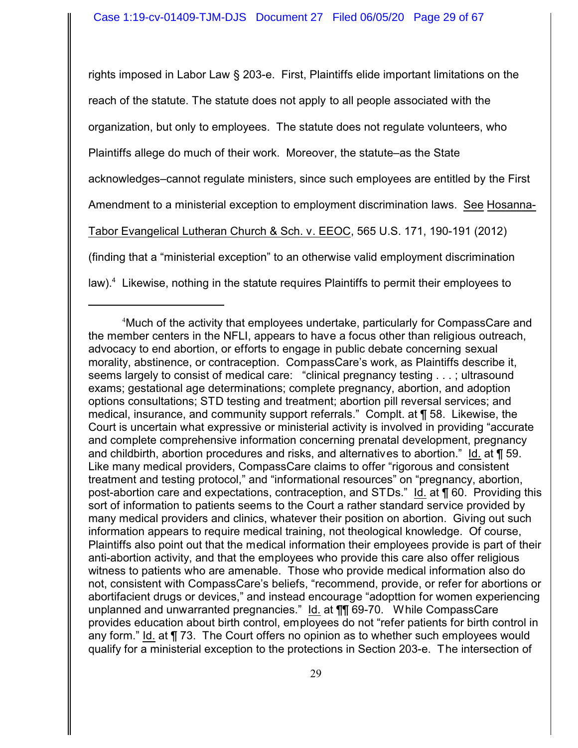rights imposed in Labor Law § 203-e. First, Plaintiffs elide important limitations on the reach of the statute. The statute does not apply to all people associated with the organization, but only to employees. The statute does not regulate volunteers, who Plaintiffs allege do much of their work. Moreover, the statute–as the State acknowledges–cannot regulate ministers, since such employees are entitled by the First Amendment to a ministerial exception to employment discrimination laws. See Hosanna-Tabor Evangelical Lutheran Church & Sch. v. EEOC, 565 U.S. 171, 190-191 (2012) (finding that a "ministerial exception" to an otherwise valid employment discrimination law).[4] Likewise, nothing in the statute requires Plaintiffs to permit their employees to

---

[4]Much of the activity that employees undertake, particularly for CompassCare and the member centers in the NFLI, appears to have a focus other than religious outreach, advocacy to end abortion, or efforts to engage in public debate concerning sexual morality, abstinence, or contraception. CompassCare's work, as Plaintiffs describe it, seems largely to consist of medical care: "clinical pregnancy testing . . . ; ultrasound exams; gestational age determinations; complete pregnancy, abortion, and adoption options consultations; STD testing and treatment; abortion pill reversal services; and medical, insurance, and community support referrals." Complt. at ¶ 58. Likewise, the Court is uncertain what expressive or ministerial activity is involved in providing "accurate and complete comprehensive information concerning prenatal development, pregnancy and childbirth, abortion procedures and risks, and alternatives to abortion." Id. at ¶ 59. Like many medical providers, CompassCare claims to offer "rigorous and consistent treatment and testing protocol," and "informational resources" on "pregnancy, abortion, post-abortion care and expectations, contraception, and STDs." Id. at ¶ 60. Providing this sort of information to patients seems to the Court a rather standard service provided by many medical providers and clinics, whatever their position on abortion. Giving out such information appears to require medical training, not theological knowledge. Of course, Plaintiffs also point out that the medical information their employees provide is part of their anti-abortion activity, and that the employees who provide this care also offer religious witness to patients who are amenable. Those who provide medical information also do not, consistent with CompassCare's beliefs, "recommend, provide, or refer for abortions or abortifacient drugs or devices," and instead encourage "adopttion for women experiencing unplanned and unwarranted pregnancies." Id. at ¶¶ 69-70. While CompassCare provides education about birth control, employees do not "refer patients for birth control in any form." Id. at ¶ 73. The Court offers no opinion as to whether such employees would qualify for a ministerial exception to the protections in Section 203-e. The intersection of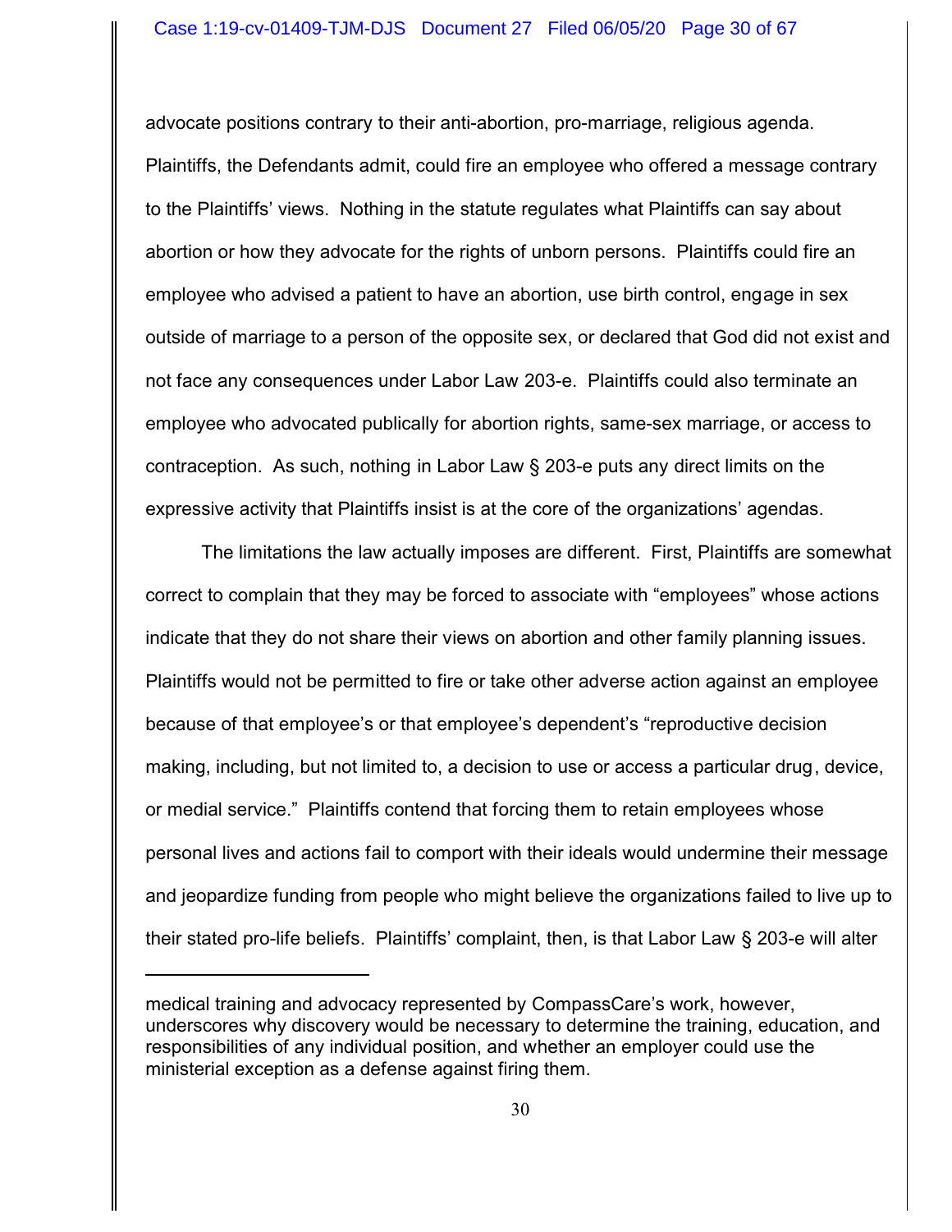advocate positions contrary to their anti-abortion, pro-marriage, religious agenda. Plaintiffs, the Defendants admit, could fire an employee who offered a message contrary to the Plaintiffs' views. Nothing in the statute regulates what Plaintiffs can say about abortion or how they advocate for the rights of unborn persons. Plaintiffs could fire an employee who advised a patient to have an abortion, use birth control, engage in sex outside of marriage to a person of the opposite sex, or declared that God did not exist and not face any consequences under Labor Law 203-e. Plaintiffs could also terminate an employee who advocated publically for abortion rights, same-sex marriage, or access to contraception. As such, nothing in Labor Law § 203-e puts any direct limits on the expressive activity that Plaintiffs insist is at the core of the organizations' agendas.

The limitations the law actually imposes are different. First, Plaintiffs are somewhat correct to complain that they may be forced to associate with "employees" whose actions indicate that they do not share their views on abortion and other family planning issues. Plaintiffs would not be permitted to fire or take other adverse action against an employee because of that employee's or that employee's dependent's "reproductive decision making, including, but not limited to, a decision to use or access a particular drug, device, or medial service." Plaintiffs contend that forcing them to retain employees whose personal lives and actions fail to comport with their ideals would undermine their message and jeopardize funding from people who might believe the organizations failed to live up to their stated pro-life beliefs. Plaintiffs' complaint, then, is that Labor Law § 203-e will alter

---

medical training and advocacy represented by CompassCare's work, however, underscores why discovery would be necessary to determine the training, education, and responsibilities of any individual position, and whether an employer could use the ministerial exception as a defense against firing them.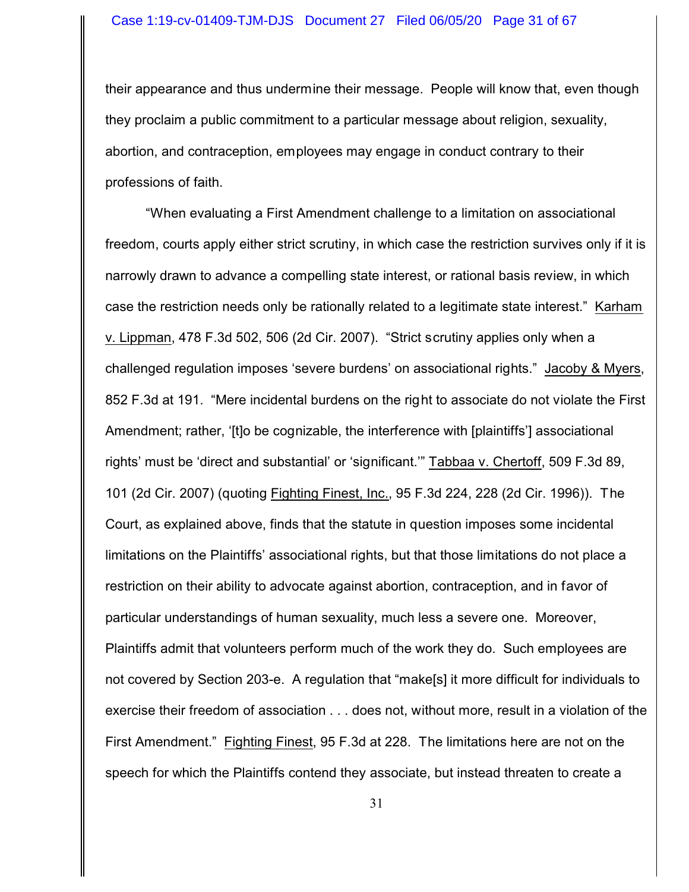their appearance and thus undermine their message. People will know that, even though they proclaim a public commitment to a particular message about religion, sexuality, abortion, and contraception, employees may engage in conduct contrary to their professions of faith.

"When evaluating a First Amendment challenge to a limitation on associational freedom, courts apply either strict scrutiny, in which case the restriction survives only if it is narrowly drawn to advance a compelling state interest, or rational basis review, in which case the restriction needs only be rationally related to a legitimate state interest." Karham v. Lippman, 478 F.3d 502, 506 (2d Cir. 2007). "Strict scrutiny applies only when a challenged regulation imposes 'severe burdens' on associational rights." Jacoby & Myers, 852 F.3d at 191. "Mere incidental burdens on the right to associate do not violate the First Amendment; rather, '[t]o be cognizable, the interference with [plaintiffs'] associational rights' must be 'direct and substantial' or 'significant.'" Tabbaa v. Chertoff, 509 F.3d 89, 101 (2d Cir. 2007) (quoting Fighting Finest, Inc., 95 F.3d 224, 228 (2d Cir. 1996)). The Court, as explained above, finds that the statute in question imposes some incidental limitations on the Plaintiffs' associational rights, but that those limitations do not place a restriction on their ability to advocate against abortion, contraception, and in favor of particular understandings of human sexuality, much less a severe one. Moreover, Plaintiffs admit that volunteers perform much of the work they do. Such employees are not covered by Section 203-e. A regulation that "make[s] it more difficult for individuals to exercise their freedom of association . . . does not, without more, result in a violation of the First Amendment." Fighting Finest, 95 F.3d at 228. The limitations here are not on the speech for which the Plaintiffs contend they associate, but instead threaten to create a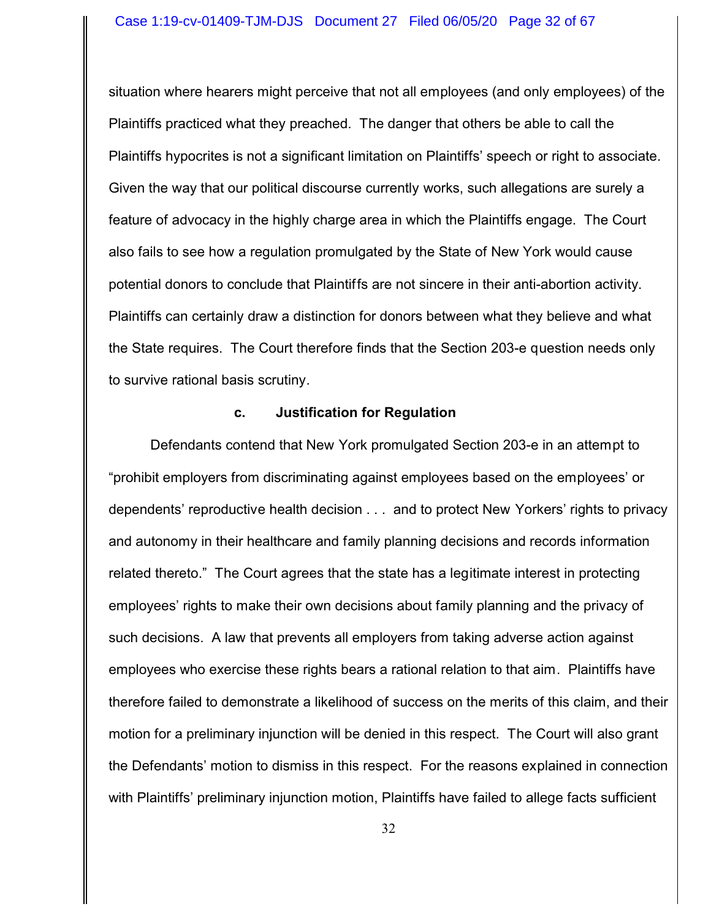situation where hearers might perceive that not all employees (and only employees) of the Plaintiffs practiced what they preached. The danger that others be able to call the Plaintiffs hypocrites is not a significant limitation on Plaintiffs' speech or right to associate. Given the way that our political discourse currently works, such allegations are surely a feature of advocacy in the highly charge area in which the Plaintiffs engage. The Court also fails to see how a regulation promulgated by the State of New York would cause potential donors to conclude that Plaintiffs are not sincere in their anti-abortion activity. Plaintiffs can certainly draw a distinction for donors between what they believe and what the State requires. The Court therefore finds that the Section 203-e question needs only to survive rational basis scrutiny.

**c. Justification for Regulation**

Defendants contend that New York promulgated Section 203-e in an attempt to "prohibit employers from discriminating against employees based on the employees' or dependents' reproductive health decision . . . and to protect New Yorkers' rights to privacy and autonomy in their healthcare and family planning decisions and records information related thereto." The Court agrees that the state has a legitimate interest in protecting employees' rights to make their own decisions about family planning and the privacy of such decisions. A law that prevents all employers from taking adverse action against employees who exercise these rights bears a rational relation to that aim. Plaintiffs have therefore failed to demonstrate a likelihood of success on the merits of this claim, and their motion for a preliminary injunction will be denied in this respect. The Court will also grant the Defendants' motion to dismiss in this respect. For the reasons explained in connection with Plaintiffs' preliminary injunction motion, Plaintiffs have failed to allege facts sufficient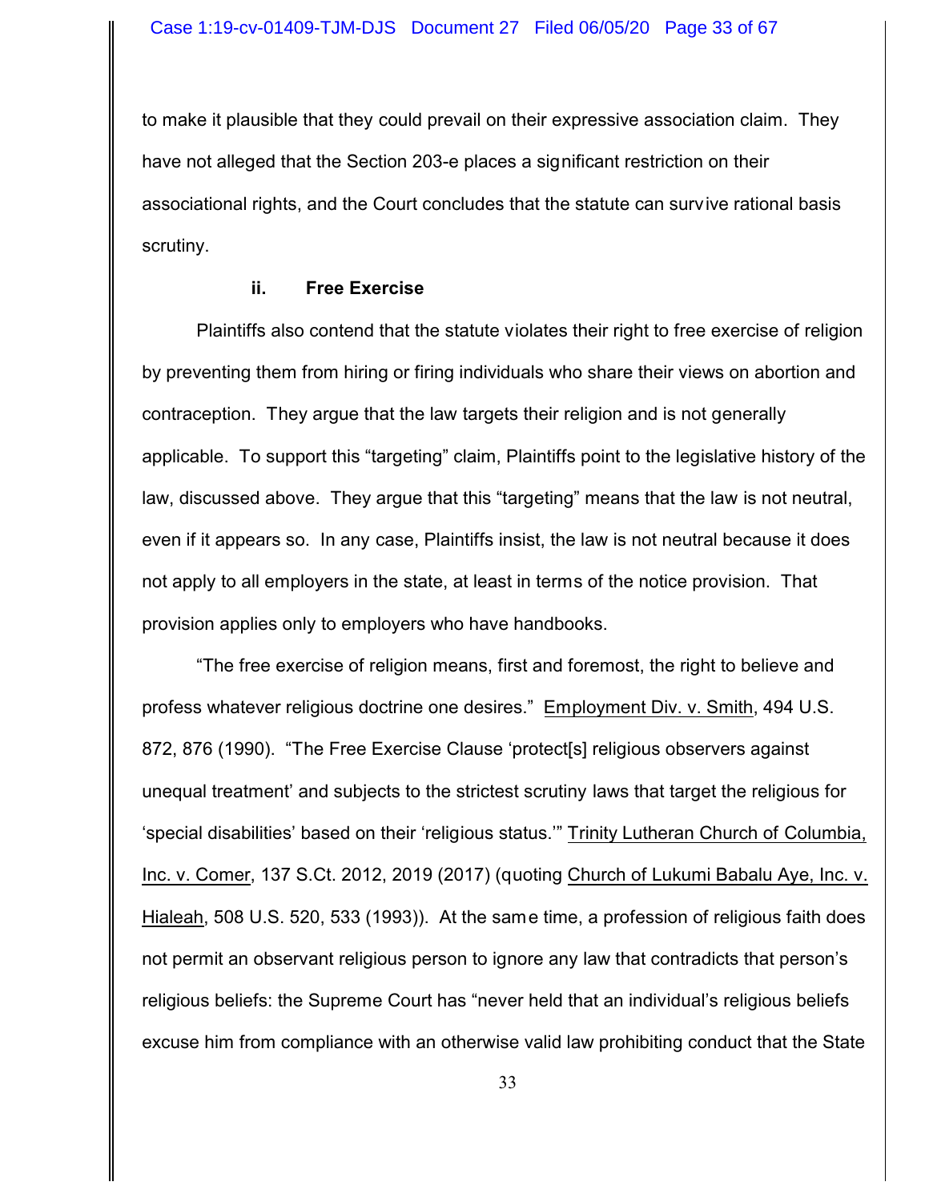to make it plausible that they could prevail on their expressive association claim. They have not alleged that the Section 203-e places a significant restriction on their associational rights, and the Court concludes that the statute can survive rational basis scrutiny.

#### ii. Free Exercise

Plaintiffs also contend that the statute violates their right to free exercise of religion by preventing them from hiring or firing individuals who share their views on abortion and contraception. They argue that the law targets their religion and is not generally applicable. To support this "targeting" claim, Plaintiffs point to the legislative history of the law, discussed above. They argue that this "targeting" means that the law is not neutral, even if it appears so. In any case, Plaintiffs insist, the law is not neutral because it does not apply to all employers in the state, at least in terms of the notice provision. That provision applies only to employers who have handbooks.

"The free exercise of religion means, first and foremost, the right to believe and profess whatever religious doctrine one desires." Employment Div. v. Smith, 494 U.S. 872, 876 (1990). "The Free Exercise Clause 'protect[s] religious observers against unequal treatment' and subjects to the strictest scrutiny laws that target the religious for 'special disabilities' based on their 'religious status.'" Trinity Lutheran Church of Columbia, Inc. v. Comer, 137 S.Ct. 2012, 2019 (2017) (quoting Church of Lukumi Babalu Aye, Inc. v. Hialeah, 508 U.S. 520, 533 (1993)). At the same time, a profession of religious faith does not permit an observant religious person to ignore any law that contradicts that person's religious beliefs: the Supreme Court has "never held that an individual's religious beliefs excuse him from compliance with an otherwise valid law prohibiting conduct that the State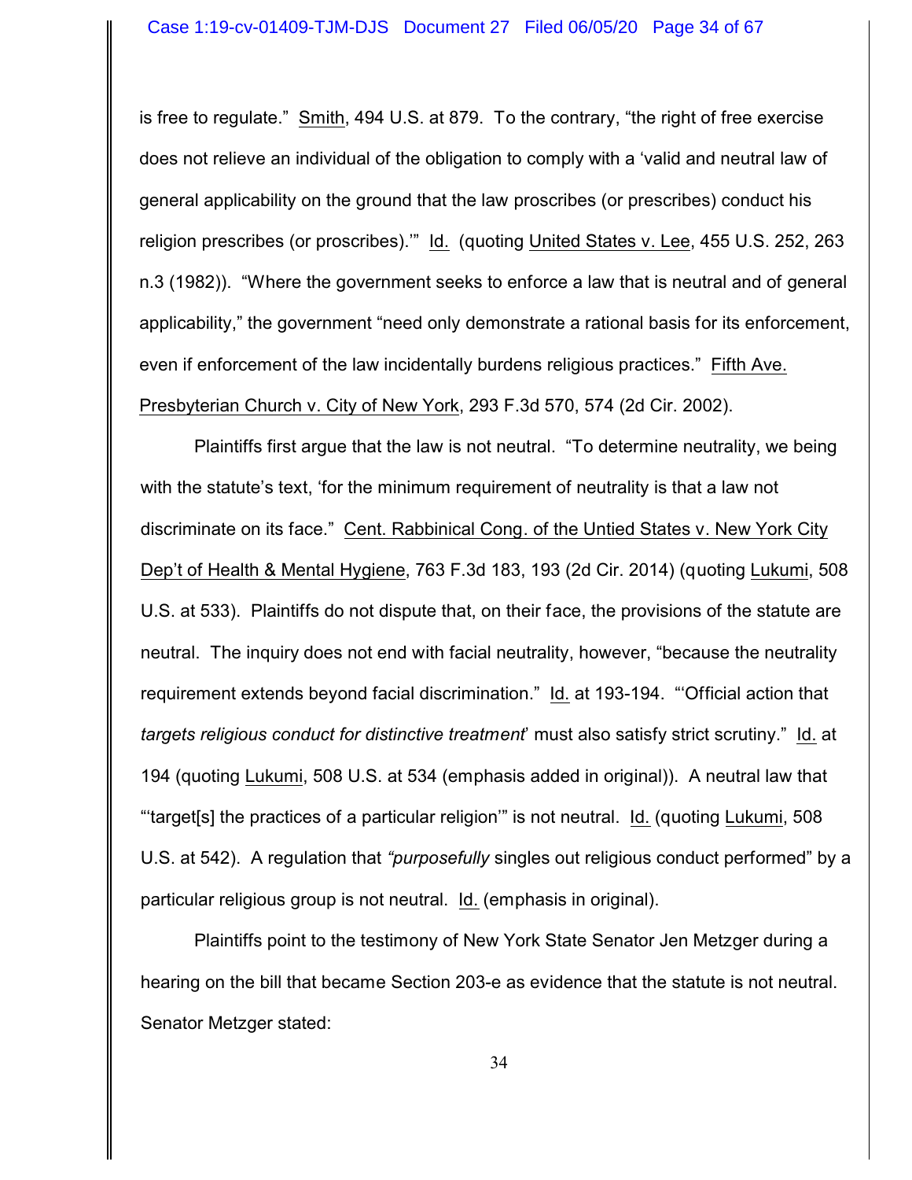is free to regulate." Smith, 494 U.S. at 879. To the contrary, "the right of free exercise does not relieve an individual of the obligation to comply with a 'valid and neutral law of general applicability on the ground that the law proscribes (or prescribes) conduct his religion prescribes (or proscribes).'" Id. (quoting United States v. Lee, 455 U.S. 252, 263 n.3 (1982)). "Where the government seeks to enforce a law that is neutral and of general applicability," the government "need only demonstrate a rational basis for its enforcement, even if enforcement of the law incidentally burdens religious practices." Fifth Ave. Presbyterian Church v. City of New York, 293 F.3d 570, 574 (2d Cir. 2002).

Plaintiffs first argue that the law is not neutral. "To determine neutrality, we being with the statute's text, 'for the minimum requirement of neutrality is that a law not discriminate on its face." Cent. Rabbinical Cong. of the Untied States v. New York City Dep't of Health & Mental Hygiene, 763 F.3d 183, 193 (2d Cir. 2014) (quoting Lukumi, 508 U.S. at 533). Plaintiffs do not dispute that, on their face, the provisions of the statute are neutral. The inquiry does not end with facial neutrality, however, "because the neutrality requirement extends beyond facial discrimination." Id. at 193-194. "'Official action that *targets religious conduct for distinctive treatment*' must also satisfy strict scrutiny." Id. at 194 (quoting Lukumi, 508 U.S. at 534 (emphasis added in original)). A neutral law that "'target[s] the practices of a particular religion'" is not neutral. Id. (quoting Lukumi, 508 U.S. at 542). A regulation that *"purposefully* singles out religious conduct performed" by a particular religious group is not neutral. Id. (emphasis in original).

Plaintiffs point to the testimony of New York State Senator Jen Metzger during a hearing on the bill that became Section 203-e as evidence that the statute is not neutral. Senator Metzger stated: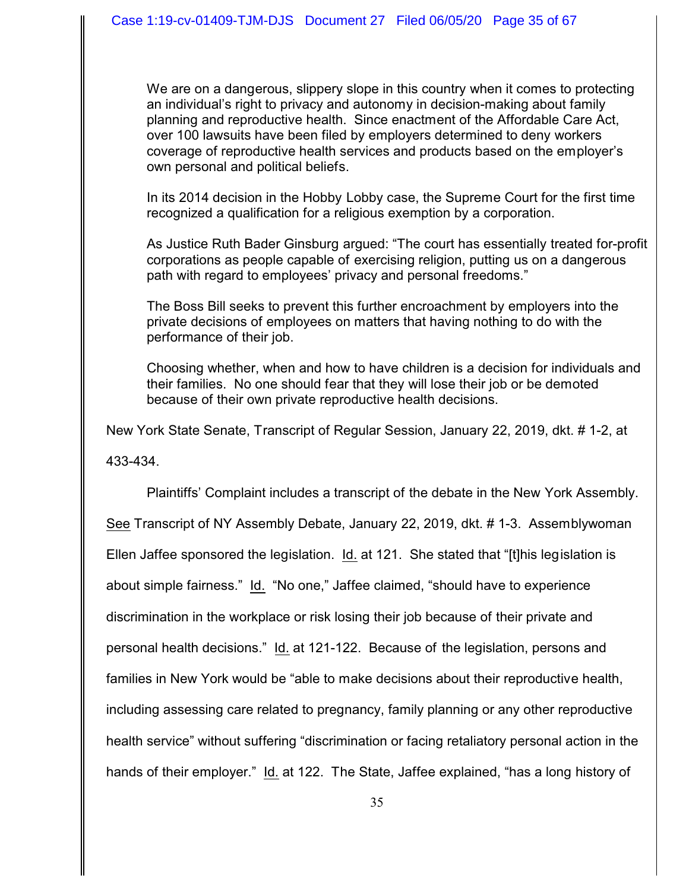> We are on a dangerous, slippery slope in this country when it comes to protecting an individual's right to privacy and autonomy in decision-making about family planning and reproductive health. Since enactment of the Affordable Care Act, over 100 lawsuits have been filed by employers determined to deny workers coverage of reproductive health services and products based on the employer's own personal and political beliefs.
>
> In its 2014 decision in the Hobby Lobby case, the Supreme Court for the first time recognized a qualification for a religious exemption by a corporation.
>
> As Justice Ruth Bader Ginsburg argued: "The court has essentially treated for-profit corporations as people capable of exercising religion, putting us on a dangerous path with regard to employees' privacy and personal freedoms."
>
> The Boss Bill seeks to prevent this further encroachment by employers into the private decisions of employees on matters that having nothing to do with the performance of their job.
>
> Choosing whether, when and how to have children is a decision for individuals and their families. No one should fear that they will lose their job or be demoted because of their own private reproductive health decisions.

New York State Senate, Transcript of Regular Session, January 22, 2019, dkt. # 1-2, at 433-434.

Plaintiffs' Complaint includes a transcript of the debate in the New York Assembly. See Transcript of NY Assembly Debate, January 22, 2019, dkt. # 1-3. Assemblywoman Ellen Jaffee sponsored the legislation. Id. at 121. She stated that "[t]his legislation is about simple fairness." Id. "No one," Jaffee claimed, "should have to experience discrimination in the workplace or risk losing their job because of their private and personal health decisions." Id. at 121-122. Because of the legislation, persons and families in New York would be "able to make decisions about their reproductive health, including assessing care related to pregnancy, family planning or any other reproductive health service" without suffering "discrimination or facing retaliatory personal action in the hands of their employer." Id. at 122. The State, Jaffee explained, "has a long history of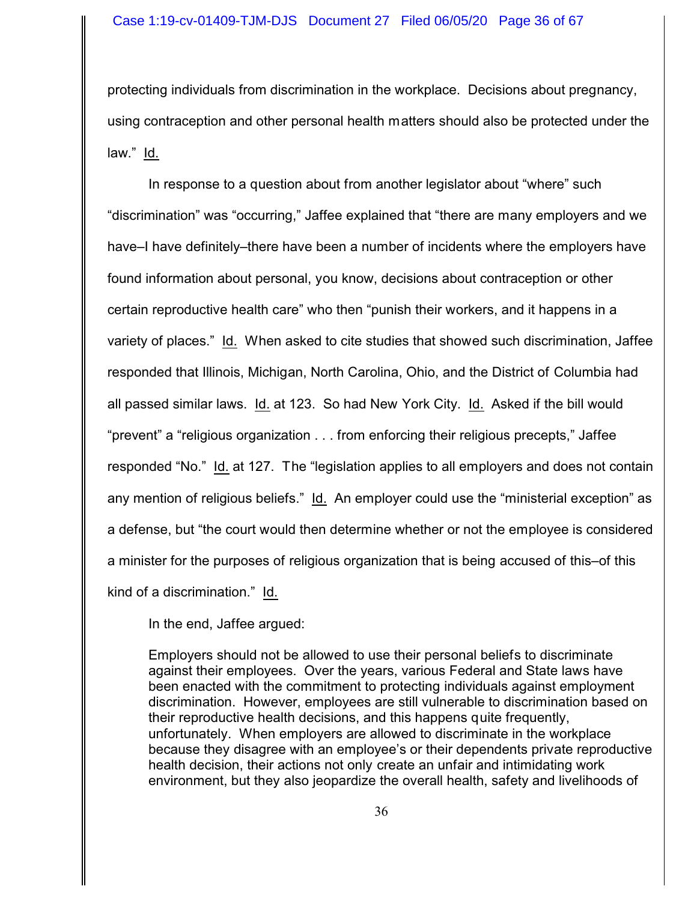protecting individuals from discrimination in the workplace. Decisions about pregnancy, using contraception and other personal health matters should also be protected under the law." Id.

In response to a question about from another legislator about "where" such "discrimination" was "occurring," Jaffee explained that "there are many employers and we have–I have definitely–there have been a number of incidents where the employers have found information about personal, you know, decisions about contraception or other certain reproductive health care" who then "punish their workers, and it happens in a variety of places." Id. When asked to cite studies that showed such discrimination, Jaffee responded that Illinois, Michigan, North Carolina, Ohio, and the District of Columbia had all passed similar laws. Id. at 123. So had New York City. Id. Asked if the bill would "prevent" a "religious organization . . . from enforcing their religious precepts," Jaffee responded "No." Id. at 127. The "legislation applies to all employers and does not contain any mention of religious beliefs." Id. An employer could use the "ministerial exception" as a defense, but "the court would then determine whether or not the employee is considered a minister for the purposes of religious organization that is being accused of this–of this kind of a discrimination." Id.

In the end, Jaffee argued:

> Employers should not be allowed to use their personal beliefs to discriminate against their employees. Over the years, various Federal and State laws have been enacted with the commitment to protecting individuals against employment discrimination. However, employees are still vulnerable to discrimination based on their reproductive health decisions, and this happens quite frequently, unfortunately. When employers are allowed to discriminate in the workplace because they disagree with an employee's or their dependents private reproductive health decision, their actions not only create an unfair and intimidating work environment, but they also jeopardize the overall health, safety and livelihoods of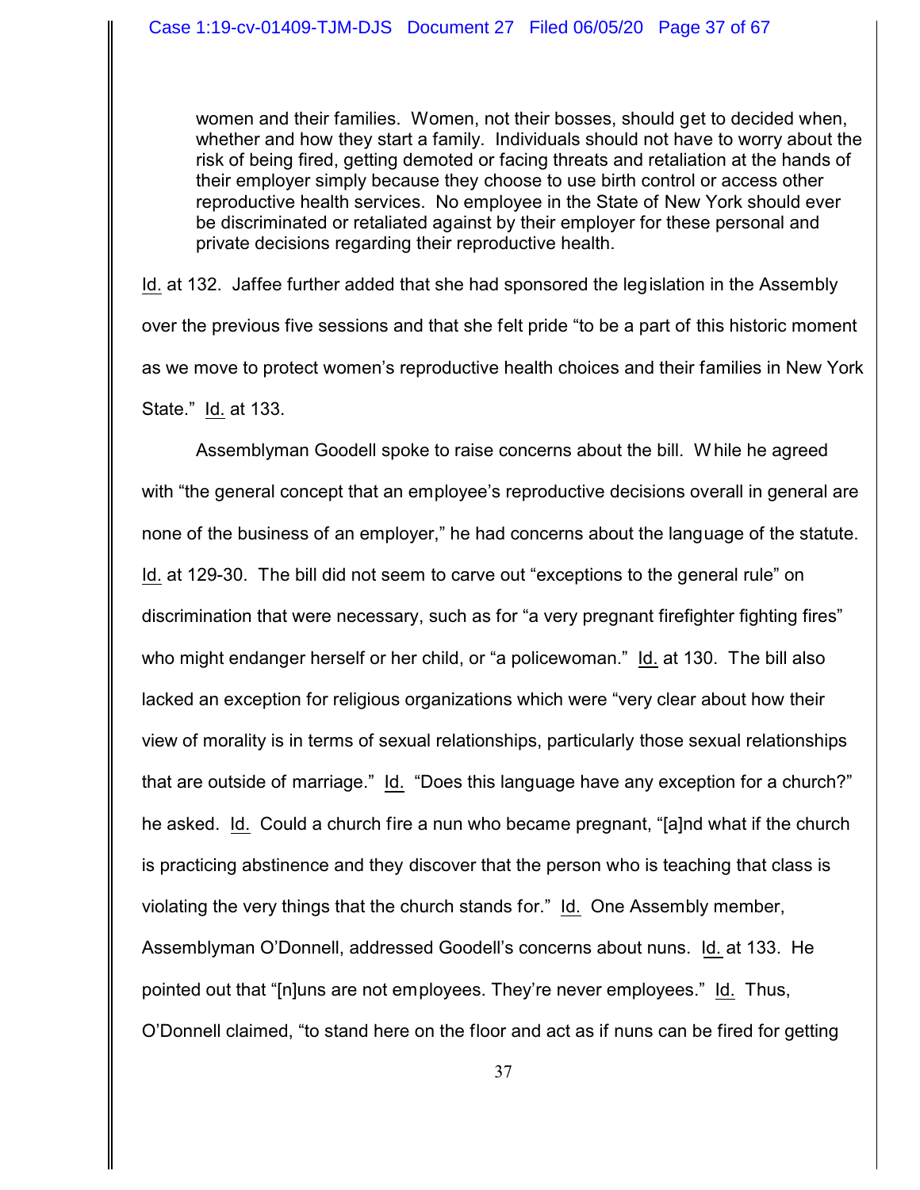> women and their families. Women, not their bosses, should get to decided when, whether and how they start a family. Individuals should not have to worry about the risk of being fired, getting demoted or facing threats and retaliation at the hands of their employer simply because they choose to use birth control or access other reproductive health services. No employee in the State of New York should ever be discriminated or retaliated against by their employer for these personal and private decisions regarding their reproductive health.

Id. at 132. Jaffee further added that she had sponsored the legislation in the Assembly over the previous five sessions and that she felt pride "to be a part of this historic moment as we move to protect women's reproductive health choices and their families in New York State." Id. at 133.

Assemblyman Goodell spoke to raise concerns about the bill. While he agreed with "the general concept that an employee's reproductive decisions overall in general are none of the business of an employer," he had concerns about the language of the statute. Id. at 129-30. The bill did not seem to carve out "exceptions to the general rule" on discrimination that were necessary, such as for "a very pregnant firefighter fighting fires" who might endanger herself or her child, or "a policewoman." Id. at 130. The bill also lacked an exception for religious organizations which were "very clear about how their view of morality is in terms of sexual relationships, particularly those sexual relationships that are outside of marriage." Id. "Does this language have any exception for a church?" he asked. Id. Could a church fire a nun who became pregnant, "[a]nd what if the church is practicing abstinence and they discover that the person who is teaching that class is violating the very things that the church stands for." Id. One Assembly member, Assemblyman O'Donnell, addressed Goodell's concerns about nuns. Id. at 133. He pointed out that "[n]uns are not employees. They're never employees." Id. Thus, O'Donnell claimed, "to stand here on the floor and act as if nuns can be fired for getting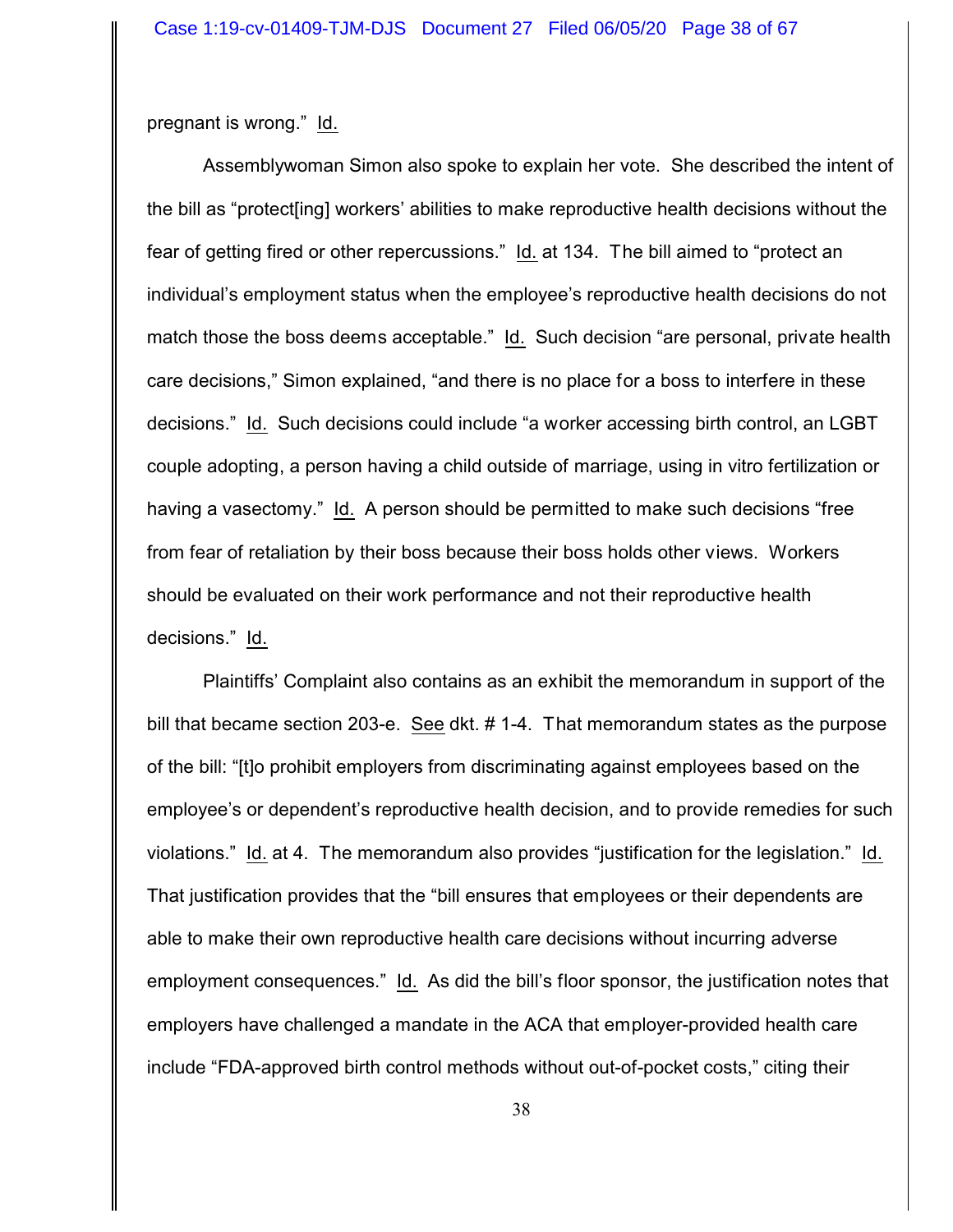pregnant is wrong." Id.

Assemblywoman Simon also spoke to explain her vote. She described the intent of the bill as "protect[ing] workers' abilities to make reproductive health decisions without the fear of getting fired or other repercussions." Id. at 134. The bill aimed to "protect an individual's employment status when the employee's reproductive health decisions do not match those the boss deems acceptable." Id. Such decision "are personal, private health care decisions," Simon explained, "and there is no place for a boss to interfere in these decisions." Id. Such decisions could include "a worker accessing birth control, an LGBT couple adopting, a person having a child outside of marriage, using in vitro fertilization or having a vasectomy." Id. A person should be permitted to make such decisions "free from fear of retaliation by their boss because their boss holds other views. Workers should be evaluated on their work performance and not their reproductive health decisions." Id.

Plaintiffs' Complaint also contains as an exhibit the memorandum in support of the bill that became section 203-e. See dkt. # 1-4. That memorandum states as the purpose of the bill: "[t]o prohibit employers from discriminating against employees based on the employee's or dependent's reproductive health decision, and to provide remedies for such violations." Id. at 4. The memorandum also provides "justification for the legislation." Id. That justification provides that the "bill ensures that employees or their dependents are able to make their own reproductive health care decisions without incurring adverse employment consequences." Id. As did the bill's floor sponsor, the justification notes that employers have challenged a mandate in the ACA that employer-provided health care include "FDA-approved birth control methods without out-of-pocket costs," citing their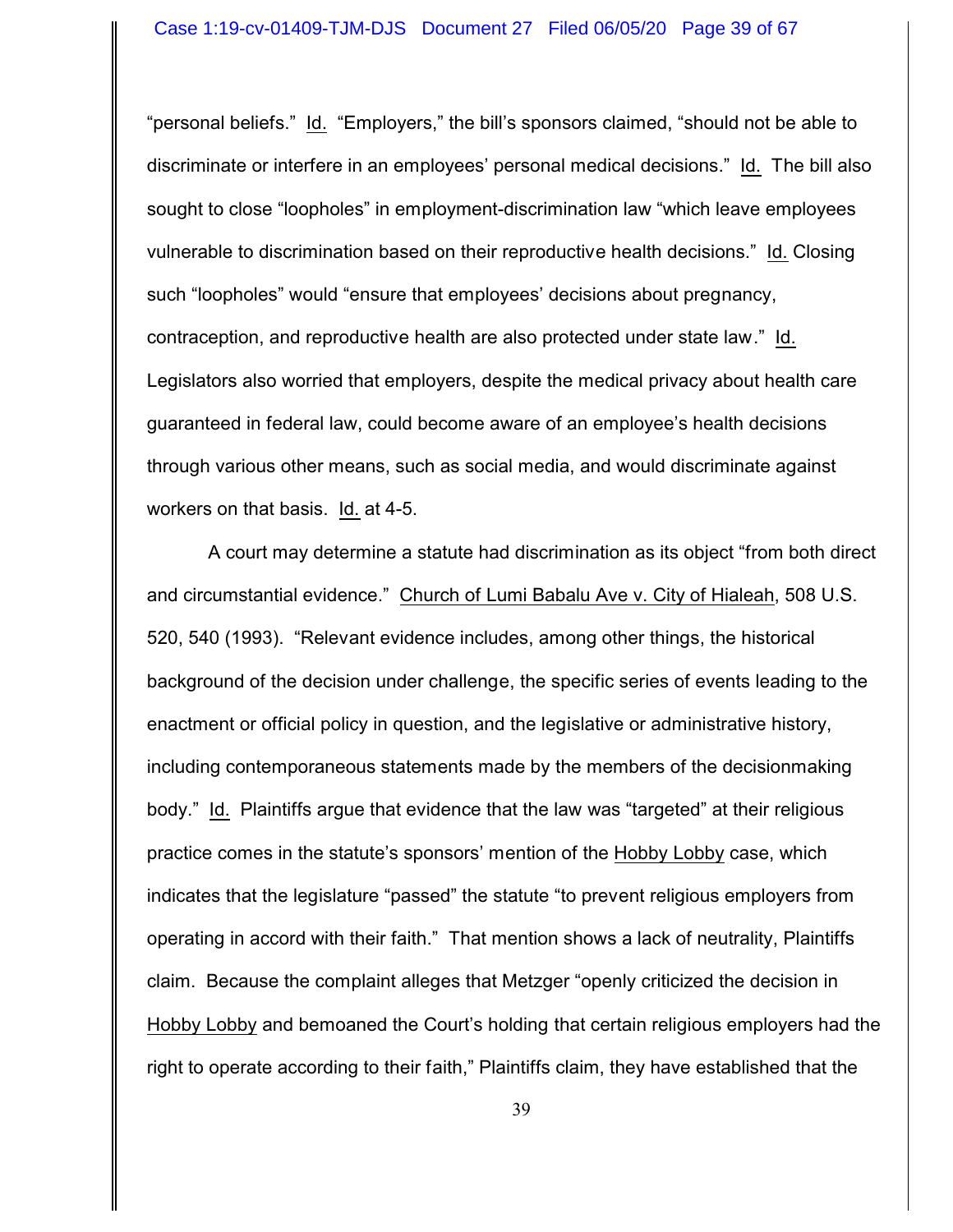"personal beliefs." Id. "Employers," the bill's sponsors claimed, "should not be able to discriminate or interfere in an employees' personal medical decisions." Id. The bill also sought to close "loopholes" in employment-discrimination law "which leave employees vulnerable to discrimination based on their reproductive health decisions." Id. Closing such "loopholes" would "ensure that employees' decisions about pregnancy, contraception, and reproductive health are also protected under state law." Id. Legislators also worried that employers, despite the medical privacy about health care guaranteed in federal law, could become aware of an employee's health decisions through various other means, such as social media, and would discriminate against workers on that basis. Id. at 4-5.

A court may determine a statute had discrimination as its object "from both direct and circumstantial evidence." Church of Lumi Babalu Ave v. City of Hialeah, 508 U.S. 520, 540 (1993). "Relevant evidence includes, among other things, the historical background of the decision under challenge, the specific series of events leading to the enactment or official policy in question, and the legislative or administrative history, including contemporaneous statements made by the members of the decisionmaking body." Id. Plaintiffs argue that evidence that the law was "targeted" at their religious practice comes in the statute's sponsors' mention of the Hobby Lobby case, which indicates that the legislature "passed" the statute "to prevent religious employers from operating in accord with their faith." That mention shows a lack of neutrality, Plaintiffs claim. Because the complaint alleges that Metzger "openly criticized the decision in Hobby Lobby and bemoaned the Court's holding that certain religious employers had the right to operate according to their faith," Plaintiffs claim, they have established that the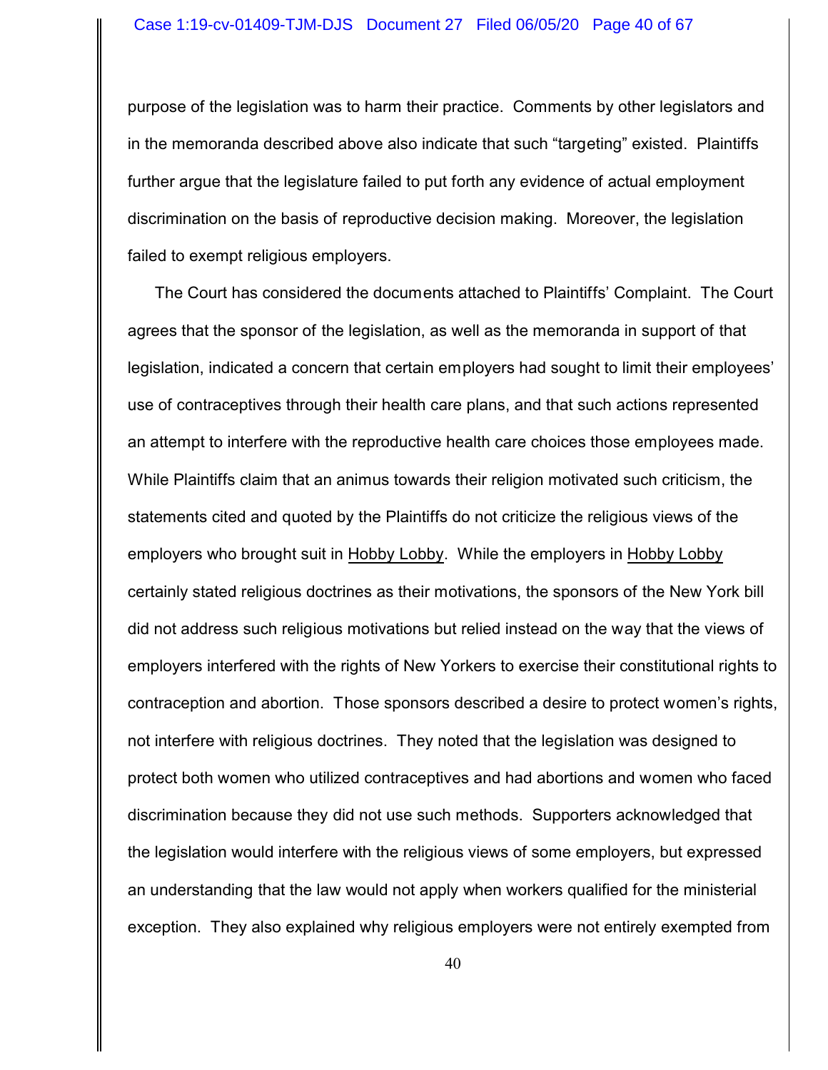purpose of the legislation was to harm their practice. Comments by other legislators and in the memoranda described above also indicate that such "targeting" existed. Plaintiffs further argue that the legislature failed to put forth any evidence of actual employment discrimination on the basis of reproductive decision making. Moreover, the legislation failed to exempt religious employers.

The Court has considered the documents attached to Plaintiffs' Complaint. The Court agrees that the sponsor of the legislation, as well as the memoranda in support of that legislation, indicated a concern that certain employers had sought to limit their employees' use of contraceptives through their health care plans, and that such actions represented an attempt to interfere with the reproductive health care choices those employees made. While Plaintiffs claim that an animus towards their religion motivated such criticism, the statements cited and quoted by the Plaintiffs do not criticize the religious views of the employers who brought suit in Hobby Lobby. While the employers in Hobby Lobby certainly stated religious doctrines as their motivations, the sponsors of the New York bill did not address such religious motivations but relied instead on the way that the views of employers interfered with the rights of New Yorkers to exercise their constitutional rights to contraception and abortion. Those sponsors described a desire to protect women's rights, not interfere with religious doctrines. They noted that the legislation was designed to protect both women who utilized contraceptives and had abortions and women who faced discrimination because they did not use such methods. Supporters acknowledged that the legislation would interfere with the religious views of some employers, but expressed an understanding that the law would not apply when workers qualified for the ministerial exception. They also explained why religious employers were not entirely exempted from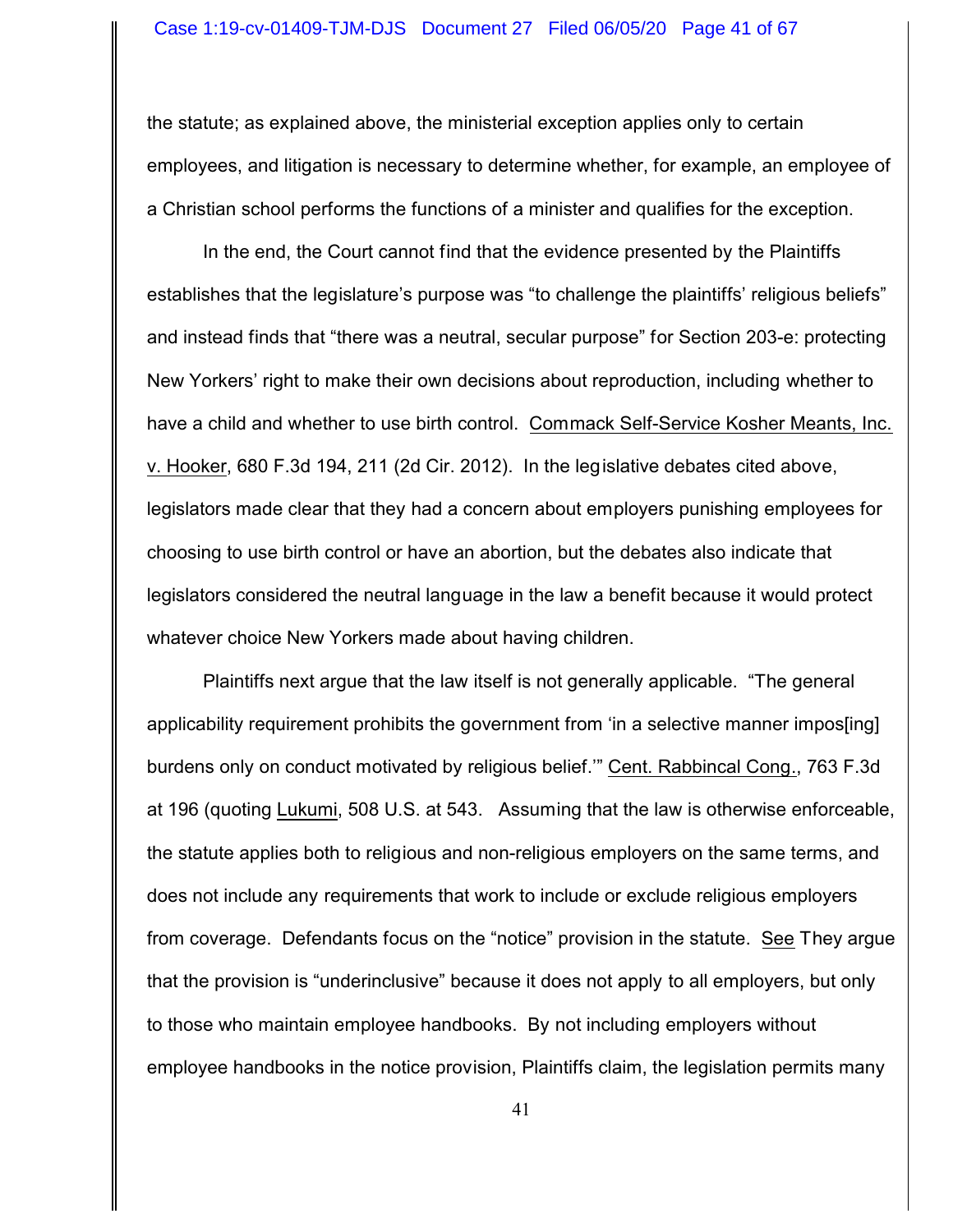the statute; as explained above, the ministerial exception applies only to certain employees, and litigation is necessary to determine whether, for example, an employee of a Christian school performs the functions of a minister and qualifies for the exception.

In the end, the Court cannot find that the evidence presented by the Plaintiffs establishes that the legislature's purpose was "to challenge the plaintiffs' religious beliefs" and instead finds that "there was a neutral, secular purpose" for Section 203-e: protecting New Yorkers' right to make their own decisions about reproduction, including whether to have a child and whether to use birth control. Commack Self-Service Kosher Meants, Inc. v. Hooker, 680 F.3d 194, 211 (2d Cir. 2012). In the legislative debates cited above, legislators made clear that they had a concern about employers punishing employees for choosing to use birth control or have an abortion, but the debates also indicate that legislators considered the neutral language in the law a benefit because it would protect whatever choice New Yorkers made about having children.

Plaintiffs next argue that the law itself is not generally applicable. "The general applicability requirement prohibits the government from 'in a selective manner impos[ing] burdens only on conduct motivated by religious belief.'" Cent. Rabbincal Cong., 763 F.3d at 196 (quoting Lukumi, 508 U.S. at 543. Assuming that the law is otherwise enforceable, the statute applies both to religious and non-religious employers on the same terms, and does not include any requirements that work to include or exclude religious employers from coverage. Defendants focus on the "notice" provision in the statute. See They argue that the provision is "underinclusive" because it does not apply to all employers, but only to those who maintain employee handbooks. By not including employers without employee handbooks in the notice provision, Plaintiffs claim, the legislation permits many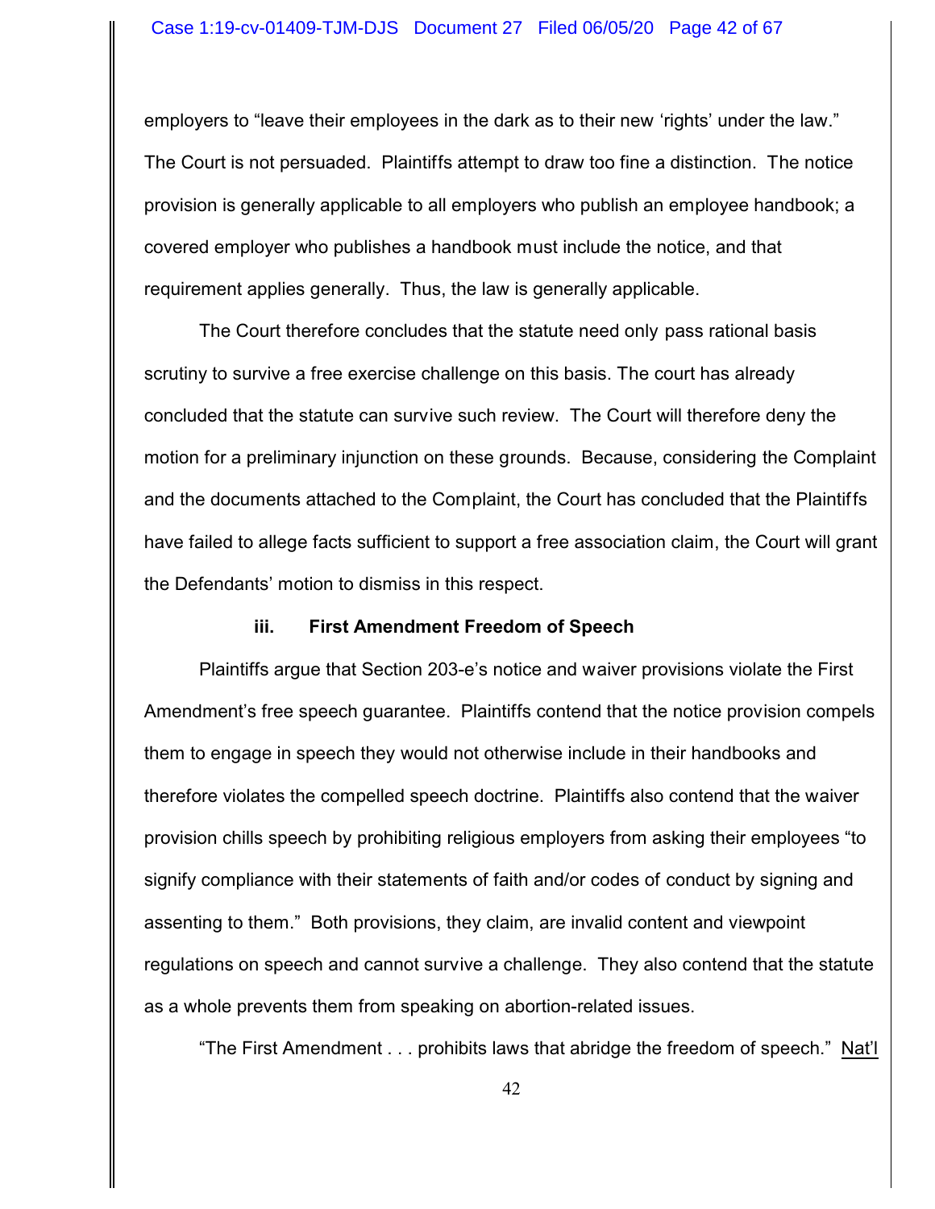employers to "leave their employees in the dark as to their new 'rights' under the law." The Court is not persuaded. Plaintiffs attempt to draw too fine a distinction. The notice provision is generally applicable to all employers who publish an employee handbook; a covered employer who publishes a handbook must include the notice, and that requirement applies generally. Thus, the law is generally applicable.

The Court therefore concludes that the statute need only pass rational basis scrutiny to survive a free exercise challenge on this basis. The court has already concluded that the statute can survive such review. The Court will therefore deny the motion for a preliminary injunction on these grounds. Because, considering the Complaint and the documents attached to the Complaint, the Court has concluded that the Plaintiffs have failed to allege facts sufficient to support a free association claim, the Court will grant the Defendants' motion to dismiss in this respect.

#### iii. First Amendment Freedom of Speech

Plaintiffs argue that Section 203-e's notice and waiver provisions violate the First Amendment's free speech guarantee. Plaintiffs contend that the notice provision compels them to engage in speech they would not otherwise include in their handbooks and therefore violates the compelled speech doctrine. Plaintiffs also contend that the waiver provision chills speech by prohibiting religious employers from asking their employees "to signify compliance with their statements of faith and/or codes of conduct by signing and assenting to them." Both provisions, they claim, are invalid content and viewpoint regulations on speech and cannot survive a challenge. They also contend that the statute as a whole prevents them from speaking on abortion-related issues.

"The First Amendment . . . prohibits laws that abridge the freedom of speech." Nat'l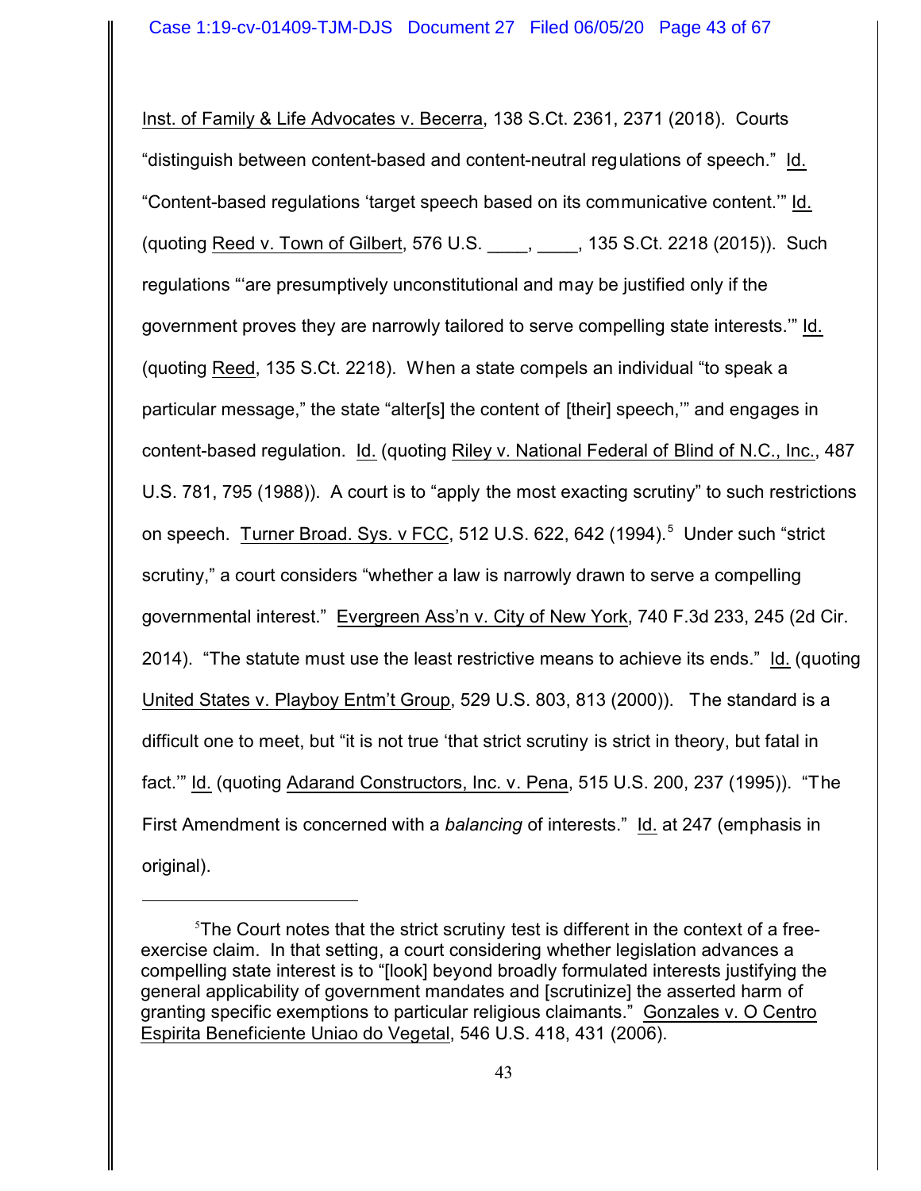Inst. of Family & Life Advocates v. Becerra, 138 S.Ct. 2361, 2371 (2018). Courts "distinguish between content-based and content-neutral regulations of speech." Id. "Content-based regulations 'target speech based on its communicative content.'" Id. (quoting Reed v. Town of Gilbert, 576 U.S. ____, ____, 135 S.Ct. 2218 (2015)). Such regulations "'are presumptively unconstitutional and may be justified only if the government proves they are narrowly tailored to serve compelling state interests.'" Id. (quoting Reed, 135 S.Ct. 2218). When a state compels an individual "to speak a particular message," the state "alter[s] the content of [their] speech,'" and engages in content-based regulation. Id. (quoting Riley v. National Federal of Blind of N.C., Inc., 487 U.S. 781, 795 (1988)). A court is to "apply the most exacting scrutiny" to such restrictions on speech. Turner Broad. Sys. v FCC, 512 U.S. 622, 642 (1994).[5] Under such "strict scrutiny," a court considers "whether a law is narrowly drawn to serve a compelling governmental interest." Evergreen Ass'n v. City of New York, 740 F.3d 233, 245 (2d Cir. 2014). "The statute must use the least restrictive means to achieve its ends." Id. (quoting United States v. Playboy Entm't Group, 529 U.S. 803, 813 (2000)). The standard is a difficult one to meet, but "it is not true 'that strict scrutiny is strict in theory, but fatal in fact.'" Id. (quoting Adarand Constructors, Inc. v. Pena, 515 U.S. 200, 237 (1995)). "The First Amendment is concerned with a *balancing* of interests." Id. at 247 (emphasis in original).

---

[5] The Court notes that the strict scrutiny test is different in the context of a free-exercise claim. In that setting, a court considering whether legislation advances a compelling state interest is to "[look] beyond broadly formulated interests justifying the general applicability of government mandates and [scrutinize] the asserted harm of granting specific exemptions to particular religious claimants." Gonzales v. O Centro Espirita Beneficiente Uniao do Vegetal, 546 U.S. 418, 431 (2006).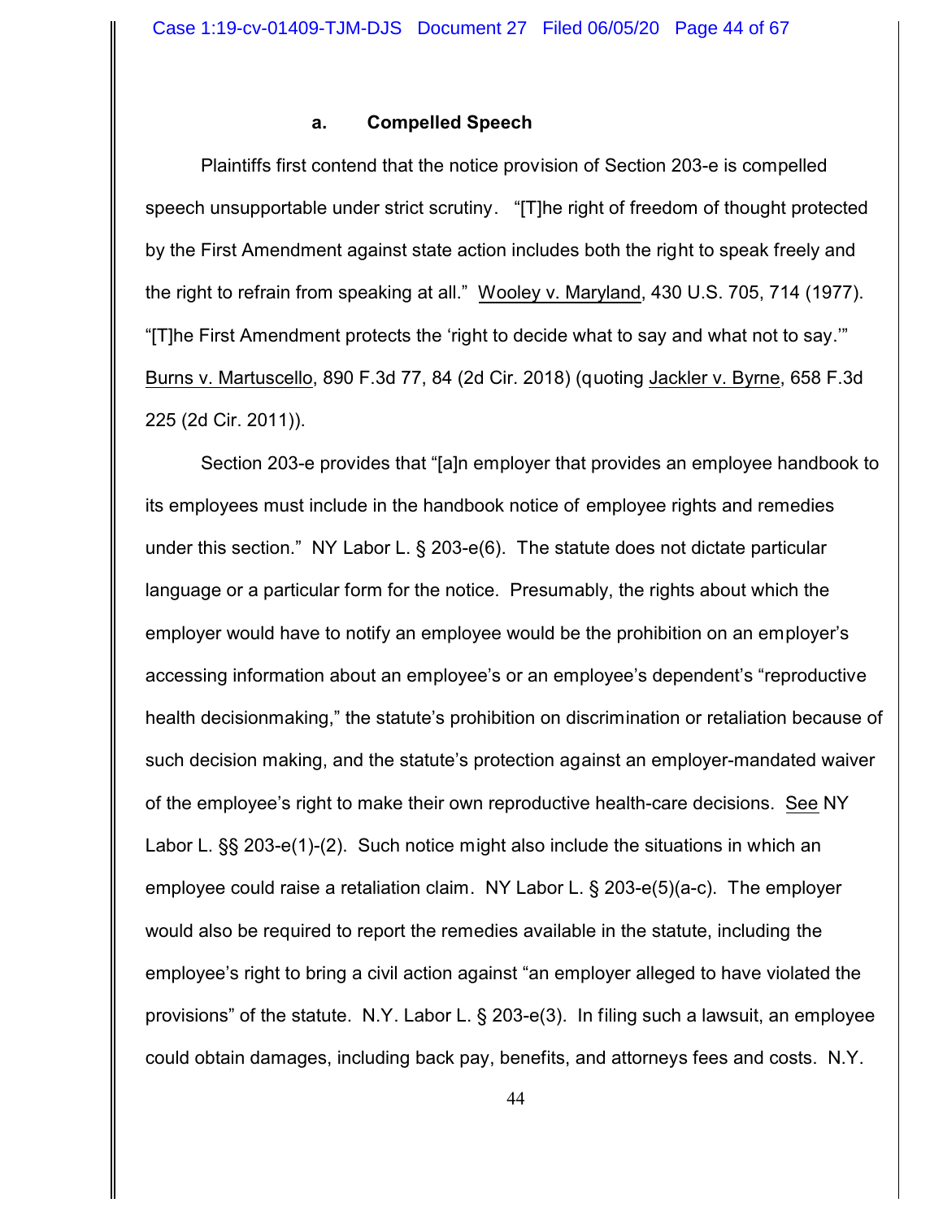### a. Compelled Speech

Plaintiffs first contend that the notice provision of Section 203-e is compelled speech unsupportable under strict scrutiny. "[T]he right of freedom of thought protected by the First Amendment against state action includes both the right to speak freely and the right to refrain from speaking at all." Wooley v. Maryland, 430 U.S. 705, 714 (1977). "[T]he First Amendment protects the 'right to decide what to say and what not to say.'" Burns v. Martuscello, 890 F.3d 77, 84 (2d Cir. 2018) (quoting Jackler v. Byrne, 658 F.3d 225 (2d Cir. 2011)).

Section 203-e provides that "[a]n employer that provides an employee handbook to its employees must include in the handbook notice of employee rights and remedies under this section." NY Labor L. § 203-e(6). The statute does not dictate particular language or a particular form for the notice. Presumably, the rights about which the employer would have to notify an employee would be the prohibition on an employer's accessing information about an employee's or an employee's dependent's "reproductive health decisionmaking," the statute's prohibition on discrimination or retaliation because of such decision making, and the statute's protection against an employer-mandated waiver of the employee's right to make their own reproductive health-care decisions. See NY Labor L. §§ 203-e(1)-(2). Such notice might also include the situations in which an employee could raise a retaliation claim. NY Labor L. § 203-e(5)(a-c). The employer would also be required to report the remedies available in the statute, including the employee's right to bring a civil action against "an employer alleged to have violated the provisions" of the statute. N.Y. Labor L. § 203-e(3). In filing such a lawsuit, an employee could obtain damages, including back pay, benefits, and attorneys fees and costs. N.Y.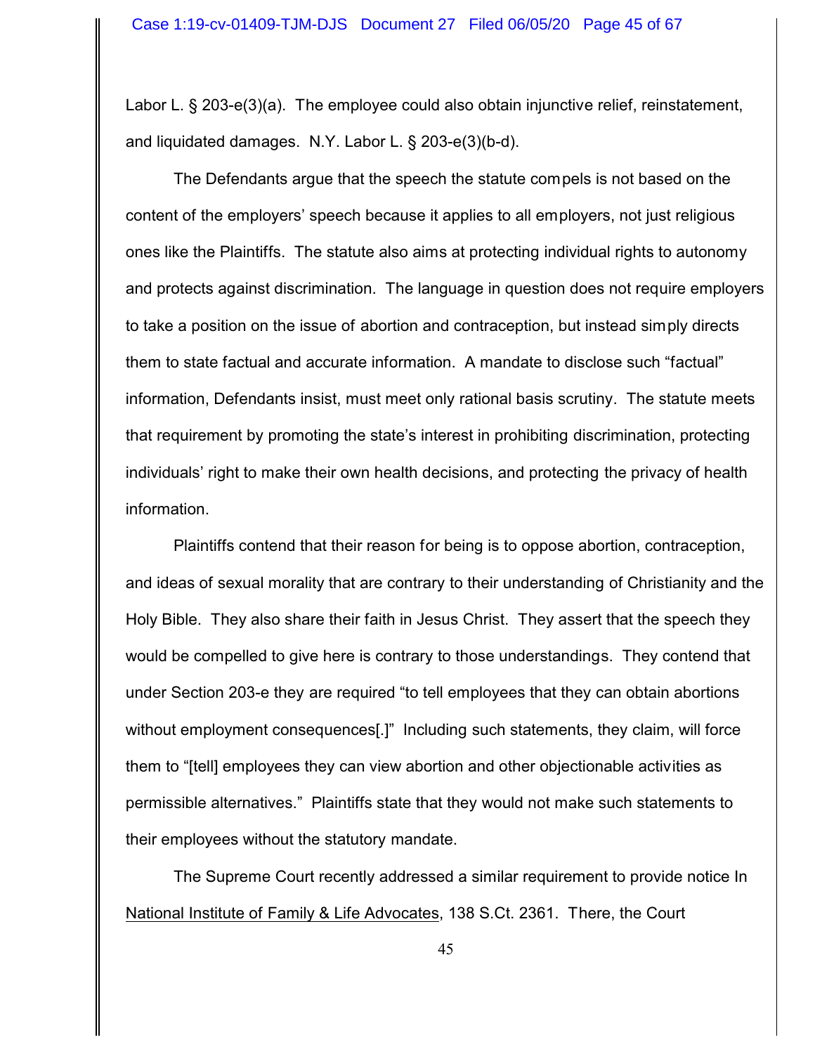Labor L. § 203-e(3)(a). The employee could also obtain injunctive relief, reinstatement, and liquidated damages. N.Y. Labor L. § 203-e(3)(b-d).

The Defendants argue that the speech the statute compels is not based on the content of the employers' speech because it applies to all employers, not just religious ones like the Plaintiffs. The statute also aims at protecting individual rights to autonomy and protects against discrimination. The language in question does not require employers to take a position on the issue of abortion and contraception, but instead simply directs them to state factual and accurate information. A mandate to disclose such "factual" information, Defendants insist, must meet only rational basis scrutiny. The statute meets that requirement by promoting the state's interest in prohibiting discrimination, protecting individuals' right to make their own health decisions, and protecting the privacy of health information.

Plaintiffs contend that their reason for being is to oppose abortion, contraception, and ideas of sexual morality that are contrary to their understanding of Christianity and the Holy Bible. They also share their faith in Jesus Christ. They assert that the speech they would be compelled to give here is contrary to those understandings. They contend that under Section 203-e they are required "to tell employees that they can obtain abortions without employment consequences[.]" Including such statements, they claim, will force them to "[tell] employees they can view abortion and other objectionable activities as permissible alternatives." Plaintiffs state that they would not make such statements to their employees without the statutory mandate.

The Supreme Court recently addressed a similar requirement to provide notice In <u>National Institute of Family & Life Advocates</u>, 138 S.Ct. 2361. There, the Court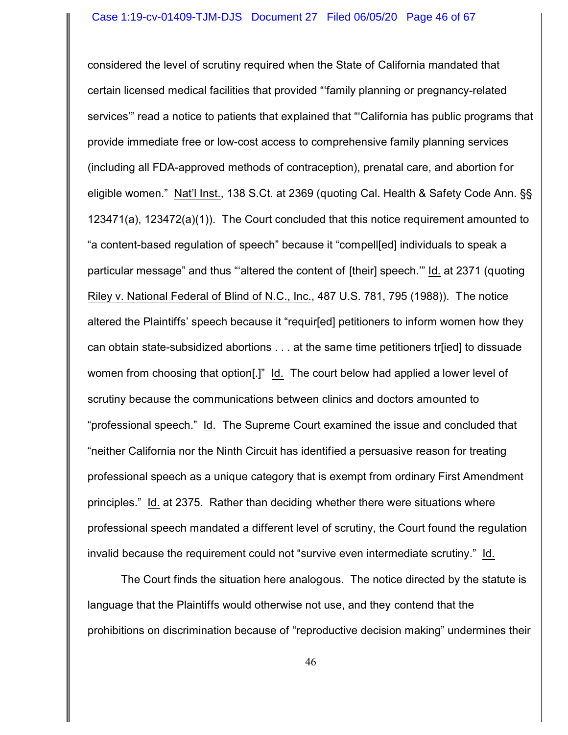considered the level of scrutiny required when the State of California mandated that certain licensed medical facilities that provided "'family planning or pregnancy-related services'" read a notice to patients that explained that "'California has public programs that provide immediate free or low-cost access to comprehensive family planning services (including all FDA-approved methods of contraception), prenatal care, and abortion for eligible women." Nat'l Inst., 138 S.Ct. at 2369 (quoting Cal. Health & Safety Code Ann. §§ 123471(a), 123472(a)(1)). The Court concluded that this notice requirement amounted to "a content-based regulation of speech" because it "compell[ed] individuals to speak a particular message" and thus "'altered the content of [their] speech.'" Id. at 2371 (quoting Riley v. National Federal of Blind of N.C., Inc., 487 U.S. 781, 795 (1988)). The notice altered the Plaintiffs' speech because it "requir[ed] petitioners to inform women how they can obtain state-subsidized abortions . . . at the same time petitioners tr[ied] to dissuade women from choosing that option[.]" Id. The court below had applied a lower level of scrutiny because the communications between clinics and doctors amounted to "professional speech." Id. The Supreme Court examined the issue and concluded that "neither California nor the Ninth Circuit has identified a persuasive reason for treating professional speech as a unique category that is exempt from ordinary First Amendment principles." Id. at 2375. Rather than deciding whether there were situations where professional speech mandated a different level of scrutiny, the Court found the regulation invalid because the requirement could not "survive even intermediate scrutiny." Id.

The Court finds the situation here analogous. The notice directed by the statute is language that the Plaintiffs would otherwise not use, and they contend that the prohibitions on discrimination because of "reproductive decision making" undermines their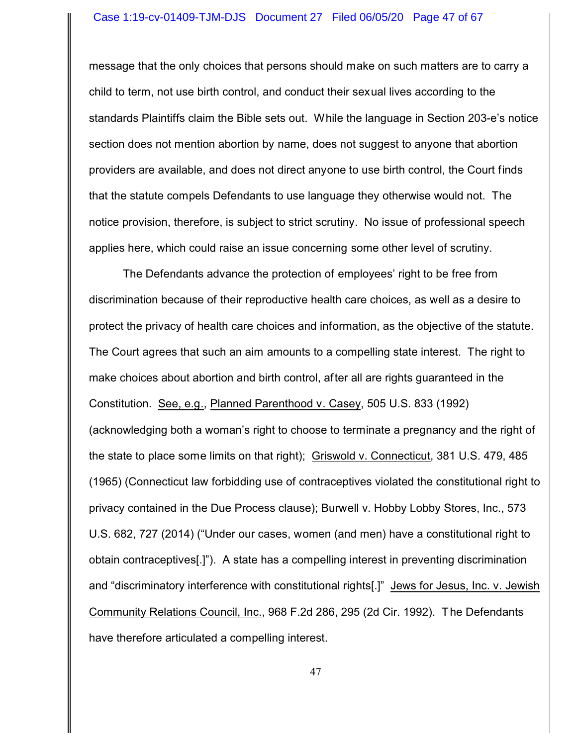message that the only choices that persons should make on such matters are to carry a child to term, not use birth control, and conduct their sexual lives according to the standards Plaintiffs claim the Bible sets out. While the language in Section 203-e's notice section does not mention abortion by name, does not suggest to anyone that abortion providers are available, and does not direct anyone to use birth control, the Court finds that the statute compels Defendants to use language they otherwise would not. The notice provision, therefore, is subject to strict scrutiny. No issue of professional speech applies here, which could raise an issue concerning some other level of scrutiny.

The Defendants advance the protection of employees' right to be free from discrimination because of their reproductive health care choices, as well as a desire to protect the privacy of health care choices and information, as the objective of the statute. The Court agrees that such an aim amounts to a compelling state interest. The right to make choices about abortion and birth control, after all are rights guaranteed in the Constitution. See, e.g., Planned Parenthood v. Casey, 505 U.S. 833 (1992) (acknowledging both a woman's right to choose to terminate a pregnancy and the right of the state to place some limits on that right); Griswold v. Connecticut, 381 U.S. 479, 485 (1965) (Connecticut law forbidding use of contraceptives violated the constitutional right to privacy contained in the Due Process clause); Burwell v. Hobby Lobby Stores, Inc., 573 U.S. 682, 727 (2014) ("Under our cases, women (and men) have a constitutional right to obtain contraceptives[.]"). A state has a compelling interest in preventing discrimination and "discriminatory interference with constitutional rights[.]" Jews for Jesus, Inc. v. Jewish Community Relations Council, Inc., 968 F.2d 286, 295 (2d Cir. 1992). The Defendants have therefore articulated a compelling interest.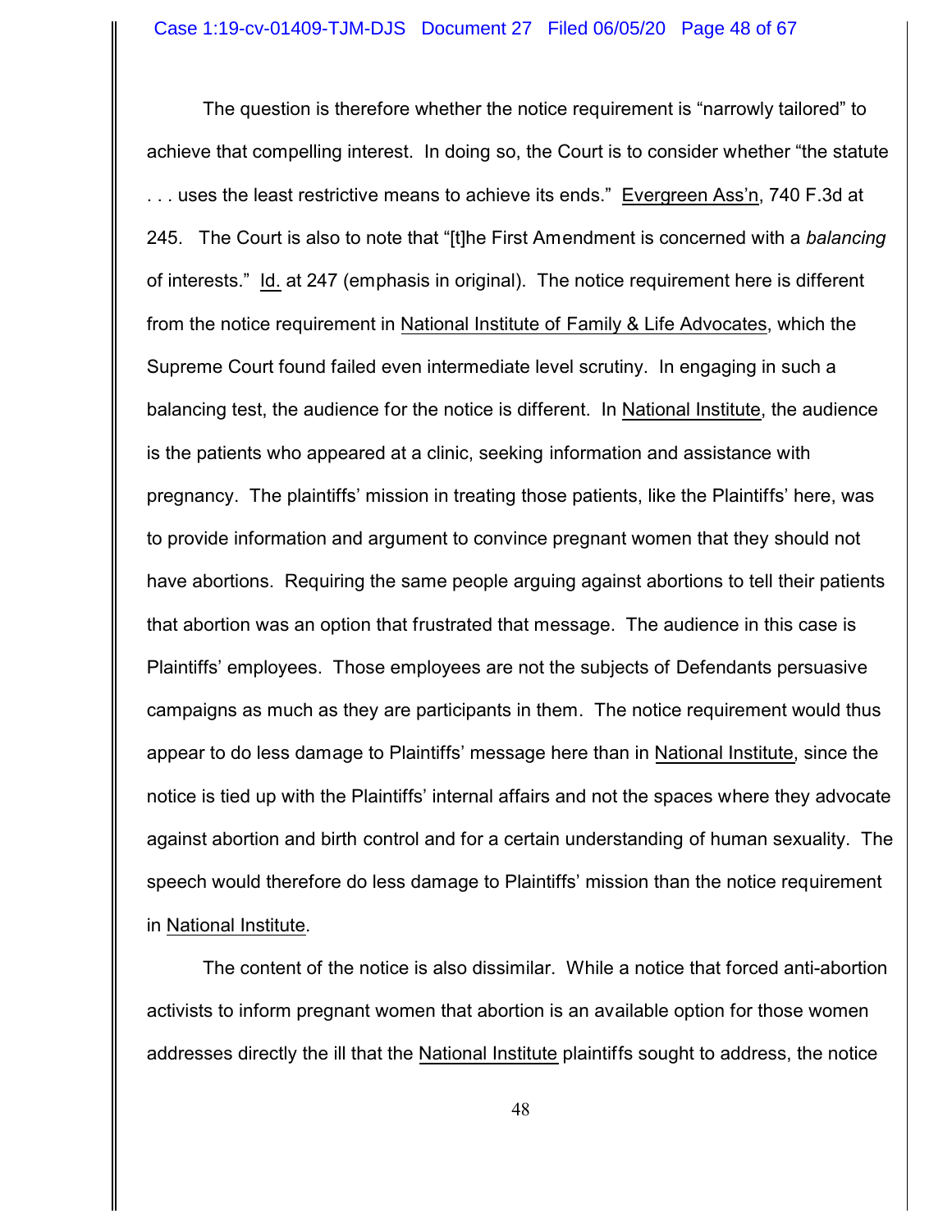The question is therefore whether the notice requirement is "narrowly tailored" to achieve that compelling interest. In doing so, the Court is to consider whether "the statute . . . uses the least restrictive means to achieve its ends." Evergreen Ass'n, 740 F.3d at 245. The Court is also to note that "[t]he First Amendment is concerned with a *balancing* of interests." Id. at 247 (emphasis in original). The notice requirement here is different from the notice requirement in National Institute of Family & Life Advocates, which the Supreme Court found failed even intermediate level scrutiny. In engaging in such a balancing test, the audience for the notice is different. In National Institute, the audience is the patients who appeared at a clinic, seeking information and assistance with pregnancy. The plaintiffs' mission in treating those patients, like the Plaintiffs' here, was to provide information and argument to convince pregnant women that they should not have abortions. Requiring the same people arguing against abortions to tell their patients that abortion was an option that frustrated that message. The audience in this case is Plaintiffs' employees. Those employees are not the subjects of Defendants persuasive campaigns as much as they are participants in them. The notice requirement would thus appear to do less damage to Plaintiffs' message here than in National Institute, since the notice is tied up with the Plaintiffs' internal affairs and not the spaces where they advocate against abortion and birth control and for a certain understanding of human sexuality. The speech would therefore do less damage to Plaintiffs' mission than the notice requirement in National Institute.

The content of the notice is also dissimilar. While a notice that forced anti-abortion activists to inform pregnant women that abortion is an available option for those women addresses directly the ill that the National Institute plaintiffs sought to address, the notice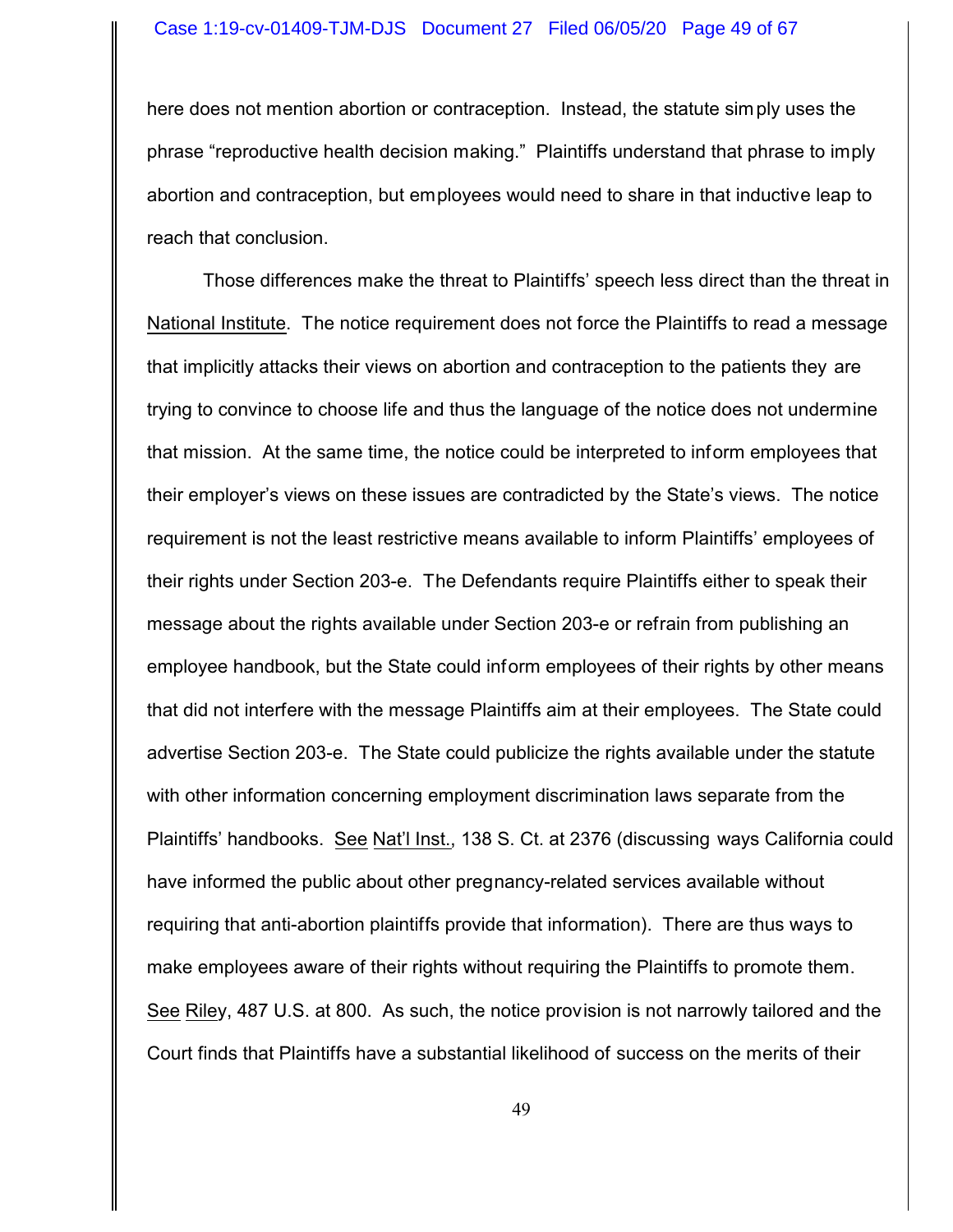here does not mention abortion or contraception. Instead, the statute simply uses the phrase "reproductive health decision making." Plaintiffs understand that phrase to imply abortion and contraception, but employees would need to share in that inductive leap to reach that conclusion.

Those differences make the threat to Plaintiffs' speech less direct than the threat in National Institute. The notice requirement does not force the Plaintiffs to read a message that implicitly attacks their views on abortion and contraception to the patients they are trying to convince to choose life and thus the language of the notice does not undermine that mission. At the same time, the notice could be interpreted to inform employees that their employer's views on these issues are contradicted by the State's views. The notice requirement is not the least restrictive means available to inform Plaintiffs' employees of their rights under Section 203-e. The Defendants require Plaintiffs either to speak their message about the rights available under Section 203-e or refrain from publishing an employee handbook, but the State could inform employees of their rights by other means that did not interfere with the message Plaintiffs aim at their employees. The State could advertise Section 203-e. The State could publicize the rights available under the statute with other information concerning employment discrimination laws separate from the Plaintiffs' handbooks. See Nat'l Inst., 138 S. Ct. at 2376 (discussing ways California could have informed the public about other pregnancy-related services available without requiring that anti-abortion plaintiffs provide that information). There are thus ways to make employees aware of their rights without requiring the Plaintiffs to promote them. See Riley, 487 U.S. at 800. As such, the notice provision is not narrowly tailored and the Court finds that Plaintiffs have a substantial likelihood of success on the merits of their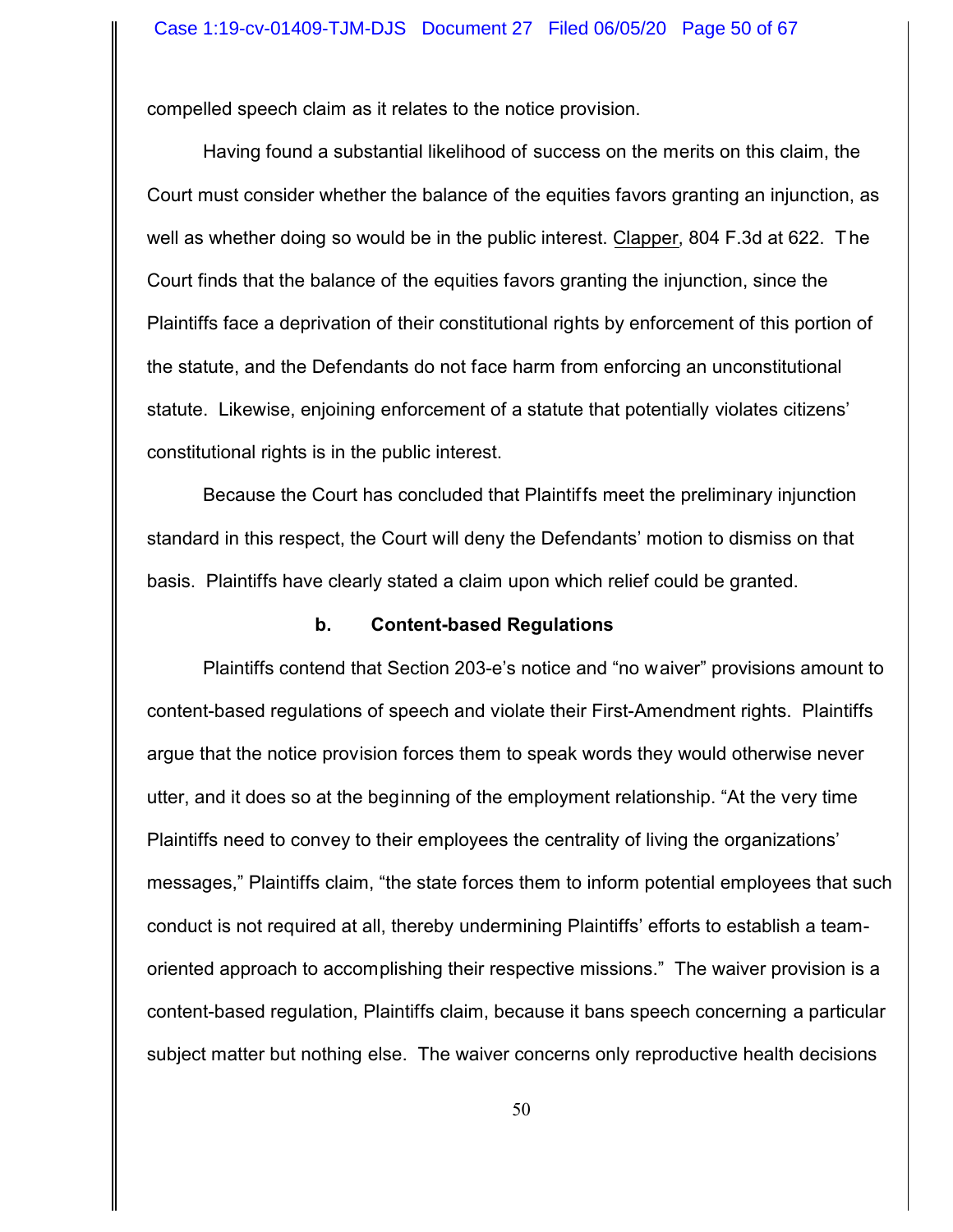compelled speech claim as it relates to the notice provision.

Having found a substantial likelihood of success on the merits on this claim, the Court must consider whether the balance of the equities favors granting an injunction, as well as whether doing so would be in the public interest. Clapper, 804 F.3d at 622. The Court finds that the balance of the equities favors granting the injunction, since the Plaintiffs face a deprivation of their constitutional rights by enforcement of this portion of the statute, and the Defendants do not face harm from enforcing an unconstitutional statute. Likewise, enjoining enforcement of a statute that potentially violates citizens' constitutional rights is in the public interest.

Because the Court has concluded that Plaintiffs meet the preliminary injunction standard in this respect, the Court will deny the Defendants' motion to dismiss on that basis. Plaintiffs have clearly stated a claim upon which relief could be granted.

**b. Content-based Regulations**

Plaintiffs contend that Section 203-e's notice and "no waiver" provisions amount to content-based regulations of speech and violate their First-Amendment rights. Plaintiffs argue that the notice provision forces them to speak words they would otherwise never utter, and it does so at the beginning of the employment relationship. "At the very time Plaintiffs need to convey to their employees the centrality of living the organizations' messages," Plaintiffs claim, "the state forces them to inform potential employees that such conduct is not required at all, thereby undermining Plaintiffs' efforts to establish a team-oriented approach to accomplishing their respective missions." The waiver provision is a content-based regulation, Plaintiffs claim, because it bans speech concerning a particular subject matter but nothing else. The waiver concerns only reproductive health decisions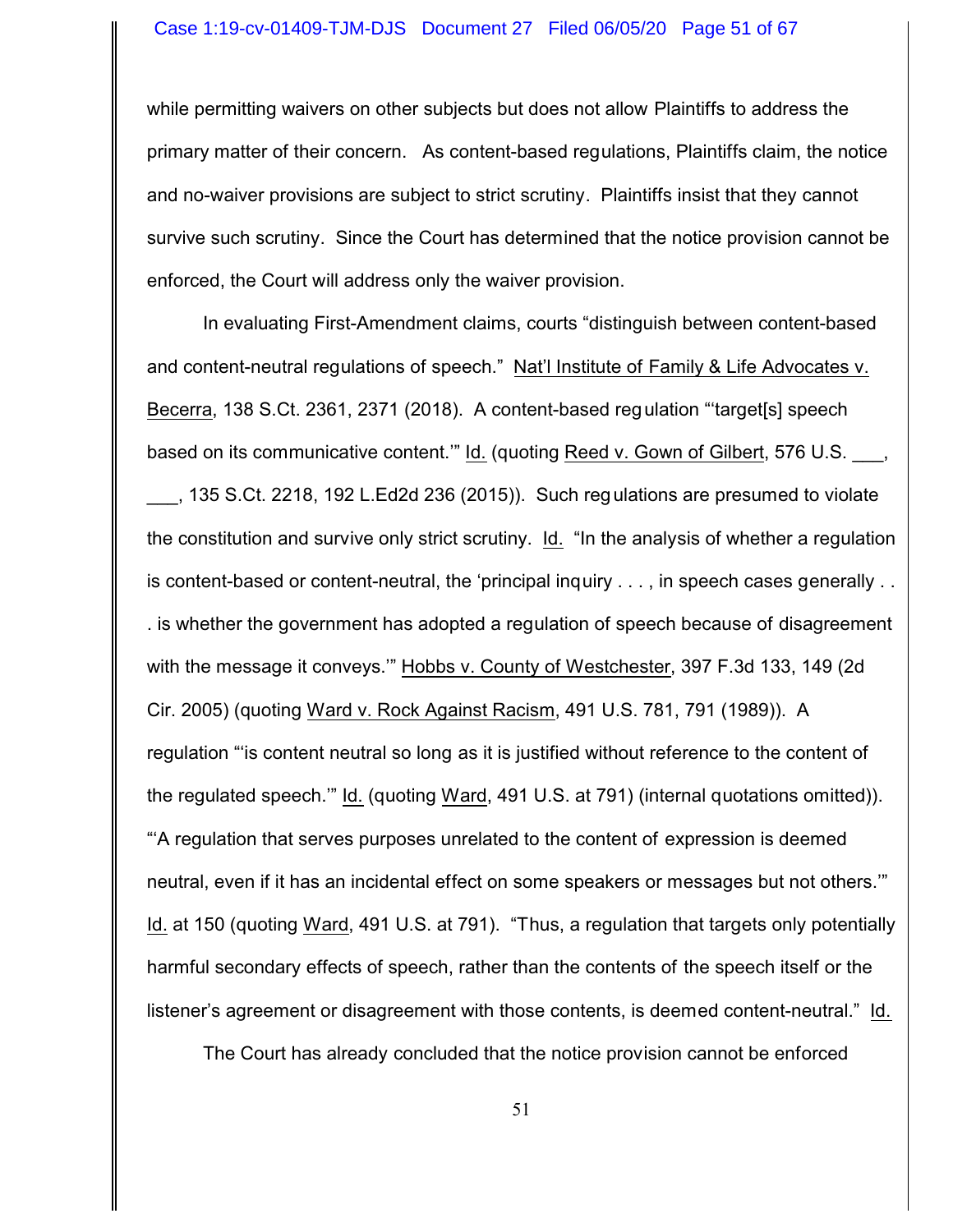while permitting waivers on other subjects but does not allow Plaintiffs to address the primary matter of their concern. As content-based regulations, Plaintiffs claim, the notice and no-waiver provisions are subject to strict scrutiny. Plaintiffs insist that they cannot survive such scrutiny. Since the Court has determined that the notice provision cannot be enforced, the Court will address only the waiver provision.

In evaluating First-Amendment claims, courts "distinguish between content-based and content-neutral regulations of speech." Nat'l Institute of Family & Life Advocates v. Becerra, 138 S.Ct. 2361, 2371 (2018). A content-based regulation "'target[s] speech based on its communicative content.'" Id. (quoting Reed v. Gown of Gilbert, 576 U.S. ___, ___, 135 S.Ct. 2218, 192 L.Ed2d 236 (2015)). Such regulations are presumed to violate the constitution and survive only strict scrutiny. Id. "In the analysis of whether a regulation is content-based or content-neutral, the 'principal inquiry . . . , in speech cases generally . . . is whether the government has adopted a regulation of speech because of disagreement with the message it conveys.'" Hobbs v. County of Westchester, 397 F.3d 133, 149 (2d Cir. 2005) (quoting Ward v. Rock Against Racism, 491 U.S. 781, 791 (1989)). A regulation "'is content neutral so long as it is justified without reference to the content of the regulated speech.'" Id. (quoting Ward, 491 U.S. at 791) (internal quotations omitted)). "'A regulation that serves purposes unrelated to the content of expression is deemed neutral, even if it has an incidental effect on some speakers or messages but not others.'" Id. at 150 (quoting Ward, 491 U.S. at 791). "Thus, a regulation that targets only potentially harmful secondary effects of speech, rather than the contents of the speech itself or the listener's agreement or disagreement with those contents, is deemed content-neutral." Id.

The Court has already concluded that the notice provision cannot be enforced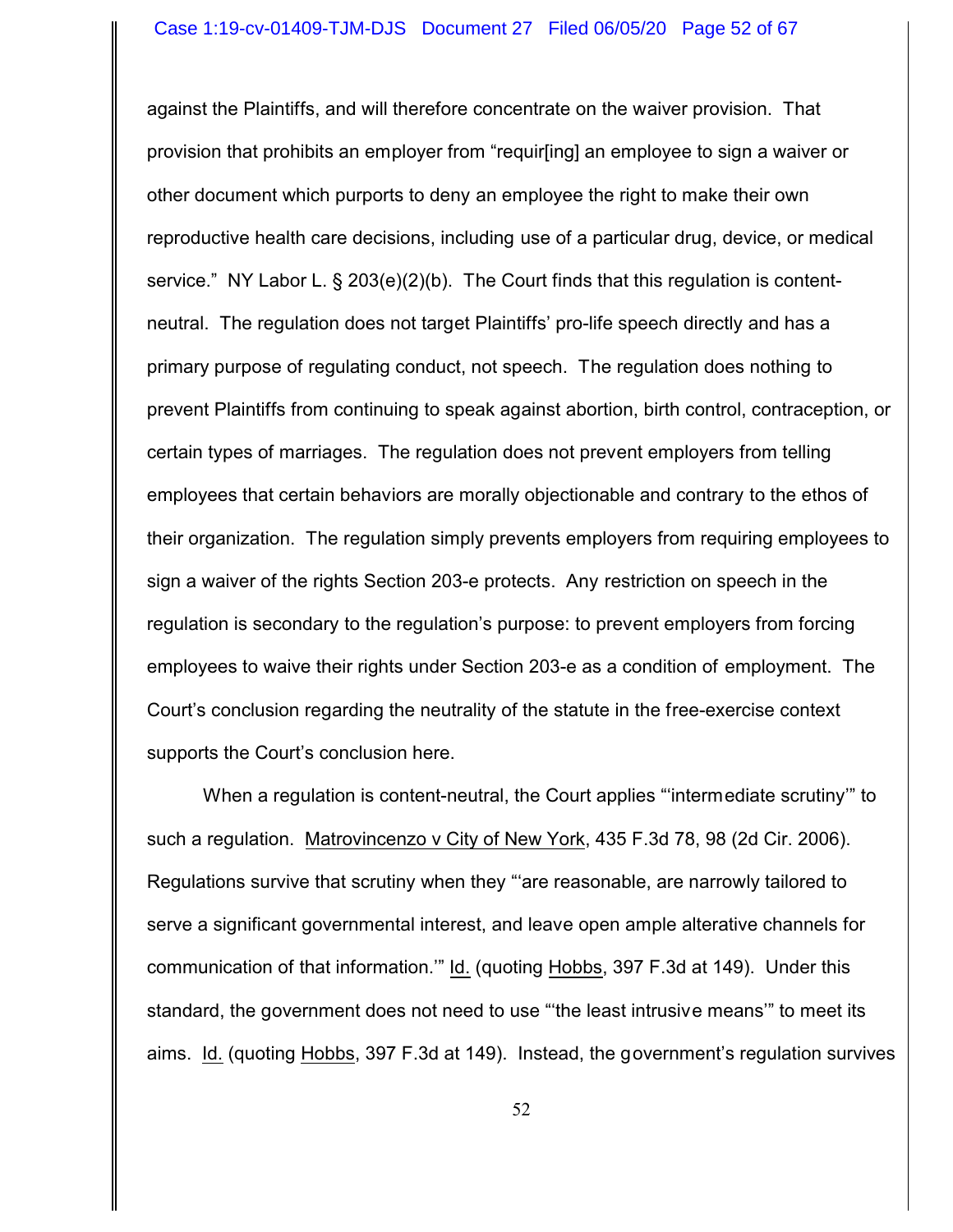against the Plaintiffs, and will therefore concentrate on the waiver provision. That provision that prohibits an employer from "requir[ing] an employee to sign a waiver or other document which purports to deny an employee the right to make their own reproductive health care decisions, including use of a particular drug, device, or medical service." NY Labor L. § 203(e)(2)(b). The Court finds that this regulation is content-neutral. The regulation does not target Plaintiffs' pro-life speech directly and has a primary purpose of regulating conduct, not speech. The regulation does nothing to prevent Plaintiffs from continuing to speak against abortion, birth control, contraception, or certain types of marriages. The regulation does not prevent employers from telling employees that certain behaviors are morally objectionable and contrary to the ethos of their organization. The regulation simply prevents employers from requiring employees to sign a waiver of the rights Section 203-e protects. Any restriction on speech in the regulation is secondary to the regulation's purpose: to prevent employers from forcing employees to waive their rights under Section 203-e as a condition of employment. The Court's conclusion regarding the neutrality of the statute in the free-exercise context supports the Court's conclusion here.

When a regulation is content-neutral, the Court applies "'intermediate scrutiny'" to such a regulation. Matrovincenzo v City of New York, 435 F.3d 78, 98 (2d Cir. 2006). Regulations survive that scrutiny when they "'are reasonable, are narrowly tailored to serve a significant governmental interest, and leave open ample alterative channels for communication of that information.'" Id. (quoting Hobbs, 397 F.3d at 149). Under this standard, the government does not need to use "'the least intrusive means'" to meet its aims. Id. (quoting Hobbs, 397 F.3d at 149). Instead, the government's regulation survives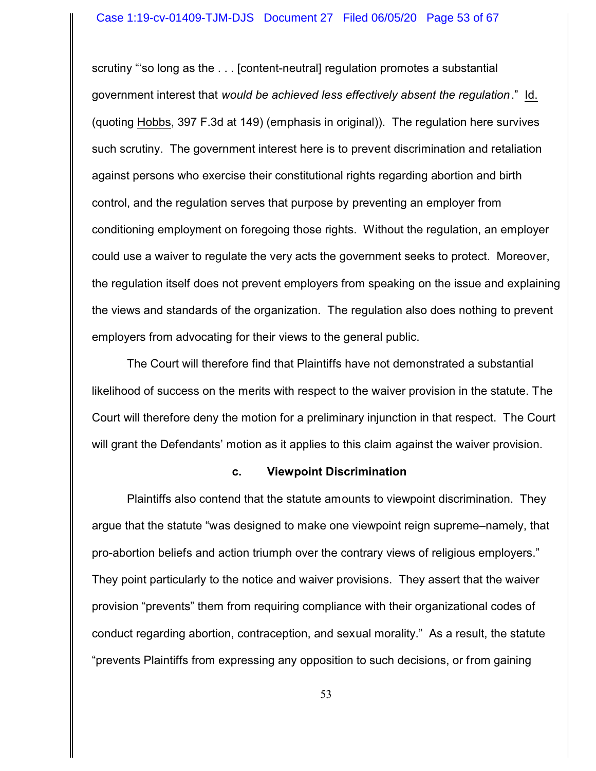scrutiny "'so long as the . . . [content-neutral] regulation promotes a substantial government interest that *would be achieved less effectively absent the regulation*." Id. (quoting Hobbs, 397 F.3d at 149) (emphasis in original)). The regulation here survives such scrutiny. The government interest here is to prevent discrimination and retaliation against persons who exercise their constitutional rights regarding abortion and birth control, and the regulation serves that purpose by preventing an employer from conditioning employment on foregoing those rights. Without the regulation, an employer could use a waiver to regulate the very acts the government seeks to protect. Moreover, the regulation itself does not prevent employers from speaking on the issue and explaining the views and standards of the organization. The regulation also does nothing to prevent employers from advocating for their views to the general public.

The Court will therefore find that Plaintiffs have not demonstrated a substantial likelihood of success on the merits with respect to the waiver provision in the statute. The Court will therefore deny the motion for a preliminary injunction in that respect. The Court will grant the Defendants' motion as it applies to this claim against the waiver provision.

**c. Viewpoint Discrimination**

Plaintiffs also contend that the statute amounts to viewpoint discrimination. They argue that the statute "was designed to make one viewpoint reign supreme–namely, that pro-abortion beliefs and action triumph over the contrary views of religious employers." They point particularly to the notice and waiver provisions. They assert that the waiver provision "prevents" them from requiring compliance with their organizational codes of conduct regarding abortion, contraception, and sexual morality." As a result, the statute "prevents Plaintiffs from expressing any opposition to such decisions, or from gaining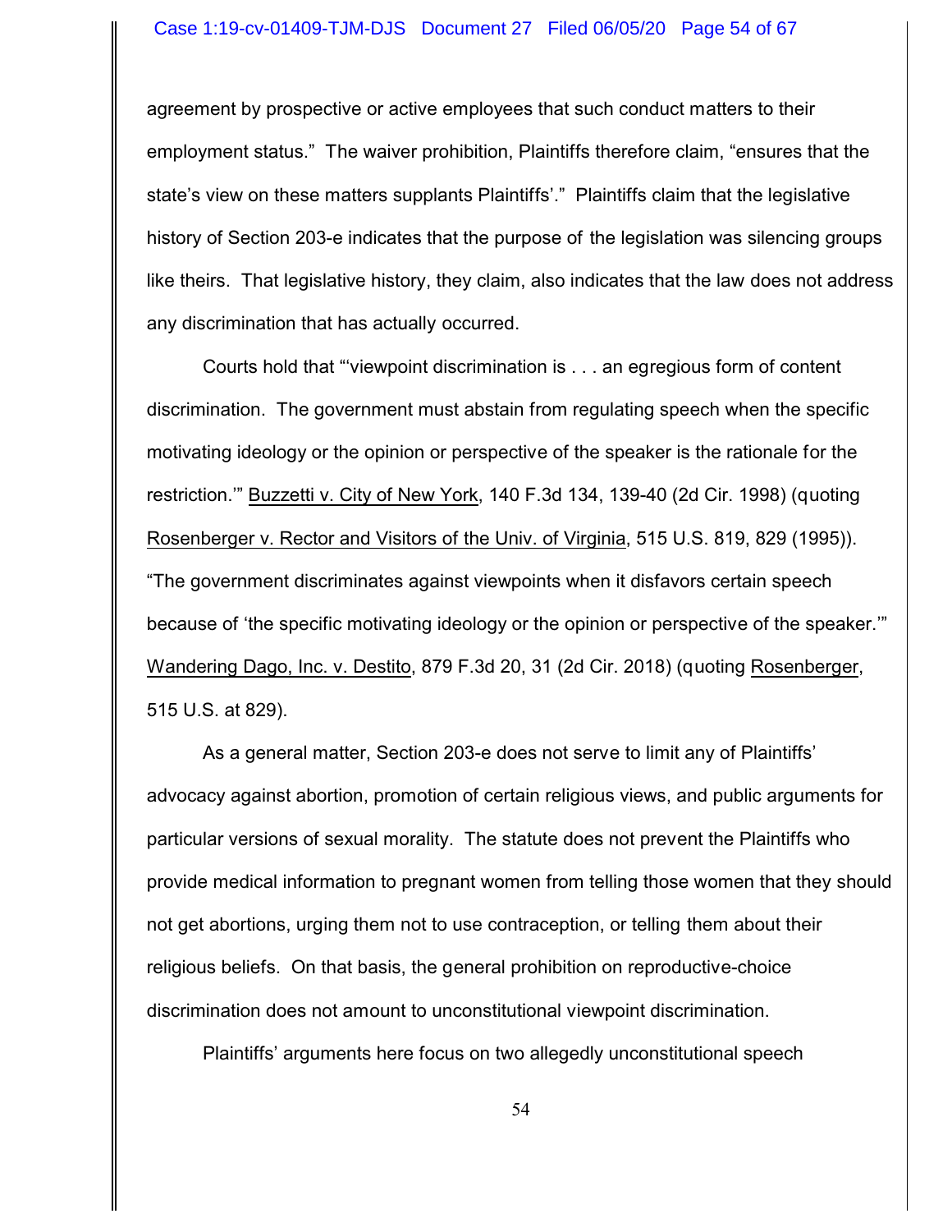agreement by prospective or active employees that such conduct matters to their employment status." The waiver prohibition, Plaintiffs therefore claim, "ensures that the state's view on these matters supplants Plaintiffs'." Plaintiffs claim that the legislative history of Section 203-e indicates that the purpose of the legislation was silencing groups like theirs. That legislative history, they claim, also indicates that the law does not address any discrimination that has actually occurred.

Courts hold that "'viewpoint discrimination is . . . an egregious form of content discrimination. The government must abstain from regulating speech when the specific motivating ideology or the opinion or perspective of the speaker is the rationale for the restriction.'" Buzzetti v. City of New York, 140 F.3d 134, 139-40 (2d Cir. 1998) (quoting Rosenberger v. Rector and Visitors of the Univ. of Virginia, 515 U.S. 819, 829 (1995)). "The government discriminates against viewpoints when it disfavors certain speech because of 'the specific motivating ideology or the opinion or perspective of the speaker.'" Wandering Dago, Inc. v. Destito, 879 F.3d 20, 31 (2d Cir. 2018) (quoting Rosenberger, 515 U.S. at 829).

As a general matter, Section 203-e does not serve to limit any of Plaintiffs' advocacy against abortion, promotion of certain religious views, and public arguments for particular versions of sexual morality. The statute does not prevent the Plaintiffs who provide medical information to pregnant women from telling those women that they should not get abortions, urging them not to use contraception, or telling them about their religious beliefs. On that basis, the general prohibition on reproductive-choice discrimination does not amount to unconstitutional viewpoint discrimination.

Plaintiffs' arguments here focus on two allegedly unconstitutional speech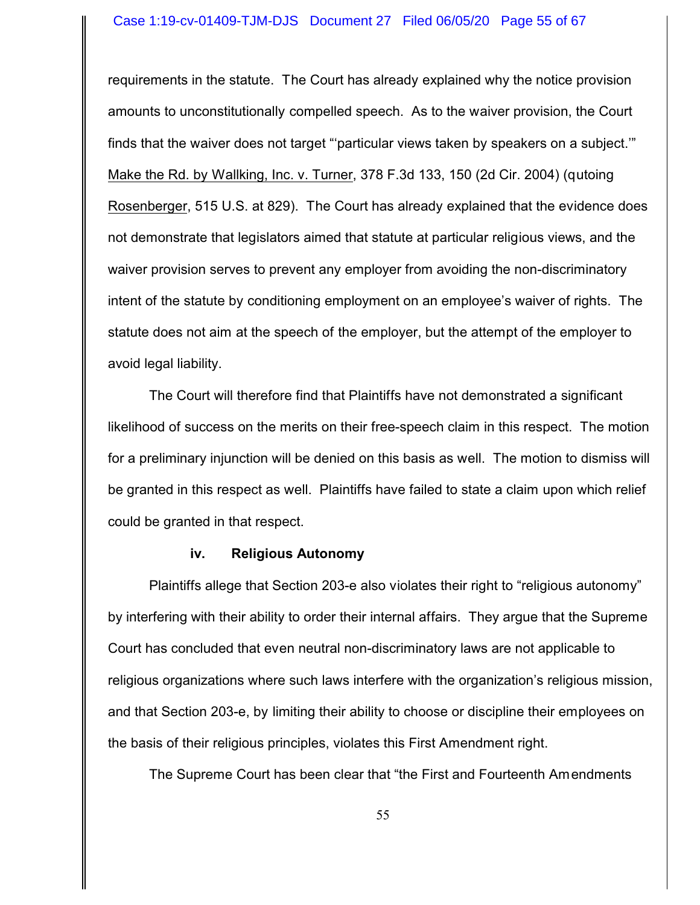requirements in the statute. The Court has already explained why the notice provision amounts to unconstitutionally compelled speech. As to the waiver provision, the Court finds that the waiver does not target "'particular views taken by speakers on a subject.'" Make the Rd. by Wallking, Inc. v. Turner, 378 F.3d 133, 150 (2d Cir. 2004) (qutoing Rosenberger, 515 U.S. at 829). The Court has already explained that the evidence does not demonstrate that legislators aimed that statute at particular religious views, and the waiver provision serves to prevent any employer from avoiding the non-discriminatory intent of the statute by conditioning employment on an employee's waiver of rights. The statute does not aim at the speech of the employer, but the attempt of the employer to avoid legal liability.

The Court will therefore find that Plaintiffs have not demonstrated a significant likelihood of success on the merits on their free-speech claim in this respect. The motion for a preliminary injunction will be denied on this basis as well. The motion to dismiss will be granted in this respect as well. Plaintiffs have failed to state a claim upon which relief could be granted in that respect.

#### iv. Religious Autonomy

Plaintiffs allege that Section 203-e also violates their right to "religious autonomy" by interfering with their ability to order their internal affairs. They argue that the Supreme Court has concluded that even neutral non-discriminatory laws are not applicable to religious organizations where such laws interfere with the organization's religious mission, and that Section 203-e, by limiting their ability to choose or discipline their employees on the basis of their religious principles, violates this First Amendment right.

The Supreme Court has been clear that "the First and Fourteenth Amendments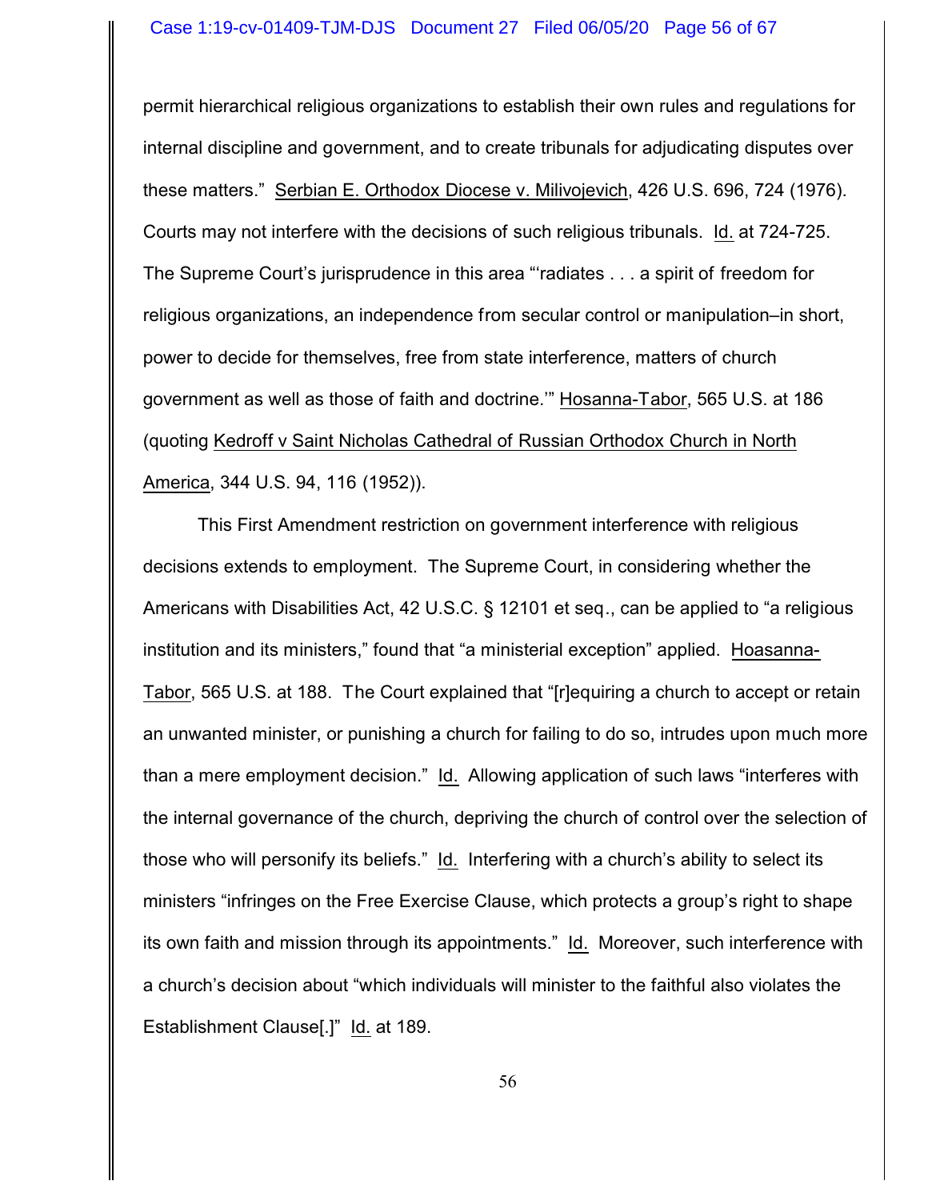permit hierarchical religious organizations to establish their own rules and regulations for internal discipline and government, and to create tribunals for adjudicating disputes over these matters." Serbian E. Orthodox Diocese v. Milivojevich, 426 U.S. 696, 724 (1976). Courts may not interfere with the decisions of such religious tribunals. Id. at 724-725. The Supreme Court's jurisprudence in this area "'radiates . . . a spirit of freedom for religious organizations, an independence from secular control or manipulation–in short, power to decide for themselves, free from state interference, matters of church government as well as those of faith and doctrine.'" Hosanna-Tabor, 565 U.S. at 186 (quoting Kedroff v Saint Nicholas Cathedral of Russian Orthodox Church in North America, 344 U.S. 94, 116 (1952)).

This First Amendment restriction on government interference with religious decisions extends to employment. The Supreme Court, in considering whether the Americans with Disabilities Act, 42 U.S.C. § 12101 et seq., can be applied to "a religious institution and its ministers," found that "a ministerial exception" applied. Hoasanna-Tabor, 565 U.S. at 188. The Court explained that "[r]equiring a church to accept or retain an unwanted minister, or punishing a church for failing to do so, intrudes upon much more than a mere employment decision." Id. Allowing application of such laws "interferes with the internal governance of the church, depriving the church of control over the selection of those who will personify its beliefs." Id. Interfering with a church's ability to select its ministers "infringes on the Free Exercise Clause, which protects a group's right to shape its own faith and mission through its appointments." Id. Moreover, such interference with a church's decision about "which individuals will minister to the faithful also violates the Establishment Clause[.]" Id. at 189.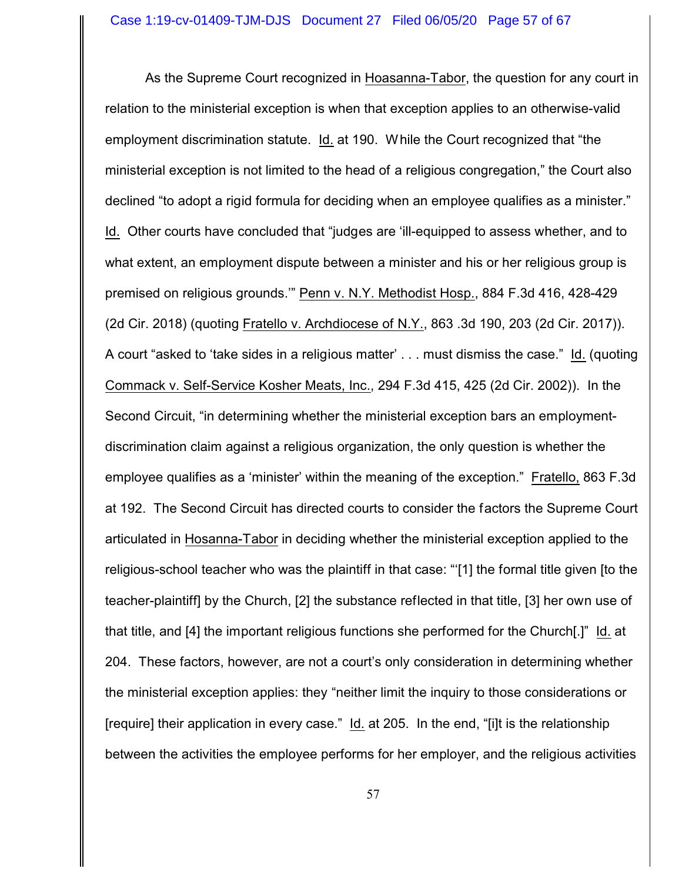As the Supreme Court recognized in Hoasanna-Tabor, the question for any court in relation to the ministerial exception is when that exception applies to an otherwise-valid employment discrimination statute. Id. at 190. While the Court recognized that "the ministerial exception is not limited to the head of a religious congregation," the Court also declined "to adopt a rigid formula for deciding when an employee qualifies as a minister." Id. Other courts have concluded that "judges are 'ill-equipped to assess whether, and to what extent, an employment dispute between a minister and his or her religious group is premised on religious grounds.'" Penn v. N.Y. Methodist Hosp., 884 F.3d 416, 428-429 (2d Cir. 2018) (quoting Fratello v. Archdiocese of N.Y., 863 .3d 190, 203 (2d Cir. 2017)). A court "asked to 'take sides in a religious matter' . . . must dismiss the case." Id. (quoting Commack v. Self-Service Kosher Meats, Inc., 294 F.3d 415, 425 (2d Cir. 2002)). In the Second Circuit, "in determining whether the ministerial exception bars an employment-discrimination claim against a religious organization, the only question is whether the employee qualifies as a 'minister' within the meaning of the exception." Fratello, 863 F.3d at 192. The Second Circuit has directed courts to consider the factors the Supreme Court articulated in Hosanna-Tabor in deciding whether the ministerial exception applied to the religious-school teacher who was the plaintiff in that case: "'[1] the formal title given [to the teacher-plaintiff] by the Church, [2] the substance reflected in that title, [3] her own use of that title, and [4] the important religious functions she performed for the Church[.]" Id. at 204. These factors, however, are not a court's only consideration in determining whether the ministerial exception applies: they "neither limit the inquiry to those considerations or [require] their application in every case." Id. at 205. In the end, "[i]t is the relationship between the activities the employee performs for her employer, and the religious activities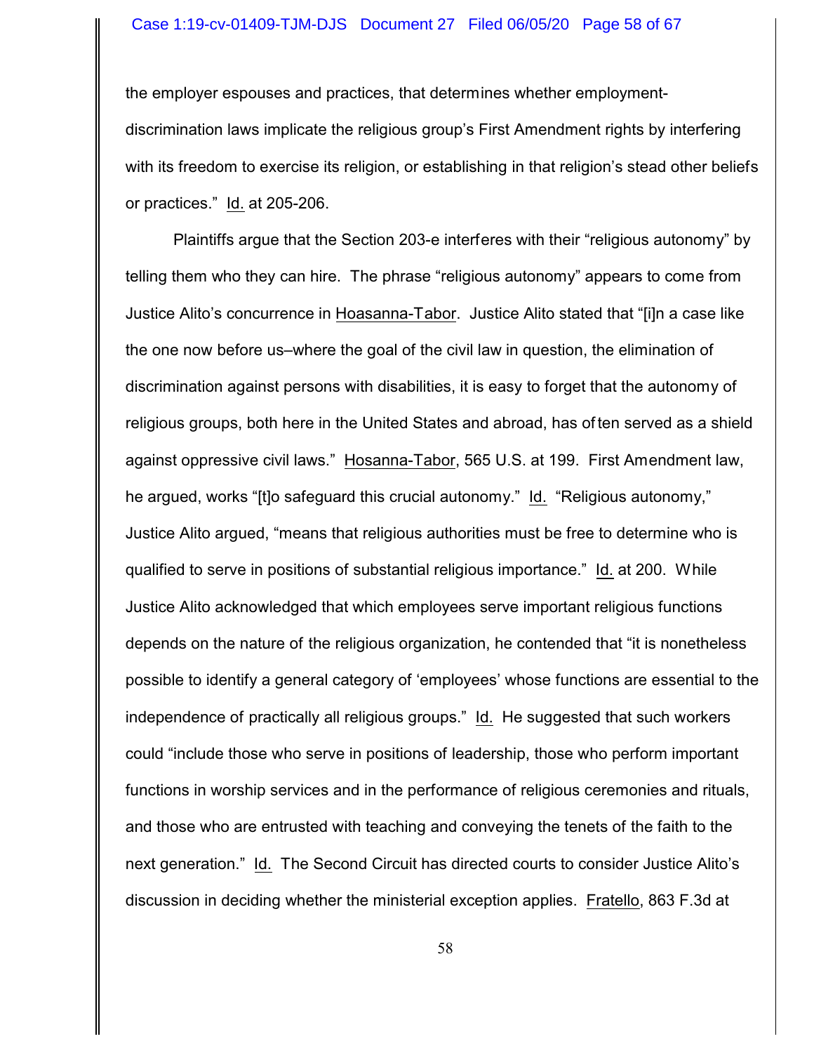the employer espouses and practices, that determines whether employment-discrimination laws implicate the religious group's First Amendment rights by interfering with its freedom to exercise its religion, or establishing in that religion's stead other beliefs or practices." Id. at 205-206.

Plaintiffs argue that the Section 203-e interferes with their "religious autonomy" by telling them who they can hire. The phrase "religious autonomy" appears to come from Justice Alito's concurrence in Hoasanna-Tabor. Justice Alito stated that "[i]n a case like the one now before us–where the goal of the civil law in question, the elimination of discrimination against persons with disabilities, it is easy to forget that the autonomy of religious groups, both here in the United States and abroad, has often served as a shield against oppressive civil laws." Hosanna-Tabor, 565 U.S. at 199. First Amendment law, he argued, works "[t]o safeguard this crucial autonomy." Id. "Religious autonomy," Justice Alito argued, "means that religious authorities must be free to determine who is qualified to serve in positions of substantial religious importance." Id. at 200. While Justice Alito acknowledged that which employees serve important religious functions depends on the nature of the religious organization, he contended that "it is nonetheless possible to identify a general category of 'employees' whose functions are essential to the independence of practically all religious groups." Id. He suggested that such workers could "include those who serve in positions of leadership, those who perform important functions in worship services and in the performance of religious ceremonies and rituals, and those who are entrusted with teaching and conveying the tenets of the faith to the next generation." Id. The Second Circuit has directed courts to consider Justice Alito's discussion in deciding whether the ministerial exception applies. Fratello, 863 F.3d at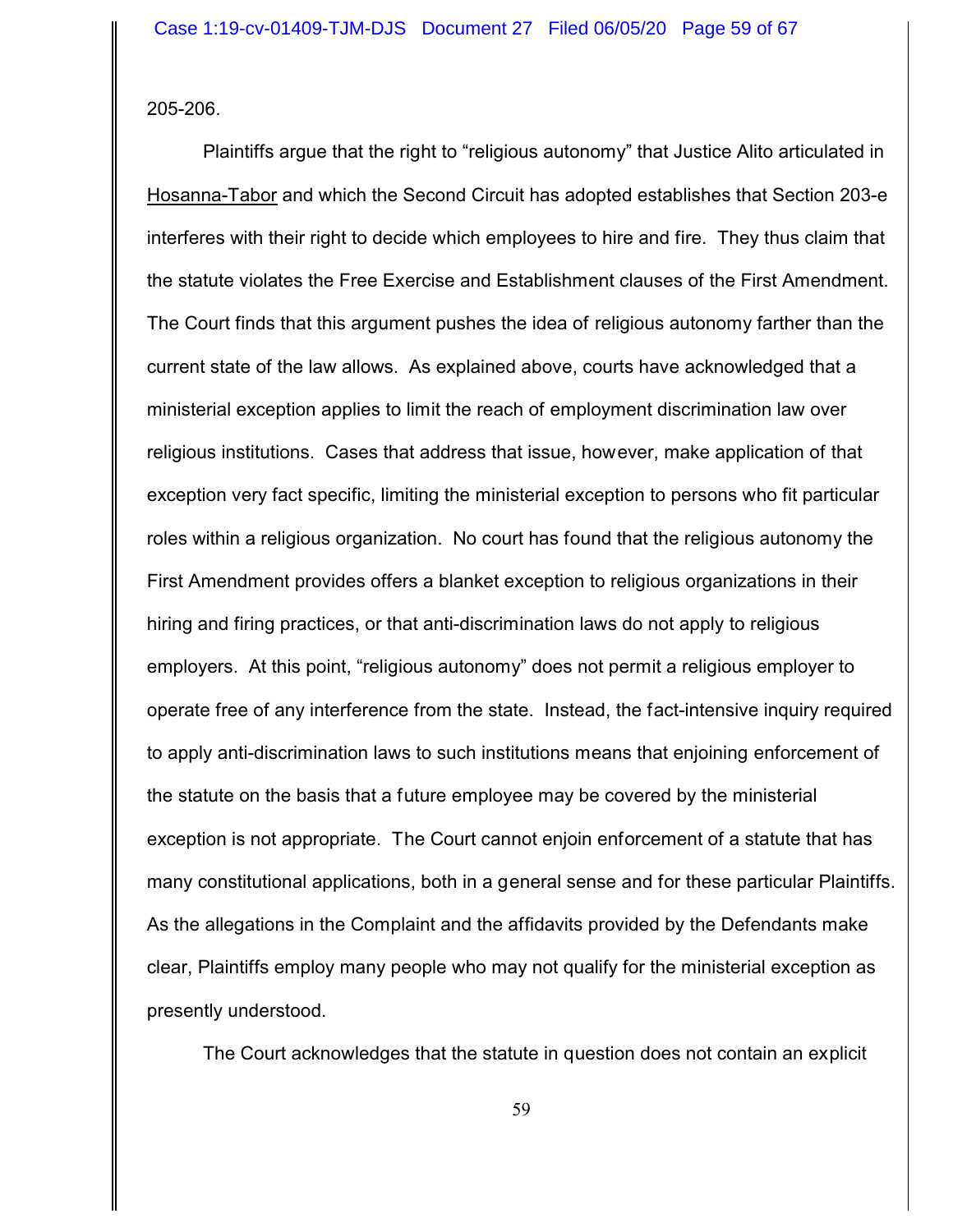205-206.

Plaintiffs argue that the right to "religious autonomy" that Justice Alito articulated in Hosanna-Tabor and which the Second Circuit has adopted establishes that Section 203-e interferes with their right to decide which employees to hire and fire. They thus claim that the statute violates the Free Exercise and Establishment clauses of the First Amendment. The Court finds that this argument pushes the idea of religious autonomy farther than the current state of the law allows. As explained above, courts have acknowledged that a ministerial exception applies to limit the reach of employment discrimination law over religious institutions. Cases that address that issue, however, make application of that exception very fact specific, limiting the ministerial exception to persons who fit particular roles within a religious organization. No court has found that the religious autonomy the First Amendment provides offers a blanket exception to religious organizations in their hiring and firing practices, or that anti-discrimination laws do not apply to religious employers. At this point, "religious autonomy" does not permit a religious employer to operate free of any interference from the state. Instead, the fact-intensive inquiry required to apply anti-discrimination laws to such institutions means that enjoining enforcement of the statute on the basis that a future employee may be covered by the ministerial exception is not appropriate. The Court cannot enjoin enforcement of a statute that has many constitutional applications, both in a general sense and for these particular Plaintiffs. As the allegations in the Complaint and the affidavits provided by the Defendants make clear, Plaintiffs employ many people who may not qualify for the ministerial exception as presently understood.

The Court acknowledges that the statute in question does not contain an explicit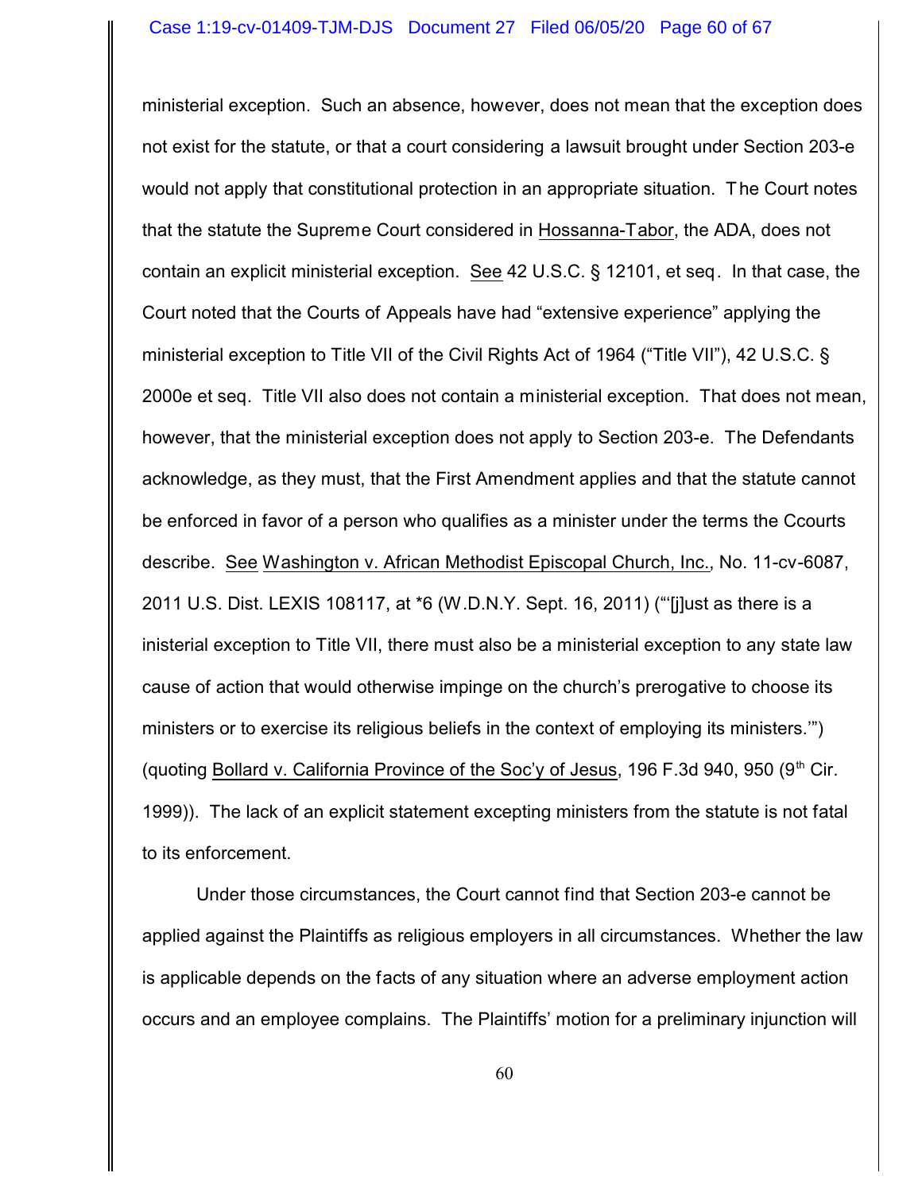ministerial exception. Such an absence, however, does not mean that the exception does not exist for the statute, or that a court considering a lawsuit brought under Section 203-e would not apply that constitutional protection in an appropriate situation. The Court notes that the statute the Supreme Court considered in Hossanna-Tabor, the ADA, does not contain an explicit ministerial exception. See 42 U.S.C. § 12101, et seq. In that case, the Court noted that the Courts of Appeals have had "extensive experience" applying the ministerial exception to Title VII of the Civil Rights Act of 1964 ("Title VII"), 42 U.S.C. § 2000e et seq. Title VII also does not contain a ministerial exception. That does not mean, however, that the ministerial exception does not apply to Section 203-e. The Defendants acknowledge, as they must, that the First Amendment applies and that the statute cannot be enforced in favor of a person who qualifies as a minister under the terms the Ccourts describe. See Washington v. African Methodist Episcopal Church, Inc., No. 11-cv-6087, 2011 U.S. Dist. LEXIS 108117, at *6 (W.D.N.Y. Sept. 16, 2011) ("'[j]ust as there is a inisterial exception to Title VII, there must also be a ministerial exception to any state law cause of action that would otherwise impinge on the church's prerogative to choose its ministers or to exercise its religious beliefs in the context of employing its ministers.'") (quoting Bollard v. California Province of the Soc'y of Jesus, 196 F.3d 940, 950 (9th Cir. 1999)). The lack of an explicit statement excepting ministers from the statute is not fatal to its enforcement.

Under those circumstances, the Court cannot find that Section 203-e cannot be applied against the Plaintiffs as religious employers in all circumstances. Whether the law is applicable depends on the facts of any situation where an adverse employment action occurs and an employee complains. The Plaintiffs' motion for a preliminary injunction will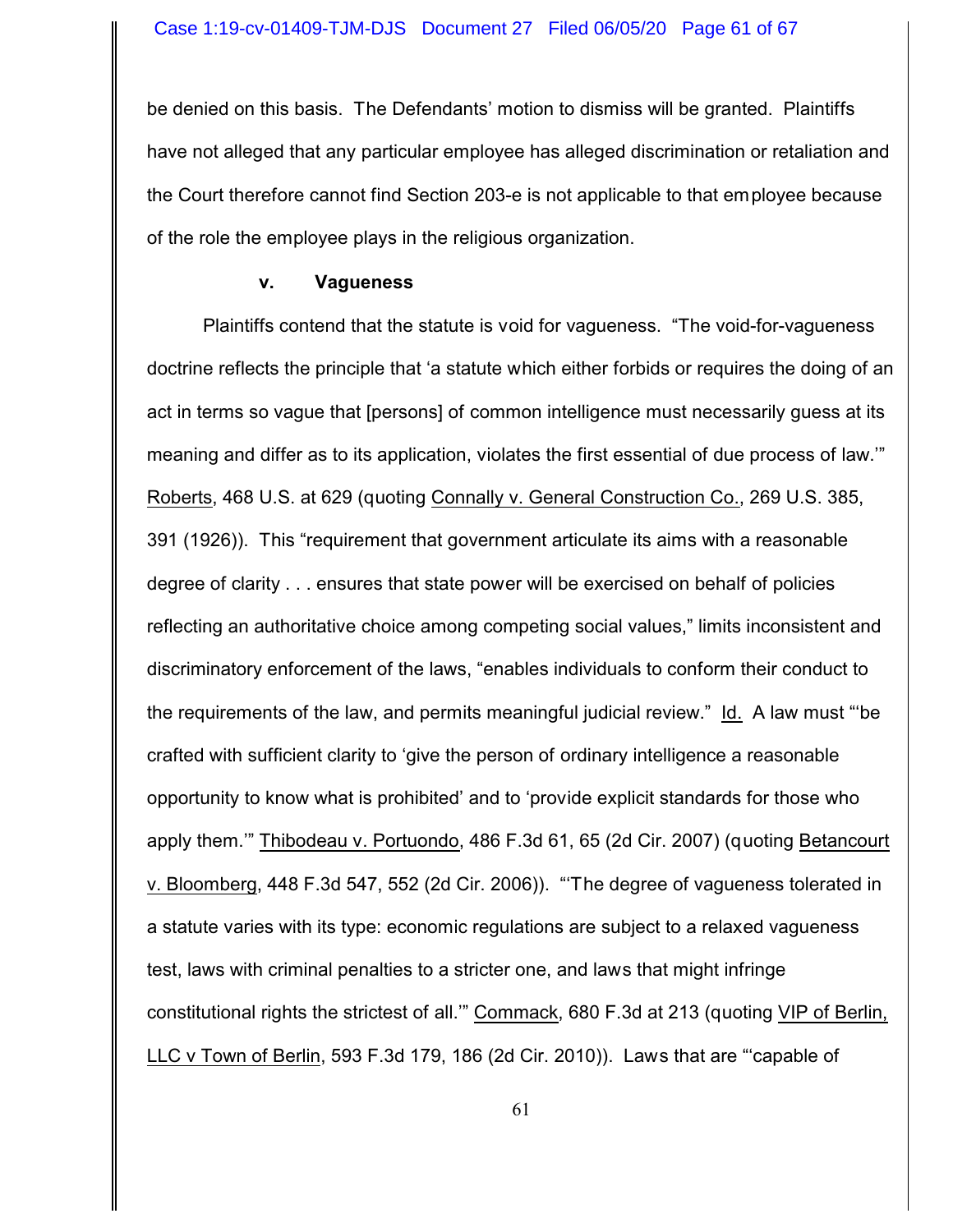be denied on this basis. The Defendants' motion to dismiss will be granted. Plaintiffs have not alleged that any particular employee has alleged discrimination or retaliation and the Court therefore cannot find Section 203-e is not applicable to that employee because of the role the employee plays in the religious organization.

**v. Vagueness**

Plaintiffs contend that the statute is void for vagueness. "The void-for-vagueness doctrine reflects the principle that 'a statute which either forbids or requires the doing of an act in terms so vague that [persons] of common intelligence must necessarily guess at its meaning and differ as to its application, violates the first essential of due process of law.'" Roberts, 468 U.S. at 629 (quoting Connally v. General Construction Co., 269 U.S. 385, 391 (1926)). This "requirement that government articulate its aims with a reasonable degree of clarity . . . ensures that state power will be exercised on behalf of policies reflecting an authoritative choice among competing social values," limits inconsistent and discriminatory enforcement of the laws, "enables individuals to conform their conduct to the requirements of the law, and permits meaningful judicial review." Id. A law must "'be crafted with sufficient clarity to 'give the person of ordinary intelligence a reasonable opportunity to know what is prohibited' and to 'provide explicit standards for those who apply them.'" Thibodeau v. Portuondo, 486 F.3d 61, 65 (2d Cir. 2007) (quoting Betancourt v. Bloomberg, 448 F.3d 547, 552 (2d Cir. 2006)). "'The degree of vagueness tolerated in a statute varies with its type: economic regulations are subject to a relaxed vagueness test, laws with criminal penalties to a stricter one, and laws that might infringe constitutional rights the strictest of all.'" Commack, 680 F.3d at 213 (quoting VIP of Berlin, LLC v Town of Berlin, 593 F.3d 179, 186 (2d Cir. 2010)). Laws that are "'capable of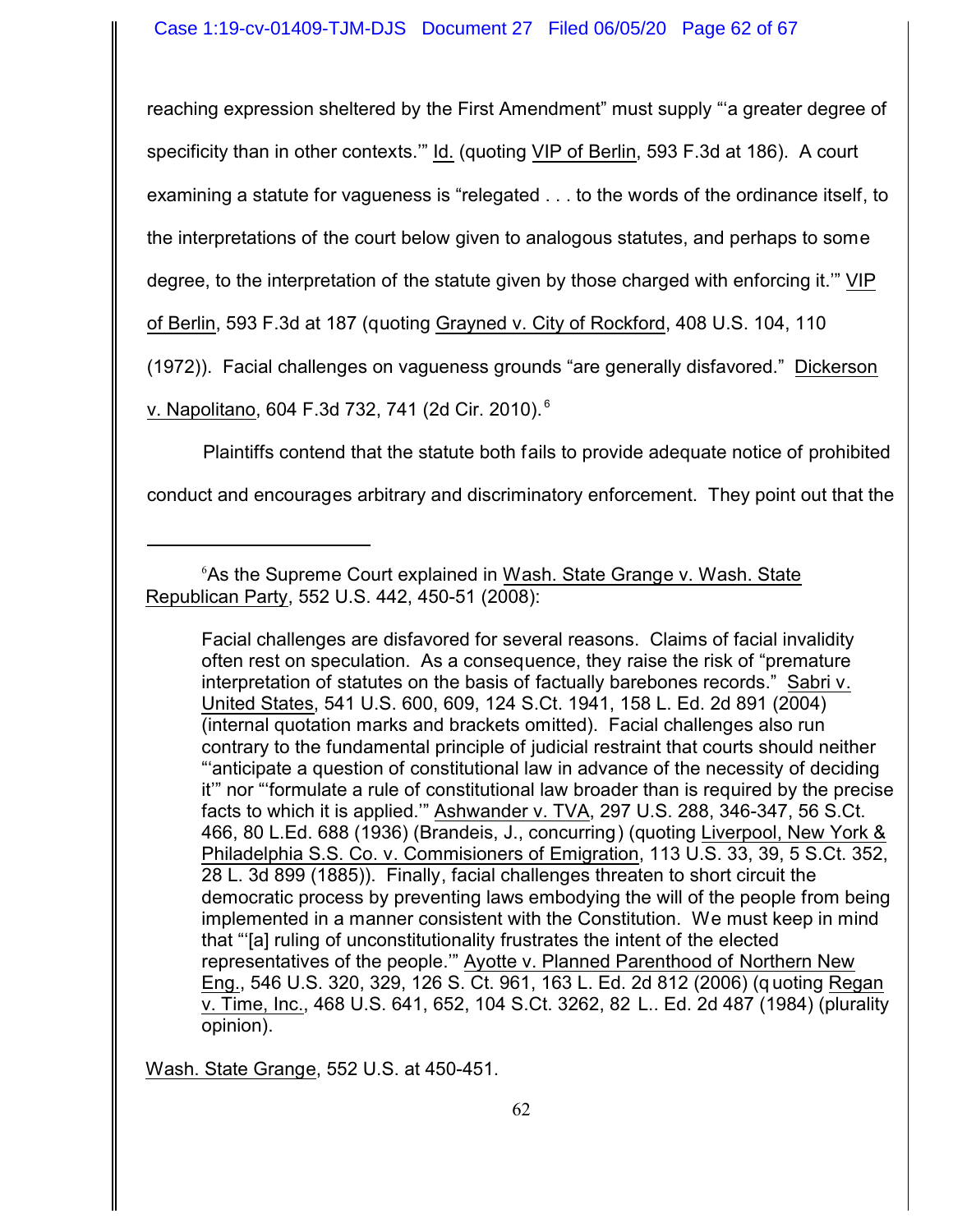reaching expression sheltered by the First Amendment" must supply "'a greater degree of specificity than in other contexts.'" Id. (quoting VIP of Berlin, 593 F.3d at 186). A court examining a statute for vagueness is "relegated . . . to the words of the ordinance itself, to the interpretations of the court below given to analogous statutes, and perhaps to some degree, to the interpretation of the statute given by those charged with enforcing it.'" VIP of Berlin, 593 F.3d at 187 (quoting Grayned v. City of Rockford, 408 U.S. 104, 110 (1972)). Facial challenges on vagueness grounds "are generally disfavored." Dickerson v. Napolitano, 604 F.3d 732, 741 (2d Cir. 2010).[6]

Plaintiffs contend that the statute both fails to provide adequate notice of prohibited conduct and encourages arbitrary and discriminatory enforcement. They point out that the

---

[6]As the Supreme Court explained in Wash. State Grange v. Wash. State Republican Party, 552 U.S. 442, 450-51 (2008):

> Facial challenges are disfavored for several reasons. Claims of facial invalidity often rest on speculation. As a consequence, they raise the risk of "premature interpretation of statutes on the basis of factually barebones records." Sabri v. United States, 541 U.S. 600, 609, 124 S.Ct. 1941, 158 L. Ed. 2d 891 (2004) (internal quotation marks and brackets omitted). Facial challenges also run contrary to the fundamental principle of judicial restraint that courts should neither "'anticipate a question of constitutional law in advance of the necessity of deciding it'" nor "'formulate a rule of constitutional law broader than is required by the precise facts to which it is applied.'" Ashwander v. TVA, 297 U.S. 288, 346-347, 56 S.Ct. 466, 80 L.Ed. 688 (1936) (Brandeis, J., concurring) (quoting Liverpool, New York & Philadelphia S.S. Co. v. Commisioners of Emigration, 113 U.S. 33, 39, 5 S.Ct. 352, 28 L. 3d 899 (1885)). Finally, facial challenges threaten to short circuit the democratic process by preventing laws embodying the will of the people from being implemented in a manner consistent with the Constitution. We must keep in mind that "'[a] ruling of unconstitutionality frustrates the intent of the elected representatives of the people.'" Ayotte v. Planned Parenthood of Northern New Eng., 546 U.S. 320, 329, 126 S. Ct. 961, 163 L. Ed. 2d 812 (2006) (quoting Regan v. Time, Inc., 468 U.S. 641, 652, 104 S.Ct. 3262, 82 L.. Ed. 2d 487 (1984) (plurality opinion).

Wash. State Grange, 552 U.S. at 450-451.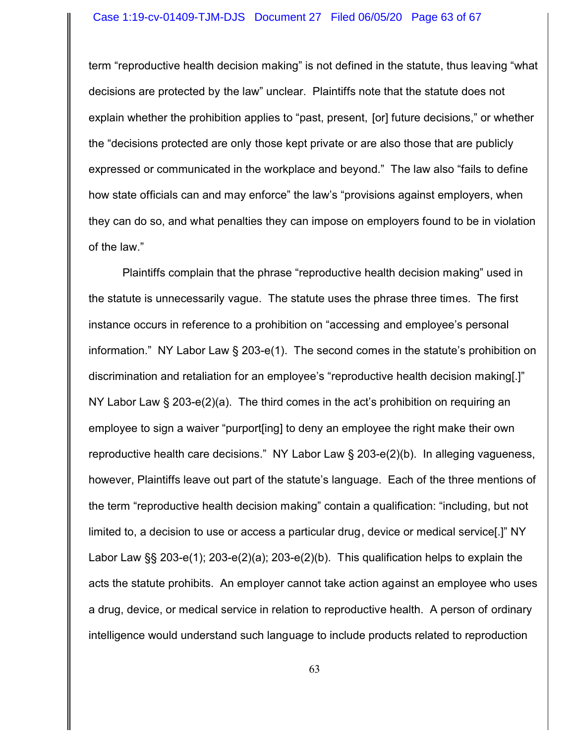term "reproductive health decision making" is not defined in the statute, thus leaving "what decisions are protected by the law" unclear. Plaintiffs note that the statute does not explain whether the prohibition applies to "past, present, [or] future decisions," or whether the "decisions protected are only those kept private or are also those that are publicly expressed or communicated in the workplace and beyond." The law also "fails to define how state officials can and may enforce" the law's "provisions against employers, when they can do so, and what penalties they can impose on employers found to be in violation of the law."

Plaintiffs complain that the phrase "reproductive health decision making" used in the statute is unnecessarily vague. The statute uses the phrase three times. The first instance occurs in reference to a prohibition on "accessing and employee's personal information." NY Labor Law § 203-e(1). The second comes in the statute's prohibition on discrimination and retaliation for an employee's "reproductive health decision making[.]" NY Labor Law § 203-e(2)(a). The third comes in the act's prohibition on requiring an employee to sign a waiver "purport[ing] to deny an employee the right make their own reproductive health care decisions." NY Labor Law § 203-e(2)(b). In alleging vagueness, however, Plaintiffs leave out part of the statute's language. Each of the three mentions of the term "reproductive health decision making" contain a qualification: "including, but not limited to, a decision to use or access a particular drug, device or medical service[.]" NY Labor Law §§ 203-e(1); 203-e(2)(a); 203-e(2)(b). This qualification helps to explain the acts the statute prohibits. An employer cannot take action against an employee who uses a drug, device, or medical service in relation to reproductive health. A person of ordinary intelligence would understand such language to include products related to reproduction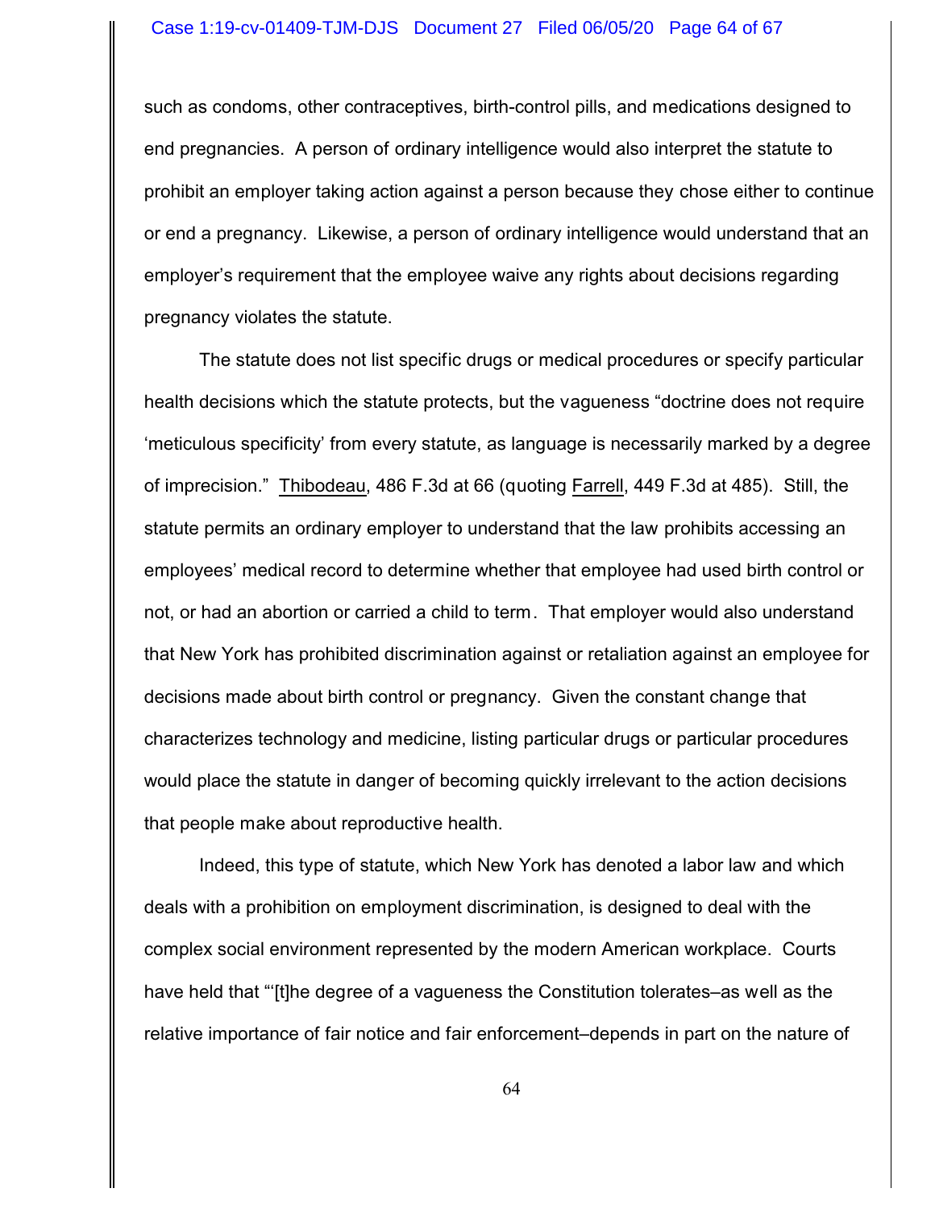such as condoms, other contraceptives, birth-control pills, and medications designed to end pregnancies. A person of ordinary intelligence would also interpret the statute to prohibit an employer taking action against a person because they chose either to continue or end a pregnancy. Likewise, a person of ordinary intelligence would understand that an employer's requirement that the employee waive any rights about decisions regarding pregnancy violates the statute.

The statute does not list specific drugs or medical procedures or specify particular health decisions which the statute protects, but the vagueness "doctrine does not require 'meticulous specificity' from every statute, as language is necessarily marked by a degree of imprecision." Thibodeau, 486 F.3d at 66 (quoting Farrell, 449 F.3d at 485). Still, the statute permits an ordinary employer to understand that the law prohibits accessing an employees' medical record to determine whether that employee had used birth control or not, or had an abortion or carried a child to term. That employer would also understand that New York has prohibited discrimination against or retaliation against an employee for decisions made about birth control or pregnancy. Given the constant change that characterizes technology and medicine, listing particular drugs or particular procedures would place the statute in danger of becoming quickly irrelevant to the action decisions that people make about reproductive health.

Indeed, this type of statute, which New York has denoted a labor law and which deals with a prohibition on employment discrimination, is designed to deal with the complex social environment represented by the modern American workplace. Courts have held that "'[t]he degree of a vagueness the Constitution tolerates–as well as the relative importance of fair notice and fair enforcement–depends in part on the nature of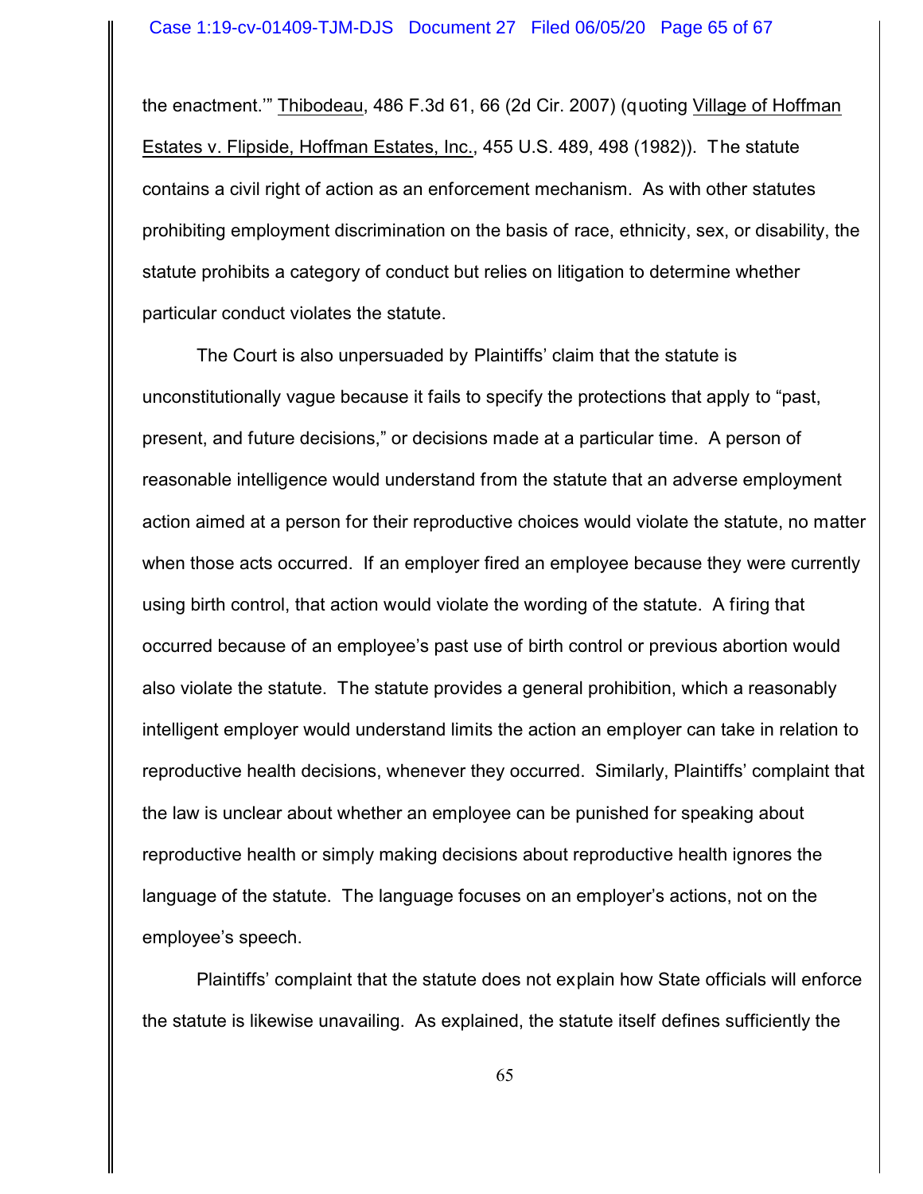the enactment.'" Thibodeau, 486 F.3d 61, 66 (2d Cir. 2007) (quoting Village of Hoffman Estates v. Flipside, Hoffman Estates, Inc., 455 U.S. 489, 498 (1982)). The statute contains a civil right of action as an enforcement mechanism. As with other statutes prohibiting employment discrimination on the basis of race, ethnicity, sex, or disability, the statute prohibits a category of conduct but relies on litigation to determine whether particular conduct violates the statute.

The Court is also unpersuaded by Plaintiffs' claim that the statute is unconstitutionally vague because it fails to specify the protections that apply to "past, present, and future decisions," or decisions made at a particular time. A person of reasonable intelligence would understand from the statute that an adverse employment action aimed at a person for their reproductive choices would violate the statute, no matter when those acts occurred. If an employer fired an employee because they were currently using birth control, that action would violate the wording of the statute. A firing that occurred because of an employee's past use of birth control or previous abortion would also violate the statute. The statute provides a general prohibition, which a reasonably intelligent employer would understand limits the action an employer can take in relation to reproductive health decisions, whenever they occurred. Similarly, Plaintiffs' complaint that the law is unclear about whether an employee can be punished for speaking about reproductive health or simply making decisions about reproductive health ignores the language of the statute. The language focuses on an employer's actions, not on the employee's speech.

Plaintiffs' complaint that the statute does not explain how State officials will enforce the statute is likewise unavailing. As explained, the statute itself defines sufficiently the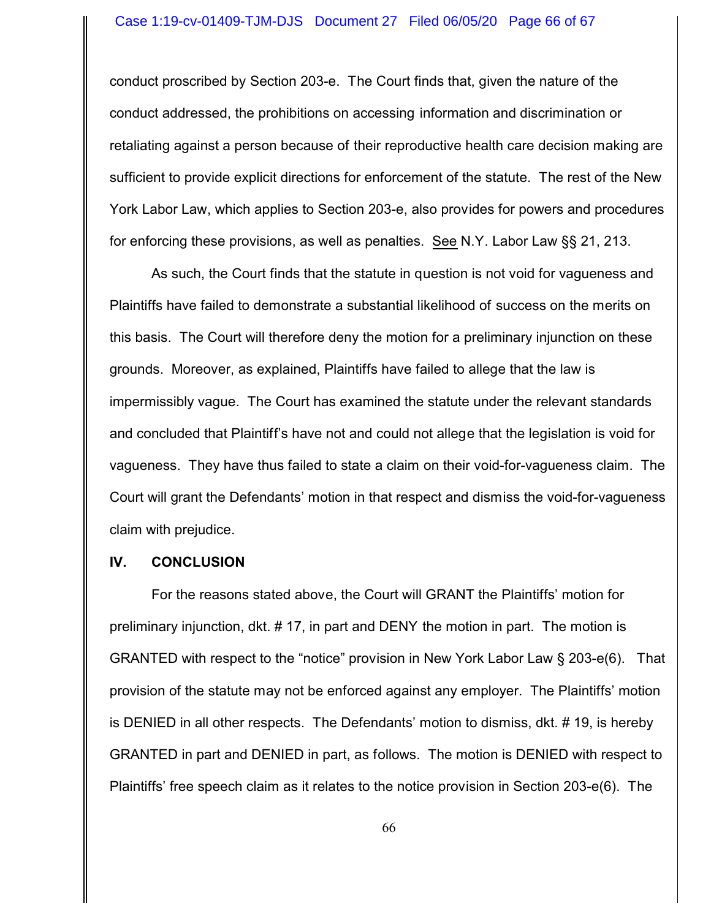conduct proscribed by Section 203-e. The Court finds that, given the nature of the conduct addressed, the prohibitions on accessing information and discrimination or retaliating against a person because of their reproductive health care decision making are sufficient to provide explicit directions for enforcement of the statute. The rest of the New York Labor Law, which applies to Section 203-e, also provides for powers and procedures for enforcing these provisions, as well as penalties. See N.Y. Labor Law §§ 21, 213.

As such, the Court finds that the statute in question is not void for vagueness and Plaintiffs have failed to demonstrate a substantial likelihood of success on the merits on this basis. The Court will therefore deny the motion for a preliminary injunction on these grounds. Moreover, as explained, Plaintiffs have failed to allege that the law is impermissibly vague. The Court has examined the statute under the relevant standards and concluded that Plaintiff's have not and could not allege that the legislation is void for vagueness. They have thus failed to state a claim on their void-for-vagueness claim. The Court will grant the Defendants' motion in that respect and dismiss the void-for-vagueness claim with prejudice.

## IV. CONCLUSION

For the reasons stated above, the Court will GRANT the Plaintiffs' motion for preliminary injunction, dkt. # 17, in part and DENY the motion in part. The motion is GRANTED with respect to the "notice" provision in New York Labor Law § 203-e(6). That provision of the statute may not be enforced against any employer. The Plaintiffs' motion is DENIED in all other respects. The Defendants' motion to dismiss, dkt. # 19, is hereby GRANTED in part and DENIED in part, as follows. The motion is DENIED with respect to Plaintiffs' free speech claim as it relates to the notice provision in Section 203-e(6). The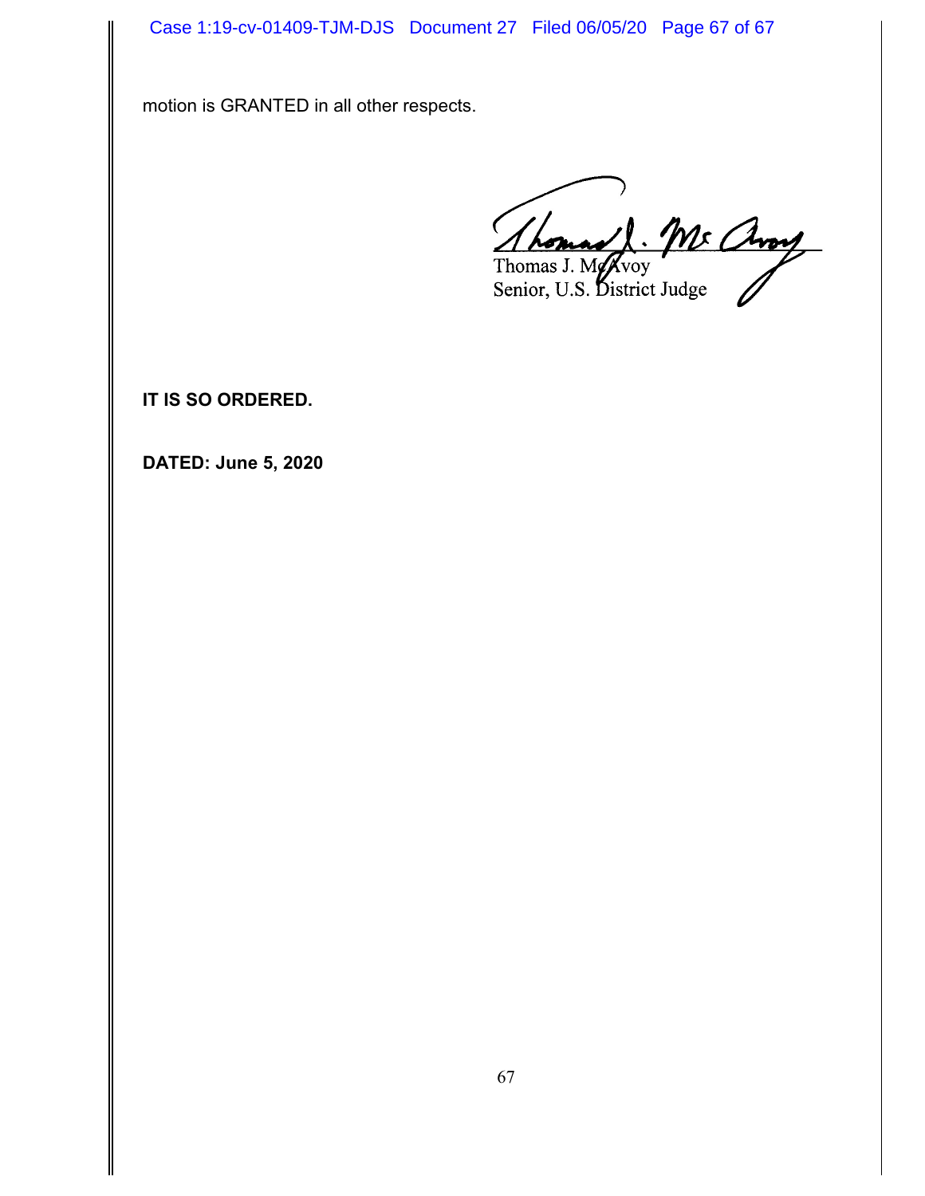motion is GRANTED in all other respects.

Thomas J. McAvoy
Senior, U.S. District Judge

**IT IS SO ORDERED.**

**DATED: June 5, 2020**